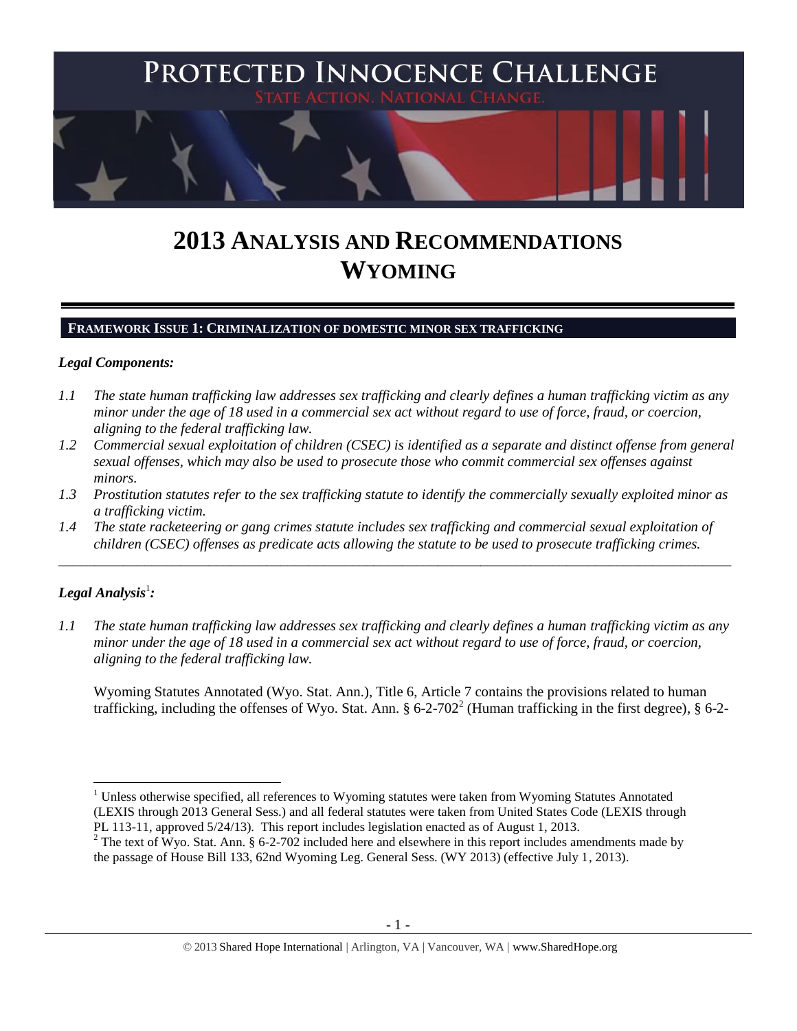PROTECTED INNOCENCE CHALLENGE

STATE ACTION. NATIONAL CHANGE.

# 2013 ANALYSIS AND RECOMMENDATIONS WYOMING

## FRAMEWORK ISSUE 1: CRIMINALIZATION OF DOMESTIC MINOR SEX TRAFFICKING

### *Legal Components:*

*1.1 The state human trafficking law addresses sex trafficking and clearly defines a human trafficking victim as any minor under the age of 18 used in a commercial sex act without regard to use of force, fraud, or coercion, aligning to the federal trafficking law.*

*1.2 Commercial sexual exploitation of children (CSEC) is identified as a separate and distinct offense from general sexual offenses, which may also be used to prosecute those who commit commercial sex offenses against minors.*

*1.3 Prostitution statutes refer to the sex trafficking statute to identify the commercially sexually exploited minor as a trafficking victim.*

*1.4 The state racketeering or gang crimes statute includes sex trafficking and commercial sexual exploitation of children (CSEC) offenses as predicate acts allowing the statute to be used to prosecute trafficking crimes.*

---

### *Legal Analysis*[1]*:*

*1.1 The state human trafficking law addresses sex trafficking and clearly defines a human trafficking victim as any minor under the age of 18 used in a commercial sex act without regard to use of force, fraud, or coercion, aligning to the federal trafficking law.*

Wyoming Statutes Annotated (Wyo. Stat. Ann.), Title 6, Article 7 contains the provisions related to human trafficking, including the offenses of Wyo. Stat. Ann. § 6-2-702[2] (Human trafficking in the first degree), § 6-2-

---

[1] Unless otherwise specified, all references to Wyoming statutes were taken from Wyoming Statutes Annotated (LEXIS through 2013 General Sess.) and all federal statutes were taken from United States Code (LEXIS through PL 113-11, approved 5/24/13). This report includes legislation enacted as of August 1, 2013.

[2] The text of Wyo. Stat. Ann. § 6-2-702 included here and elsewhere in this report includes amendments made by the passage of House Bill 133, 62nd Wyoming Leg. General Sess. (WY 2013) (effective July 1, 2013).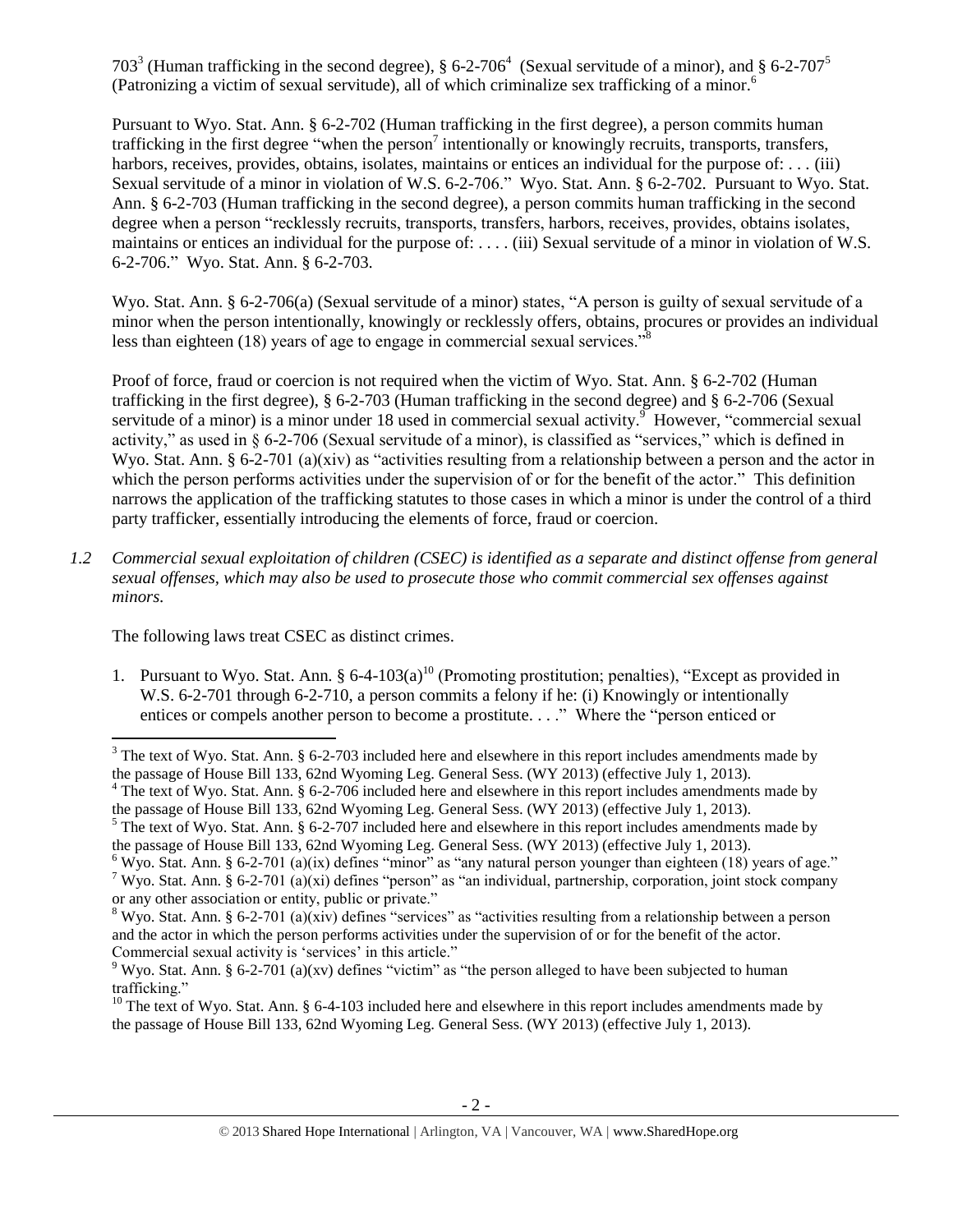703[3] (Human trafficking in the second degree), § 6-2-706[4] (Sexual servitude of a minor), and § 6-2-707[5] (Patronizing a victim of sexual servitude), all of which criminalize sex trafficking of a minor.[6]

Pursuant to Wyo. Stat. Ann. § 6-2-702 (Human trafficking in the first degree), a person commits human trafficking in the first degree "when the person[7] intentionally or knowingly recruits, transports, transfers, harbors, receives, provides, obtains, isolates, maintains or entices an individual for the purpose of: . . . (iii) Sexual servitude of a minor in violation of W.S. 6-2-706." Wyo. Stat. Ann. § 6-2-702. Pursuant to Wyo. Stat. Ann. § 6-2-703 (Human trafficking in the second degree), a person commits human trafficking in the second degree when a person "recklessly recruits, transports, transfers, harbors, receives, provides, obtains isolates, maintains or entices an individual for the purpose of: . . . . (iii) Sexual servitude of a minor in violation of W.S. 6-2-706." Wyo. Stat. Ann. § 6-2-703.

Wyo. Stat. Ann. § 6-2-706(a) (Sexual servitude of a minor) states, "A person is guilty of sexual servitude of a minor when the person intentionally, knowingly or recklessly offers, obtains, procures or provides an individual less than eighteen (18) years of age to engage in commercial sexual services."[8]

Proof of force, fraud or coercion is not required when the victim of Wyo. Stat. Ann. § 6-2-702 (Human trafficking in the first degree), § 6-2-703 (Human trafficking in the second degree) and § 6-2-706 (Sexual servitude of a minor) is a minor under 18 used in commercial sexual activity.[9] However, "commercial sexual activity," as used in § 6-2-706 (Sexual servitude of a minor), is classified as "services," which is defined in Wyo. Stat. Ann. § 6-2-701 (a)(xiv) as "activities resulting from a relationship between a person and the actor in which the person performs activities under the supervision of or for the benefit of the actor." This definition narrows the application of the trafficking statutes to those cases in which a minor is under the control of a third party trafficker, essentially introducing the elements of force, fraud or coercion.

*1.2 Commercial sexual exploitation of children (CSEC) is identified as a separate and distinct offense from general sexual offenses, which may also be used to prosecute those who commit commercial sex offenses against minors.*

The following laws treat CSEC as distinct crimes.

1. Pursuant to Wyo. Stat. Ann. § 6-4-103(a)[10] (Promoting prostitution; penalties), "Except as provided in W.S. 6-2-701 through 6-2-710, a person commits a felony if he: (i) Knowingly or intentionally entices or compels another person to become a prostitute. . . ." Where the "person enticed or

---

[3] The text of Wyo. Stat. Ann. § 6-2-703 included here and elsewhere in this report includes amendments made by the passage of House Bill 133, 62nd Wyoming Leg. General Sess. (WY 2013) (effective July 1, 2013).

[4] The text of Wyo. Stat. Ann. § 6-2-706 included here and elsewhere in this report includes amendments made by the passage of House Bill 133, 62nd Wyoming Leg. General Sess. (WY 2013) (effective July 1, 2013).

[5] The text of Wyo. Stat. Ann. § 6-2-707 included here and elsewhere in this report includes amendments made by the passage of House Bill 133, 62nd Wyoming Leg. General Sess. (WY 2013) (effective July 1, 2013).

[6] Wyo. Stat. Ann. § 6-2-701 (a)(ix) defines "minor" as "any natural person younger than eighteen (18) years of age."

[7] Wyo. Stat. Ann. § 6-2-701 (a)(xi) defines "person" as "an individual, partnership, corporation, joint stock company or any other association or entity, public or private."

[8] Wyo. Stat. Ann. § 6-2-701 (a)(xiv) defines "services" as "activities resulting from a relationship between a person and the actor in which the person performs activities under the supervision of or for the benefit of the actor. Commercial sexual activity is 'services' in this article."

[9] Wyo. Stat. Ann. § 6-2-701 (a)(xv) defines "victim" as "the person alleged to have been subjected to human trafficking."

[10] The text of Wyo. Stat. Ann. § 6-4-103 included here and elsewhere in this report includes amendments made by the passage of House Bill 133, 62nd Wyoming Leg. General Sess. (WY 2013) (effective July 1, 2013).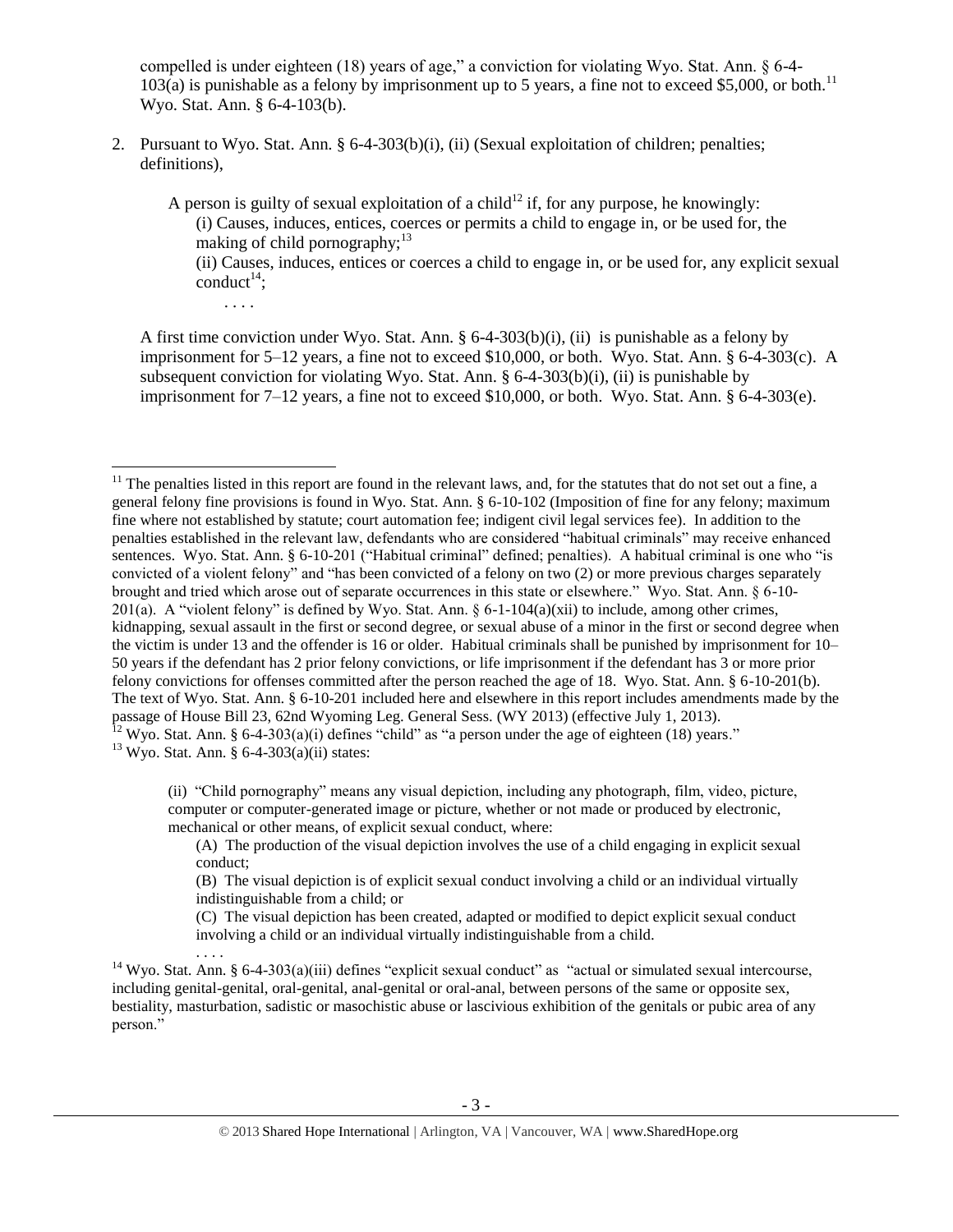compelled is under eighteen (18) years of age," a conviction for violating Wyo. Stat. Ann. § 6-4-103(a) is punishable as a felony by imprisonment up to 5 years, a fine not to exceed $5,000, or both.[11] Wyo. Stat. Ann. § 6-4-103(b).

2. Pursuant to Wyo. Stat. Ann. § 6-4-303(b)(i), (ii) (Sexual exploitation of children; penalties; definitions),

   > A person is guilty of sexual exploitation of a child[12] if, for any purpose, he knowingly:
   > (i) Causes, induces, entices, coerces or permits a child to engage in, or be used for, the making of child pornography;[13]
   > (ii) Causes, induces, entices or coerces a child to engage in, or be used for, any explicit sexual conduct[14];
   > . . . .

   A first time conviction under Wyo. Stat. Ann. § 6-4-303(b)(i), (ii) is punishable as a felony by imprisonment for 5–12 years, a fine not to exceed $10,000, or both. Wyo. Stat. Ann. § 6-4-303(c). A subsequent conviction for violating Wyo. Stat. Ann. § 6-4-303(b)(i), (ii) is punishable by imprisonment for 7–12 years, a fine not to exceed $10,000, or both. Wyo. Stat. Ann. § 6-4-303(e).

---

[11] The penalties listed in this report are found in the relevant laws, and, for the statutes that do not set out a fine, a general felony fine provisions is found in Wyo. Stat. Ann. § 6-10-102 (Imposition of fine for any felony; maximum fine where not established by statute; court automation fee; indigent civil legal services fee). In addition to the penalties established in the relevant law, defendants who are considered "habitual criminals" may receive enhanced sentences. Wyo. Stat. Ann. § 6-10-201 ("Habitual criminal" defined; penalties). A habitual criminal is one who "is convicted of a violent felony" and "has been convicted of a felony on two (2) or more previous charges separately brought and tried which arose out of separate occurrences in this state or elsewhere." Wyo. Stat. Ann. § 6-10-201(a). A "violent felony" is defined by Wyo. Stat. Ann. § 6-1-104(a)(xii) to include, among other crimes, kidnapping, sexual assault in the first or second degree, or sexual abuse of a minor in the first or second degree when the victim is under 13 and the offender is 16 or older. Habitual criminals shall be punished by imprisonment for 10–50 years if the defendant has 2 prior felony convictions, or life imprisonment if the defendant has 3 or more prior felony convictions for offenses committed after the person reached the age of 18. Wyo. Stat. Ann. § 6-10-201(b). The text of Wyo. Stat. Ann. § 6-10-201 included here and elsewhere in this report includes amendments made by the passage of House Bill 23, 62nd Wyoming Leg. General Sess. (WY 2013) (effective July 1, 2013).

[12] Wyo. Stat. Ann. § 6-4-303(a)(i) defines "child" as "a person under the age of eighteen (18) years."

[13] Wyo. Stat. Ann. § 6-4-303(a)(ii) states:

> (ii) "Child pornography" means any visual depiction, including any photograph, film, video, picture, computer or computer-generated image or picture, whether or not made or produced by electronic, mechanical or other means, of explicit sexual conduct, where:
> (A) The production of the visual depiction involves the use of a child engaging in explicit sexual conduct;
> (B) The visual depiction is of explicit sexual conduct involving a child or an individual virtually indistinguishable from a child; or
> (C) The visual depiction has been created, adapted or modified to depict explicit sexual conduct involving a child or an individual virtually indistinguishable from a child.
> . . . .

[14] Wyo. Stat. Ann. § 6-4-303(a)(iii) defines "explicit sexual conduct" as "actual or simulated sexual intercourse, including genital-genital, oral-genital, anal-genital or oral-anal, between persons of the same or opposite sex, bestiality, masturbation, sadistic or masochistic abuse or lascivious exhibition of the genitals or pubic area of any person."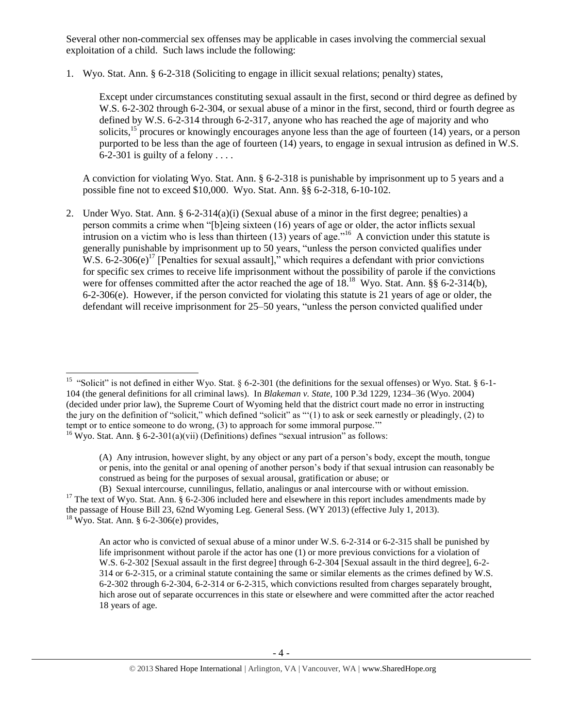Several other non-commercial sex offenses may be applicable in cases involving the commercial sexual exploitation of a child. Such laws include the following:

1. Wyo. Stat. Ann. § 6-2-318 (Soliciting to engage in illicit sexual relations; penalty) states,

   > Except under circumstances constituting sexual assault in the first, second or third degree as defined by W.S. 6-2-302 through 6-2-304, or sexual abuse of a minor in the first, second, third or fourth degree as defined by W.S. 6-2-314 through 6-2-317, anyone who has reached the age of majority and who solicits,[15] procures or knowingly encourages anyone less than the age of fourteen (14) years, or a person purported to be less than the age of fourteen (14) years, to engage in sexual intrusion as defined in W.S. 6-2-301 is guilty of a felony . . . .

   A conviction for violating Wyo. Stat. Ann. § 6-2-318 is punishable by imprisonment up to 5 years and a possible fine not to exceed $10,000. Wyo. Stat. Ann. §§ 6-2-318, 6-10-102.

2. Under Wyo. Stat. Ann. § 6-2-314(a)(i) (Sexual abuse of a minor in the first degree; penalties) a person commits a crime when "[b]eing sixteen (16) years of age or older, the actor inflicts sexual intrusion on a victim who is less than thirteen (13) years of age."[16] A conviction under this statute is generally punishable by imprisonment up to 50 years, "unless the person convicted qualifies under W.S. 6-2-306(e)[17] [Penalties for sexual assault]," which requires a defendant with prior convictions for specific sex crimes to receive life imprisonment without the possibility of parole if the convictions were for offenses committed after the actor reached the age of 18.[18] Wyo. Stat. Ann. §§ 6-2-314(b), 6-2-306(e). However, if the person convicted for violating this statute is 21 years of age or older, the defendant will receive imprisonment for 25–50 years, "unless the person convicted qualified under

---

[15] "Solicit" is not defined in either Wyo. Stat. § 6-2-301 (the definitions for the sexual offenses) or Wyo. Stat. § 6-1-104 (the general definitions for all criminal laws). In *Blakeman v. State*, 100 P.3d 1229, 1234–36 (Wyo. 2004) (decided under prior law), the Supreme Court of Wyoming held that the district court made no error in instructing the jury on the definition of "solicit," which defined "solicit" as "'(1) to ask or seek earnestly or pleadingly, (2) to tempt or to entice someone to do wrong, (3) to approach for some immoral purpose.'"

[16] Wyo. Stat. Ann. § 6-2-301(a)(vii) (Definitions) defines "sexual intrusion" as follows:

> (A) Any intrusion, however slight, by any object or any part of a person's body, except the mouth, tongue or penis, into the genital or anal opening of another person's body if that sexual intrusion can reasonably be construed as being for the purposes of sexual arousal, gratification or abuse; or
>
> (B) Sexual intercourse, cunnilingus, fellatio, analingus or anal intercourse with or without emission.

[17] The text of Wyo. Stat. Ann. § 6-2-306 included here and elsewhere in this report includes amendments made by the passage of House Bill 23, 62nd Wyoming Leg. General Sess. (WY 2013) (effective July 1, 2013).

[18] Wyo. Stat. Ann. § 6-2-306(e) provides,

> An actor who is convicted of sexual abuse of a minor under W.S. 6-2-314 or 6-2-315 shall be punished by life imprisonment without parole if the actor has one (1) or more previous convictions for a violation of W.S. 6-2-302 [Sexual assault in the first degree] through 6-2-304 [Sexual assault in the third degree], 6-2-314 or 6-2-315, or a criminal statute containing the same or similar elements as the crimes defined by W.S. 6-2-302 through 6-2-304, 6-2-314 or 6-2-315, which convictions resulted from charges separately brought, hich arose out of separate occurrences in this state or elsewhere and were committed after the actor reached 18 years of age.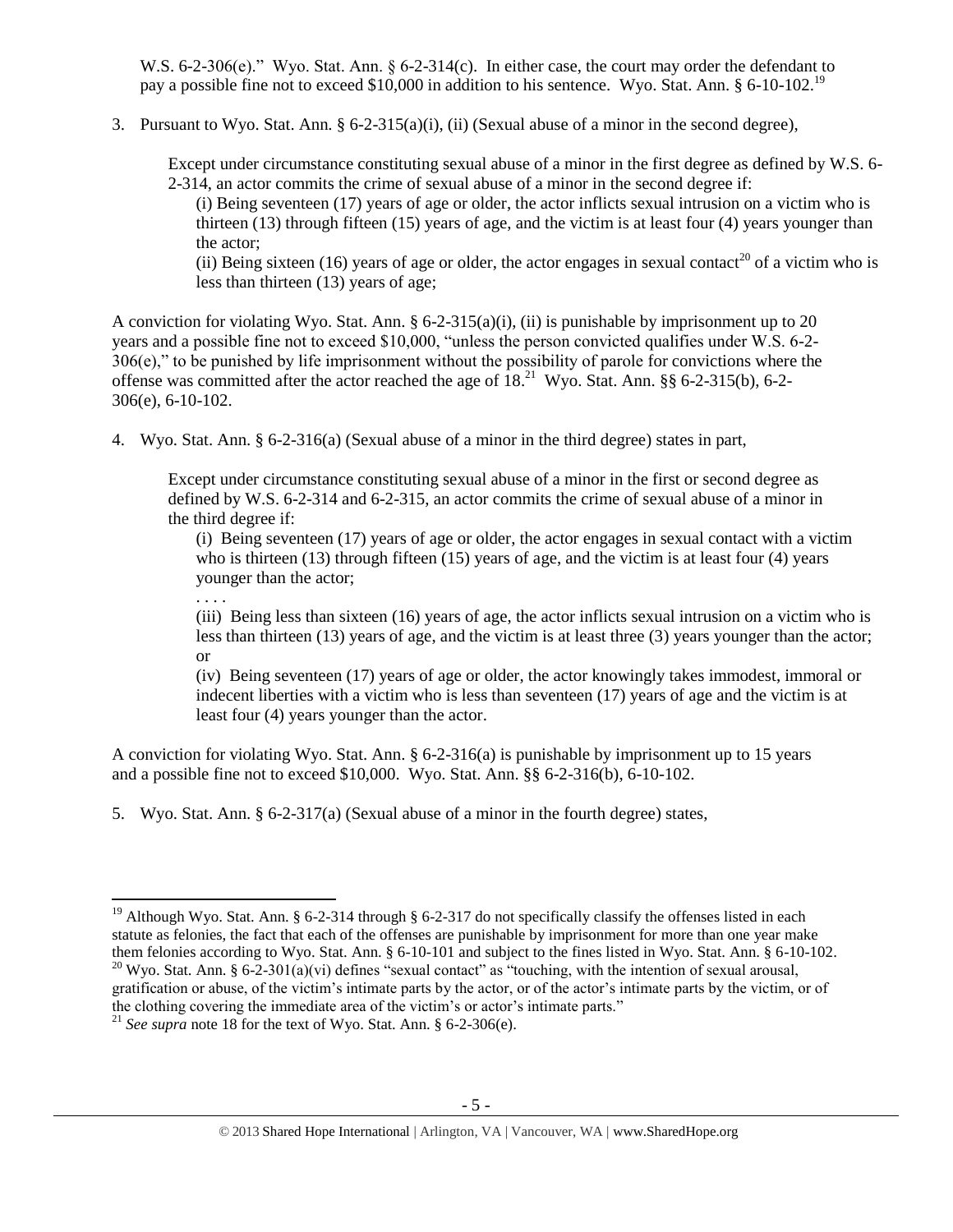W.S. 6-2-306(e)." Wyo. Stat. Ann. § 6-2-314(c). In either case, the court may order the defendant to pay a possible fine not to exceed $10,000 in addition to his sentence. Wyo. Stat. Ann. § 6-10-102.[19]

3. Pursuant to Wyo. Stat. Ann. § 6-2-315(a)(i), (ii) (Sexual abuse of a minor in the second degree),

> Except under circumstance constituting sexual abuse of a minor in the first degree as defined by W.S. 6-2-314, an actor commits the crime of sexual abuse of a minor in the second degree if:
>
> (i) Being seventeen (17) years of age or older, the actor inflicts sexual intrusion on a victim who is thirteen (13) through fifteen (15) years of age, and the victim is at least four (4) years younger than the actor;
>
> (ii) Being sixteen (16) years of age or older, the actor engages in sexual contact[20] of a victim who is less than thirteen (13) years of age;

A conviction for violating Wyo. Stat. Ann. § 6-2-315(a)(i), (ii) is punishable by imprisonment up to 20 years and a possible fine not to exceed $10,000, "unless the person convicted qualifies under W.S. 6-2-306(e)," to be punished by life imprisonment without the possibility of parole for convictions where the offense was committed after the actor reached the age of 18.[21] Wyo. Stat. Ann. §§ 6-2-315(b), 6-2-306(e), 6-10-102.

4. Wyo. Stat. Ann. § 6-2-316(a) (Sexual abuse of a minor in the third degree) states in part,

> Except under circumstance constituting sexual abuse of a minor in the first or second degree as defined by W.S. 6-2-314 and 6-2-315, an actor commits the crime of sexual abuse of a minor in the third degree if:
>
> (i) Being seventeen (17) years of age or older, the actor engages in sexual contact with a victim who is thirteen (13) through fifteen (15) years of age, and the victim is at least four (4) years younger than the actor;
>
> . . . .
>
> (iii) Being less than sixteen (16) years of age, the actor inflicts sexual intrusion on a victim who is less than thirteen (13) years of age, and the victim is at least three (3) years younger than the actor; or
>
> (iv) Being seventeen (17) years of age or older, the actor knowingly takes immodest, immoral or indecent liberties with a victim who is less than seventeen (17) years of age and the victim is at least four (4) years younger than the actor.

A conviction for violating Wyo. Stat. Ann. § 6-2-316(a) is punishable by imprisonment up to 15 years and a possible fine not to exceed $10,000. Wyo. Stat. Ann. §§ 6-2-316(b), 6-10-102.

5. Wyo. Stat. Ann. § 6-2-317(a) (Sexual abuse of a minor in the fourth degree) states,

---

[19] Although Wyo. Stat. Ann. § 6-2-314 through § 6-2-317 do not specifically classify the offenses listed in each statute as felonies, the fact that each of the offenses are punishable by imprisonment for more than one year make them felonies according to Wyo. Stat. Ann. § 6-10-101 and subject to the fines listed in Wyo. Stat. Ann. § 6-10-102.

[20] Wyo. Stat. Ann. § 6-2-301(a)(vi) defines "sexual contact" as "touching, with the intention of sexual arousal, gratification or abuse, of the victim's intimate parts by the actor, or of the actor's intimate parts by the victim, or of the clothing covering the immediate area of the victim's or actor's intimate parts."

[21] *See supra* note 18 for the text of Wyo. Stat. Ann. § 6-2-306(e).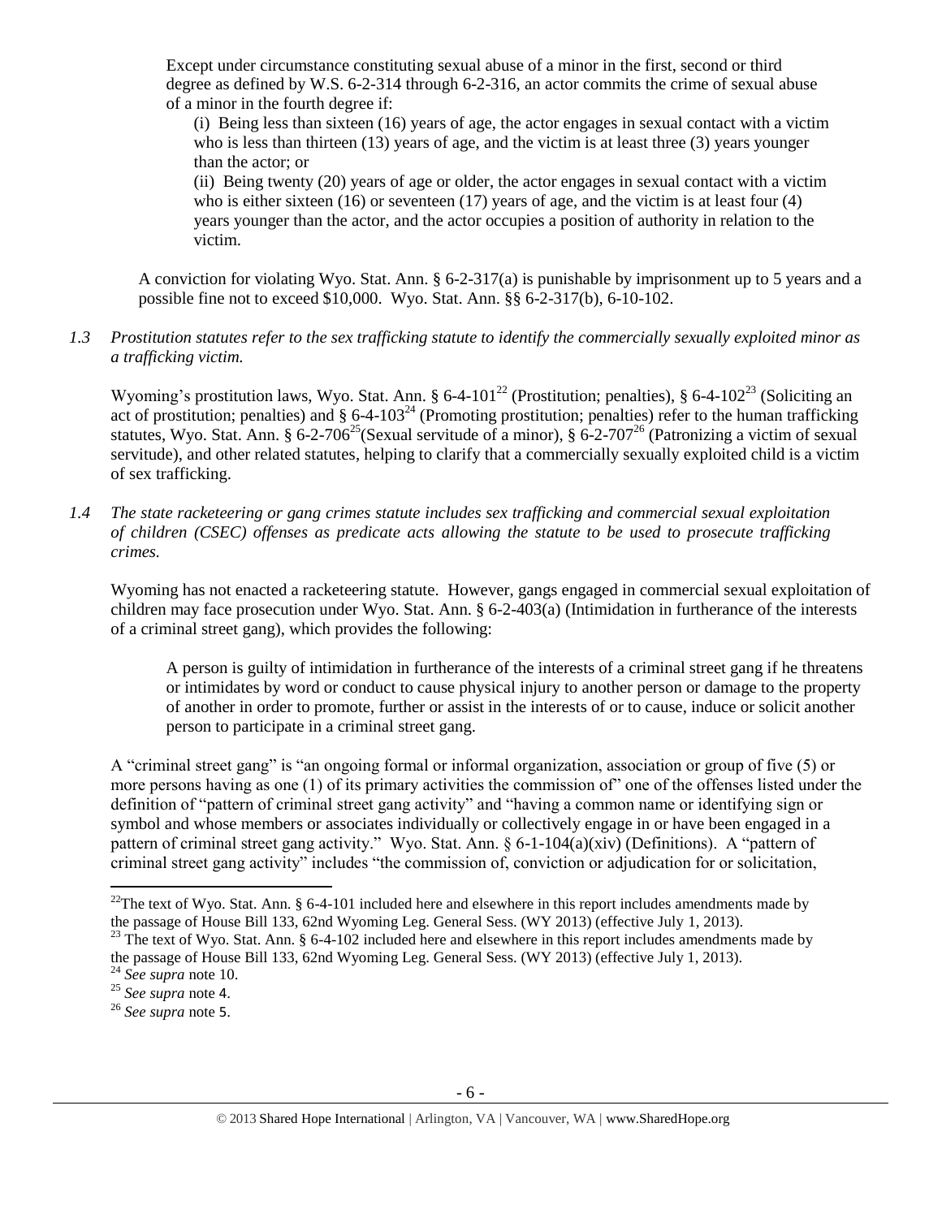> Except under circumstance constituting sexual abuse of a minor in the first, second or third degree as defined by W.S. 6-2-314 through 6-2-316, an actor commits the crime of sexual abuse of a minor in the fourth degree if:
>
> (i) Being less than sixteen (16) years of age, the actor engages in sexual contact with a victim who is less than thirteen (13) years of age, and the victim is at least three (3) years younger than the actor; or
>
> (ii) Being twenty (20) years of age or older, the actor engages in sexual contact with a victim who is either sixteen (16) or seventeen (17) years of age, and the victim is at least four (4) years younger than the actor, and the actor occupies a position of authority in relation to the victim.

A conviction for violating Wyo. Stat. Ann. § 6-2-317(a) is punishable by imprisonment up to 5 years and a possible fine not to exceed $10,000. Wyo. Stat. Ann. §§ 6-2-317(b), 6-10-102.

*1.3 Prostitution statutes refer to the sex trafficking statute to identify the commercially sexually exploited minor as a trafficking victim.*

Wyoming's prostitution laws, Wyo. Stat. Ann. § 6-4-101[22] (Prostitution; penalties), § 6-4-102[23] (Soliciting an act of prostitution; penalties) and § 6-4-103[24] (Promoting prostitution; penalties) refer to the human trafficking statutes, Wyo. Stat. Ann. § 6-2-706[25] (Sexual servitude of a minor), § 6-2-707[26] (Patronizing a victim of sexual servitude), and other related statutes, helping to clarify that a commercially sexually exploited child is a victim of sex trafficking.

*1.4 The state racketeering or gang crimes statute includes sex trafficking and commercial sexual exploitation of children (CSEC) offenses as predicate acts allowing the statute to be used to prosecute trafficking crimes.*

Wyoming has not enacted a racketeering statute. However, gangs engaged in commercial sexual exploitation of children may face prosecution under Wyo. Stat. Ann. § 6-2-403(a) (Intimidation in furtherance of the interests of a criminal street gang), which provides the following:

> A person is guilty of intimidation in furtherance of the interests of a criminal street gang if he threatens or intimidates by word or conduct to cause physical injury to another person or damage to the property of another in order to promote, further or assist in the interests of or to cause, induce or solicit another person to participate in a criminal street gang.

A "criminal street gang" is "an ongoing formal or informal organization, association or group of five (5) or more persons having as one (1) of its primary activities the commission of" one of the offenses listed under the definition of "pattern of criminal street gang activity" and "having a common name or identifying sign or symbol and whose members or associates individually or collectively engage in or have been engaged in a pattern of criminal street gang activity." Wyo. Stat. Ann. § 6-1-104(a)(xiv) (Definitions). A "pattern of criminal street gang activity" includes "the commission of, conviction or adjudication for or solicitation,

---

[22] The text of Wyo. Stat. Ann. § 6-4-101 included here and elsewhere in this report includes amendments made by the passage of House Bill 133, 62nd Wyoming Leg. General Sess. (WY 2013) (effective July 1, 2013).

[23] The text of Wyo. Stat. Ann. § 6-4-102 included here and elsewhere in this report includes amendments made by the passage of House Bill 133, 62nd Wyoming Leg. General Sess. (WY 2013) (effective July 1, 2013).

[24] *See supra* note 10.

[25] *See supra* note 4.

[26] *See supra* note 5.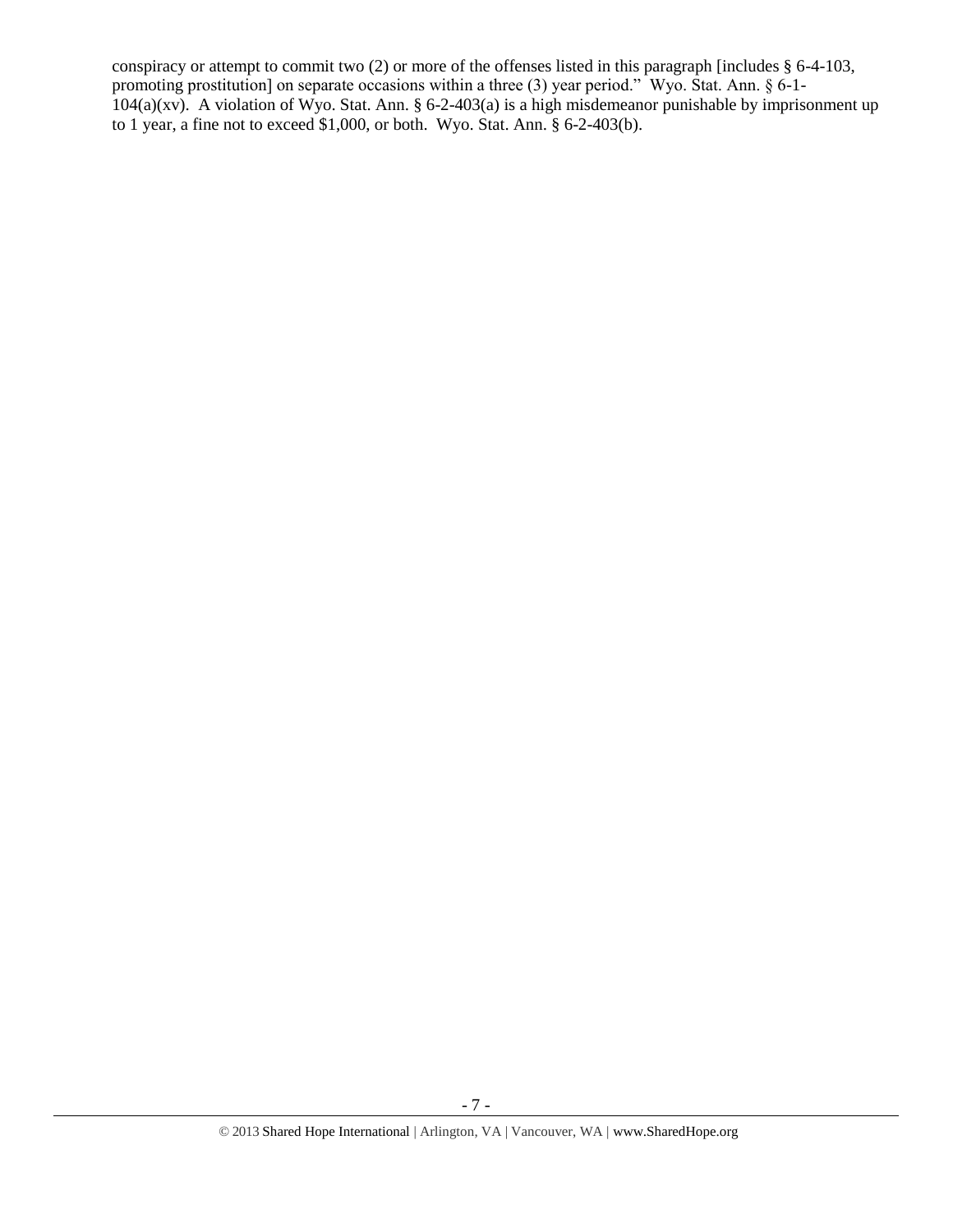conspiracy or attempt to commit two (2) or more of the offenses listed in this paragraph [includes § 6-4-103, promoting prostitution] on separate occasions within a three (3) year period." Wyo. Stat. Ann. § 6-1-104(a)(xv). A violation of Wyo. Stat. Ann. § 6-2-403(a) is a high misdemeanor punishable by imprisonment up to 1 year, a fine not to exceed $1,000, or both. Wyo. Stat. Ann. § 6-2-403(b).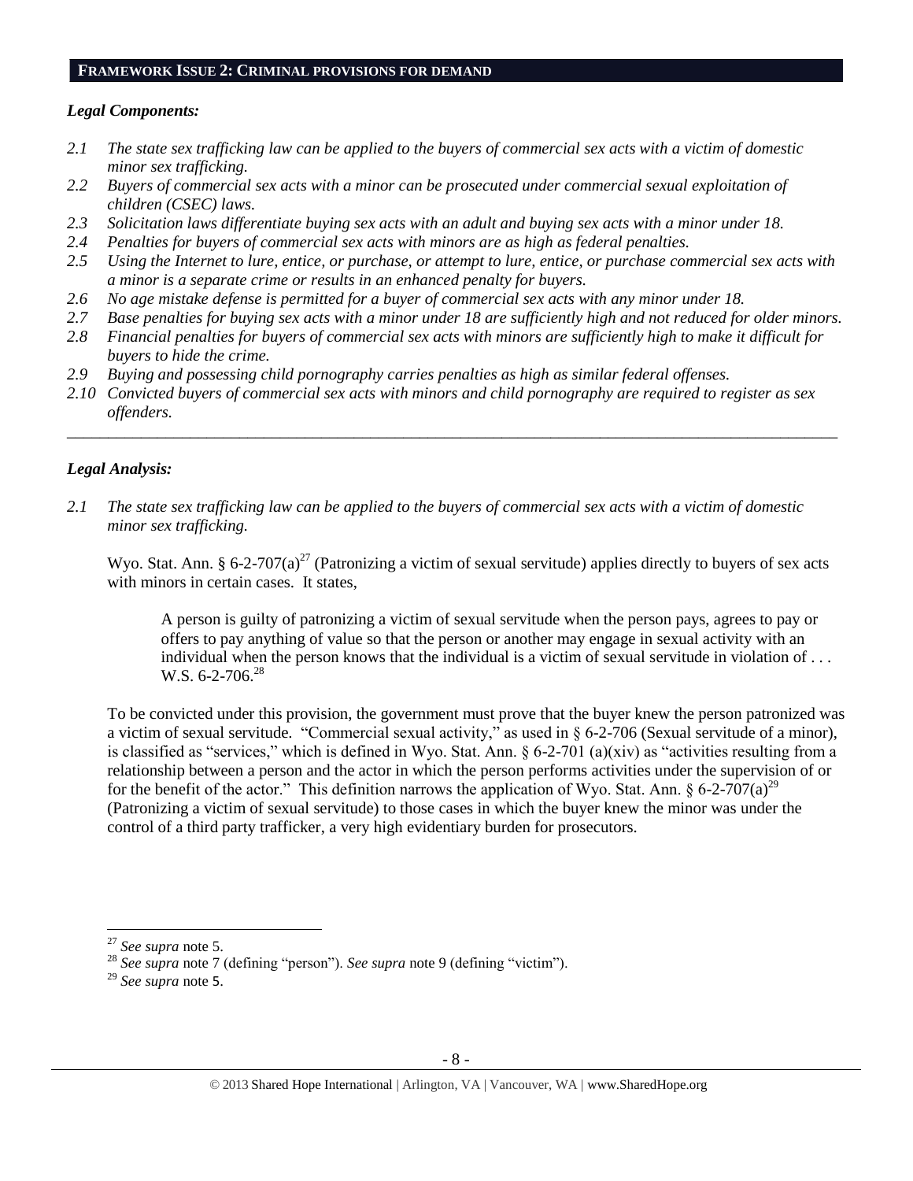## FRAMEWORK ISSUE 2: CRIMINAL PROVISIONS FOR DEMAND

### *Legal Components:*

*2.1 The state sex trafficking law can be applied to the buyers of commercial sex acts with a victim of domestic minor sex trafficking.*

*2.2 Buyers of commercial sex acts with a minor can be prosecuted under commercial sexual exploitation of children (CSEC) laws.*

*2.3 Solicitation laws differentiate buying sex acts with an adult and buying sex acts with a minor under 18.*

*2.4 Penalties for buyers of commercial sex acts with minors are as high as federal penalties.*

*2.5 Using the Internet to lure, entice, or purchase, or attempt to lure, entice, or purchase commercial sex acts with a minor is a separate crime or results in an enhanced penalty for buyers.*

*2.6 No age mistake defense is permitted for a buyer of commercial sex acts with any minor under 18.*

*2.7 Base penalties for buying sex acts with a minor under 18 are sufficiently high and not reduced for older minors.*

*2.8 Financial penalties for buyers of commercial sex acts with minors are sufficiently high to make it difficult for buyers to hide the crime.*

*2.9 Buying and possessing child pornography carries penalties as high as similar federal offenses.*

*2.10 Convicted buyers of commercial sex acts with minors and child pornography are required to register as sex offenders.*

---

### *Legal Analysis:*

*2.1 The state sex trafficking law can be applied to the buyers of commercial sex acts with a victim of domestic minor sex trafficking.*

Wyo. Stat. Ann. § 6-2-707(a)[27] (Patronizing a victim of sexual servitude) applies directly to buyers of sex acts with minors in certain cases. It states,

> A person is guilty of patronizing a victim of sexual servitude when the person pays, agrees to pay or offers to pay anything of value so that the person or another may engage in sexual activity with an individual when the person knows that the individual is a victim of sexual servitude in violation of . . . W.S. 6-2-706.[28]

To be convicted under this provision, the government must prove that the buyer knew the person patronized was a victim of sexual servitude. "Commercial sexual activity," as used in § 6-2-706 (Sexual servitude of a minor), is classified as "services," which is defined in Wyo. Stat. Ann. § 6-2-701 (a)(xiv) as "activities resulting from a relationship between a person and the actor in which the person performs activities under the supervision of or for the benefit of the actor." This definition narrows the application of Wyo. Stat. Ann. § 6-2-707(a)[29] (Patronizing a victim of sexual servitude) to those cases in which the buyer knew the minor was under the control of a third party trafficker, a very high evidentiary burden for prosecutors.

---

[27] *See supra* note 5.

[28] *See supra* note 7 (defining "person"). *See supra* note 9 (defining "victim").

[29] *See supra* note 5.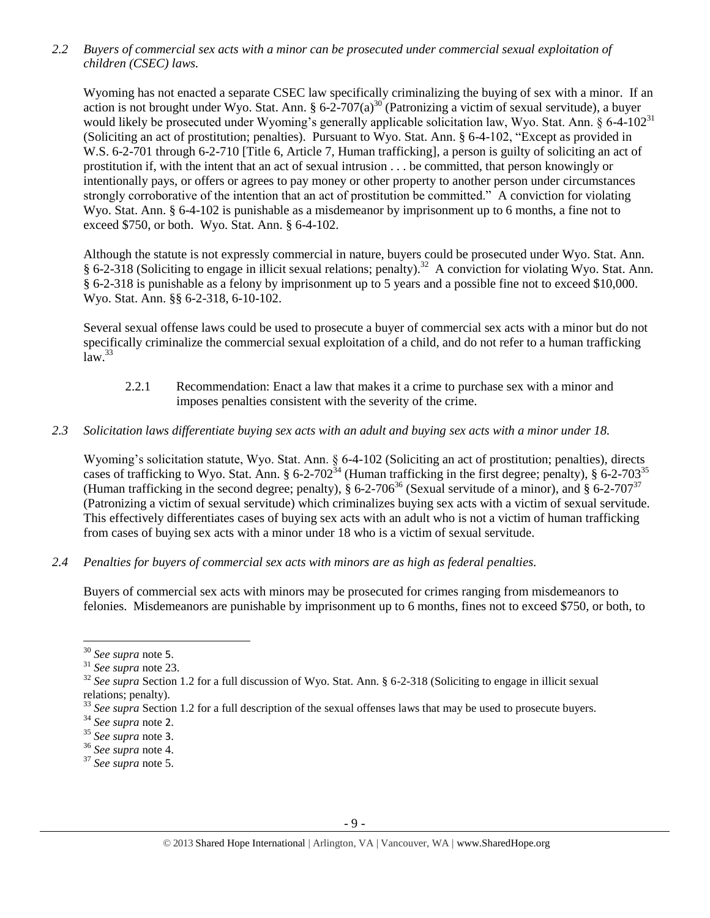*2.2 Buyers of commercial sex acts with a minor can be prosecuted under commercial sexual exploitation of children (CSEC) laws.*

Wyoming has not enacted a separate CSEC law specifically criminalizing the buying of sex with a minor. If an action is not brought under Wyo. Stat. Ann. § 6-2-707(a)[30] (Patronizing a victim of sexual servitude), a buyer would likely be prosecuted under Wyoming's generally applicable solicitation law, Wyo. Stat. Ann. § 6-4-102[31] (Soliciting an act of prostitution; penalties). Pursuant to Wyo. Stat. Ann. § 6-4-102, "Except as provided in W.S. 6-2-701 through 6-2-710 [Title 6, Article 7, Human trafficking], a person is guilty of soliciting an act of prostitution if, with the intent that an act of sexual intrusion . . . be committed, that person knowingly or intentionally pays, or offers or agrees to pay money or other property to another person under circumstances strongly corroborative of the intention that an act of prostitution be committed." A conviction for violating Wyo. Stat. Ann. § 6-4-102 is punishable as a misdemeanor by imprisonment up to 6 months, a fine not to exceed $750, or both. Wyo. Stat. Ann. § 6-4-102.

Although the statute is not expressly commercial in nature, buyers could be prosecuted under Wyo. Stat. Ann. § 6-2-318 (Soliciting to engage in illicit sexual relations; penalty).[32] A conviction for violating Wyo. Stat. Ann. § 6-2-318 is punishable as a felony by imprisonment up to 5 years and a possible fine not to exceed $10,000. Wyo. Stat. Ann. §§ 6-2-318, 6-10-102.

Several sexual offense laws could be used to prosecute a buyer of commercial sex acts with a minor but do not specifically criminalize the commercial sexual exploitation of a child, and do not refer to a human trafficking law.[33]

2.2.1 Recommendation: Enact a law that makes it a crime to purchase sex with a minor and imposes penalties consistent with the severity of the crime.

*2.3 Solicitation laws differentiate buying sex acts with an adult and buying sex acts with a minor under 18.*

Wyoming's solicitation statute, Wyo. Stat. Ann. § 6-4-102 (Soliciting an act of prostitution; penalties), directs cases of trafficking to Wyo. Stat. Ann. § 6-2-702[34] (Human trafficking in the first degree; penalty), § 6-2-703[35] (Human trafficking in the second degree; penalty), § 6-2-706[36] (Sexual servitude of a minor), and § 6-2-707[37] (Patronizing a victim of sexual servitude) which criminalizes buying sex acts with a victim of sexual servitude. This effectively differentiates cases of buying sex acts with an adult who is not a victim of human trafficking from cases of buying sex acts with a minor under 18 who is a victim of sexual servitude.

*2.4 Penalties for buyers of commercial sex acts with minors are as high as federal penalties.*

Buyers of commercial sex acts with minors may be prosecuted for crimes ranging from misdemeanors to felonies. Misdemeanors are punishable by imprisonment up to 6 months, fines not to exceed $750, or both, to

---

[30] *See supra* note 5.
[31] *See supra* note 23.
[32] *See supra* Section 1.2 for a full discussion of Wyo. Stat. Ann. § 6-2-318 (Soliciting to engage in illicit sexual relations; penalty).
[33] *See supra* Section 1.2 for a full description of the sexual offenses laws that may be used to prosecute buyers.
[34] *See supra* note 2.
[35] *See supra* note 3.
[36] *See supra* note 4.
[37] *See supra* note 5.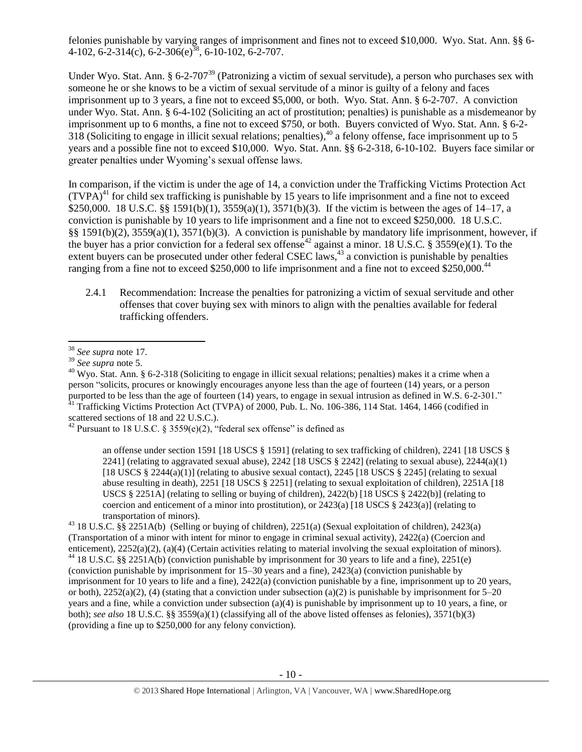felonies punishable by varying ranges of imprisonment and fines not to exceed $10,000. Wyo. Stat. Ann. §§ 6-4-102, 6-2-314(c), 6-2-306(e)[38], 6-10-102, 6-2-707.

Under Wyo. Stat. Ann. § 6-2-707[39] (Patronizing a victim of sexual servitude), a person who purchases sex with someone he or she knows to be a victim of sexual servitude of a minor is guilty of a felony and faces imprisonment up to 3 years, a fine not to exceed $5,000, or both. Wyo. Stat. Ann. § 6-2-707. A conviction under Wyo. Stat. Ann. § 6-4-102 (Soliciting an act of prostitution; penalties) is punishable as a misdemeanor by imprisonment up to 6 months, a fine not to exceed $750, or both. Buyers convicted of Wyo. Stat. Ann. § 6-2-318 (Soliciting to engage in illicit sexual relations; penalties),[40] a felony offense, face imprisonment up to 5 years and a possible fine not to exceed $10,000. Wyo. Stat. Ann. §§ 6-2-318, 6-10-102. Buyers face similar or greater penalties under Wyoming's sexual offense laws.

In comparison, if the victim is under the age of 14, a conviction under the Trafficking Victims Protection Act (TVPA)[41] for child sex trafficking is punishable by 15 years to life imprisonment and a fine not to exceed $250,000. 18 U.S.C. §§ 1591(b)(1), 3559(a)(1), 3571(b)(3). If the victim is between the ages of 14–17, a conviction is punishable by 10 years to life imprisonment and a fine not to exceed $250,000. 18 U.S.C. §§ 1591(b)(2), 3559(a)(1), 3571(b)(3). A conviction is punishable by mandatory life imprisonment, however, if the buyer has a prior conviction for a federal sex offense[42] against a minor. 18 U.S.C. § 3559(e)(1). To the extent buyers can be prosecuted under other federal CSEC laws,[43] a conviction is punishable by penalties ranging from a fine not to exceed $250,000 to life imprisonment and a fine not to exceed $250,000.[44]

2.4.1 Recommendation: Increase the penalties for patronizing a victim of sexual servitude and other offenses that cover buying sex with minors to align with the penalties available for federal trafficking offenders.

---

[38] *See supra* note 17.

[39] *See supra* note 5.

[40] Wyo. Stat. Ann. § 6-2-318 (Soliciting to engage in illicit sexual relations; penalties) makes it a crime when a person "solicits, procures or knowingly encourages anyone less than the age of fourteen (14) years, or a person purported to be less than the age of fourteen (14) years, to engage in sexual intrusion as defined in W.S. 6-2-301."

[41] Trafficking Victims Protection Act (TVPA) of 2000, Pub. L. No. 106-386, 114 Stat. 1464, 1466 (codified in scattered sections of 18 and 22 U.S.C.).

[42] Pursuant to 18 U.S.C. § 3559(e)(2), "federal sex offense" is defined as

> an offense under section 1591 [18 USCS § 1591] (relating to sex trafficking of children), 2241 [18 USCS § 2241] (relating to aggravated sexual abuse), 2242 [18 USCS § 2242] (relating to sexual abuse), 2244(a)(1) [18 USCS § 2244(a)(1)] (relating to abusive sexual contact), 2245 [18 USCS § 2245] (relating to sexual abuse resulting in death), 2251 [18 USCS § 2251] (relating to sexual exploitation of children), 2251A [18 USCS § 2251A] (relating to selling or buying of children), 2422(b) [18 USCS § 2422(b)] (relating to coercion and enticement of a minor into prostitution), or 2423(a) [18 USCS § 2423(a)] (relating to transportation of minors).

[43] 18 U.S.C. §§ 2251A(b) (Selling or buying of children), 2251(a) (Sexual exploitation of children), 2423(a) (Transportation of a minor with intent for minor to engage in criminal sexual activity), 2422(a) (Coercion and enticement), 2252(a)(2), (a)(4) (Certain activities relating to material involving the sexual exploitation of minors).

[44] 18 U.S.C. §§ 2251A(b) (conviction punishable by imprisonment for 30 years to life and a fine), 2251(e) (conviction punishable by imprisonment for 15–30 years and a fine), 2423(a) (conviction punishable by imprisonment for 10 years to life and a fine), 2422(a) (conviction punishable by a fine, imprisonment up to 20 years, or both), 2252(a)(2), (4) (stating that a conviction under subsection (a)(2) is punishable by imprisonment for 5–20 years and a fine, while a conviction under subsection (a)(4) is punishable by imprisonment up to 10 years, a fine, or both); *see also* 18 U.S.C. §§ 3559(a)(1) (classifying all of the above listed offenses as felonies), 3571(b)(3) (providing a fine up to $250,000 for any felony conviction).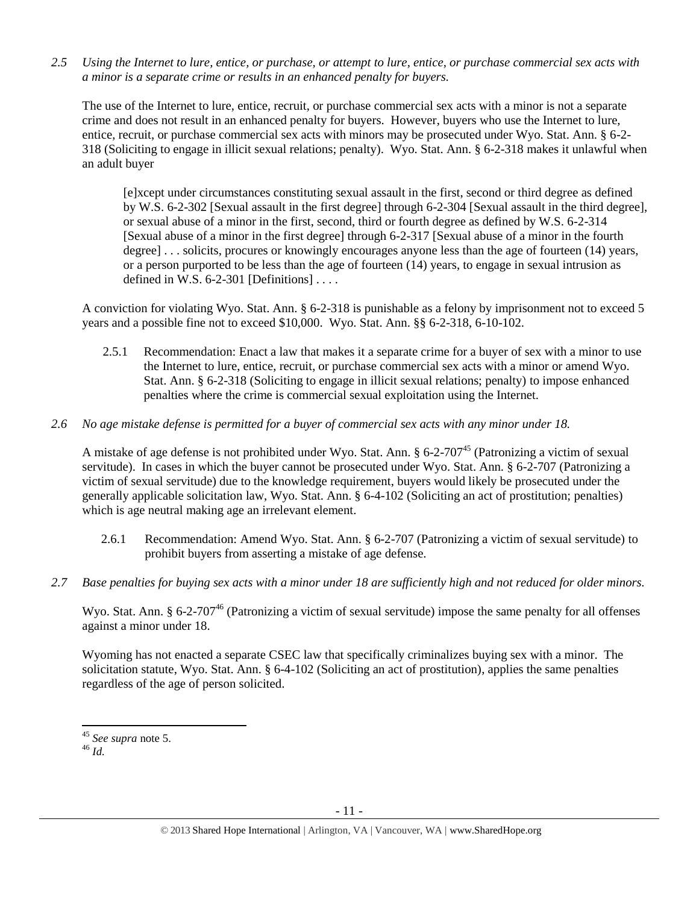*2.5 Using the Internet to lure, entice, or purchase, or attempt to lure, entice, or purchase commercial sex acts with a minor is a separate crime or results in an enhanced penalty for buyers.*

The use of the Internet to lure, entice, recruit, or purchase commercial sex acts with a minor is not a separate crime and does not result in an enhanced penalty for buyers. However, buyers who use the Internet to lure, entice, recruit, or purchase commercial sex acts with minors may be prosecuted under Wyo. Stat. Ann. § 6-2-318 (Soliciting to engage in illicit sexual relations; penalty). Wyo. Stat. Ann. § 6-2-318 makes it unlawful when an adult buyer

> [e]xcept under circumstances constituting sexual assault in the first, second or third degree as defined by W.S. 6-2-302 [Sexual assault in the first degree] through 6-2-304 [Sexual assault in the third degree], or sexual abuse of a minor in the first, second, third or fourth degree as defined by W.S. 6-2-314 [Sexual abuse of a minor in the first degree] through 6-2-317 [Sexual abuse of a minor in the fourth degree] . . . solicits, procures or knowingly encourages anyone less than the age of fourteen (14) years, or a person purported to be less than the age of fourteen (14) years, to engage in sexual intrusion as defined in W.S. 6-2-301 [Definitions] . . . .

A conviction for violating Wyo. Stat. Ann. § 6-2-318 is punishable as a felony by imprisonment not to exceed 5 years and a possible fine not to exceed $10,000. Wyo. Stat. Ann. §§ 6-2-318, 6-10-102.

2.5.1 Recommendation: Enact a law that makes it a separate crime for a buyer of sex with a minor to use the Internet to lure, entice, recruit, or purchase commercial sex acts with a minor or amend Wyo. Stat. Ann. § 6-2-318 (Soliciting to engage in illicit sexual relations; penalty) to impose enhanced penalties where the crime is commercial sexual exploitation using the Internet.

*2.6 No age mistake defense is permitted for a buyer of commercial sex acts with any minor under 18.*

A mistake of age defense is not prohibited under Wyo. Stat. Ann. § 6-2-707[45] (Patronizing a victim of sexual servitude). In cases in which the buyer cannot be prosecuted under Wyo. Stat. Ann. § 6-2-707 (Patronizing a victim of sexual servitude) due to the knowledge requirement, buyers would likely be prosecuted under the generally applicable solicitation law, Wyo. Stat. Ann. § 6-4-102 (Soliciting an act of prostitution; penalties) which is age neutral making age an irrelevant element.

2.6.1 Recommendation: Amend Wyo. Stat. Ann. § 6-2-707 (Patronizing a victim of sexual servitude) to prohibit buyers from asserting a mistake of age defense.

*2.7 Base penalties for buying sex acts with a minor under 18 are sufficiently high and not reduced for older minors.*

Wyo. Stat. Ann. § 6-2-707[46] (Patronizing a victim of sexual servitude) impose the same penalty for all offenses against a minor under 18.

Wyoming has not enacted a separate CSEC law that specifically criminalizes buying sex with a minor. The solicitation statute, Wyo. Stat. Ann. § 6-4-102 (Soliciting an act of prostitution), applies the same penalties regardless of the age of person solicited.

---

[45] *See supra* note 5.
[46] *Id.*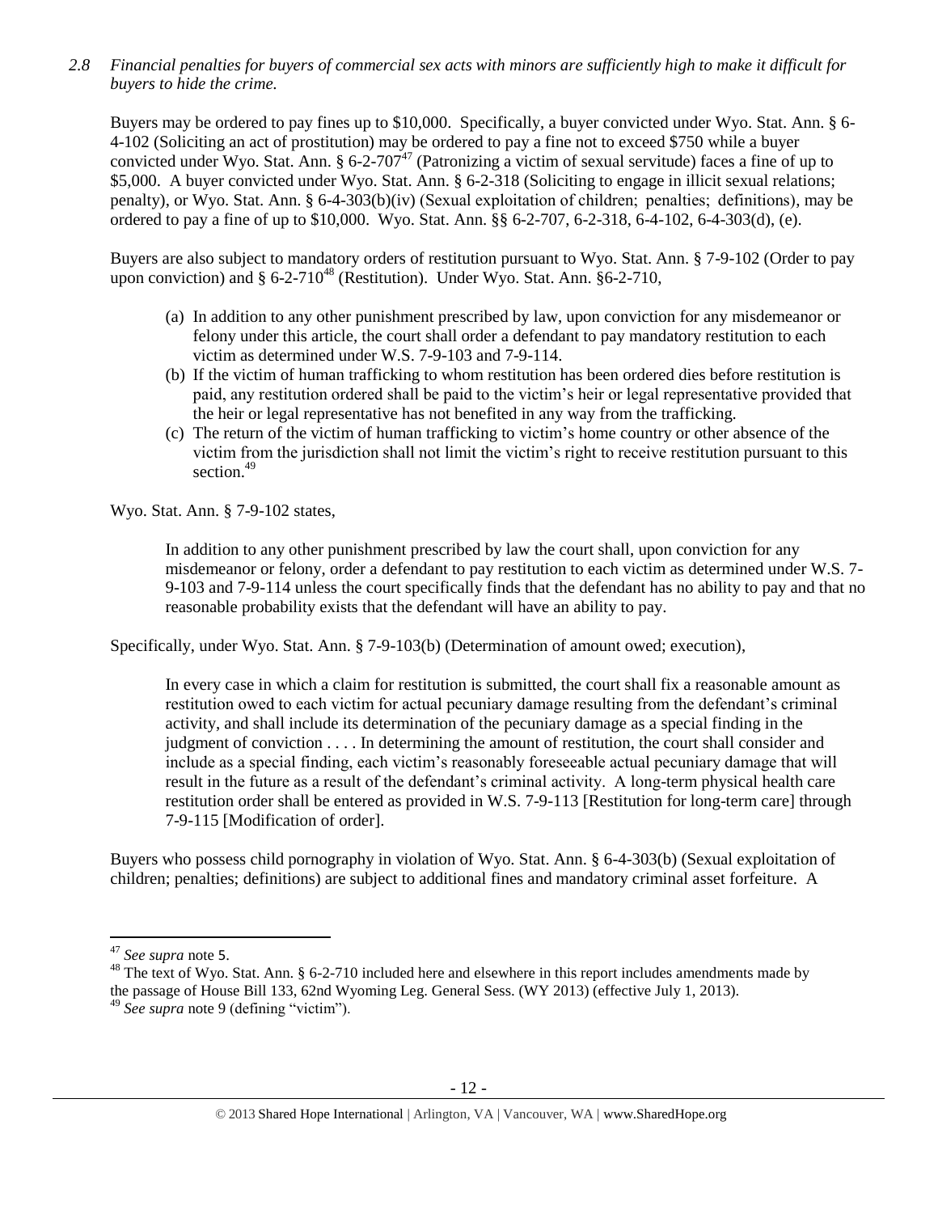*2.8 Financial penalties for buyers of commercial sex acts with minors are sufficiently high to make it difficult for buyers to hide the crime.*

Buyers may be ordered to pay fines up to $10,000. Specifically, a buyer convicted under Wyo. Stat. Ann. § 6-4-102 (Soliciting an act of prostitution) may be ordered to pay a fine not to exceed $750 while a buyer convicted under Wyo. Stat. Ann. § 6-2-707[47] (Patronizing a victim of sexual servitude) faces a fine of up to $5,000. A buyer convicted under Wyo. Stat. Ann. § 6-2-318 (Soliciting to engage in illicit sexual relations; penalty), or Wyo. Stat. Ann. § 6-4-303(b)(iv) (Sexual exploitation of children; penalties; definitions), may be ordered to pay a fine of up to $10,000. Wyo. Stat. Ann. §§ 6-2-707, 6-2-318, 6-4-102, 6-4-303(d), (e).

Buyers are also subject to mandatory orders of restitution pursuant to Wyo. Stat. Ann. § 7-9-102 (Order to pay upon conviction) and § 6-2-710[48] (Restitution). Under Wyo. Stat. Ann. §6-2-710,

> (a) In addition to any other punishment prescribed by law, upon conviction for any misdemeanor or felony under this article, the court shall order a defendant to pay mandatory restitution to each victim as determined under W.S. 7-9-103 and 7-9-114.
> (b) If the victim of human trafficking to whom restitution has been ordered dies before restitution is paid, any restitution ordered shall be paid to the victim's heir or legal representative provided that the heir or legal representative has not benefited in any way from the trafficking.
> (c) The return of the victim of human trafficking to victim's home country or other absence of the victim from the jurisdiction shall not limit the victim's right to receive restitution pursuant to this section.[49]

Wyo. Stat. Ann. § 7-9-102 states,

> In addition to any other punishment prescribed by law the court shall, upon conviction for any misdemeanor or felony, order a defendant to pay restitution to each victim as determined under W.S. 7-9-103 and 7-9-114 unless the court specifically finds that the defendant has no ability to pay and that no reasonable probability exists that the defendant will have an ability to pay.

Specifically, under Wyo. Stat. Ann. § 7-9-103(b) (Determination of amount owed; execution),

> In every case in which a claim for restitution is submitted, the court shall fix a reasonable amount as restitution owed to each victim for actual pecuniary damage resulting from the defendant's criminal activity, and shall include its determination of the pecuniary damage as a special finding in the judgment of conviction . . . . In determining the amount of restitution, the court shall consider and include as a special finding, each victim's reasonably foreseeable actual pecuniary damage that will result in the future as a result of the defendant's criminal activity. A long-term physical health care restitution order shall be entered as provided in W.S. 7-9-113 [Restitution for long-term care] through 7-9-115 [Modification of order].

Buyers who possess child pornography in violation of Wyo. Stat. Ann. § 6-4-303(b) (Sexual exploitation of children; penalties; definitions) are subject to additional fines and mandatory criminal asset forfeiture. A

---

[47] *See supra* note 5.

[48] The text of Wyo. Stat. Ann. § 6-2-710 included here and elsewhere in this report includes amendments made by the passage of House Bill 133, 62nd Wyoming Leg. General Sess. (WY 2013) (effective July 1, 2013).

[49] *See supra* note 9 (defining "victim").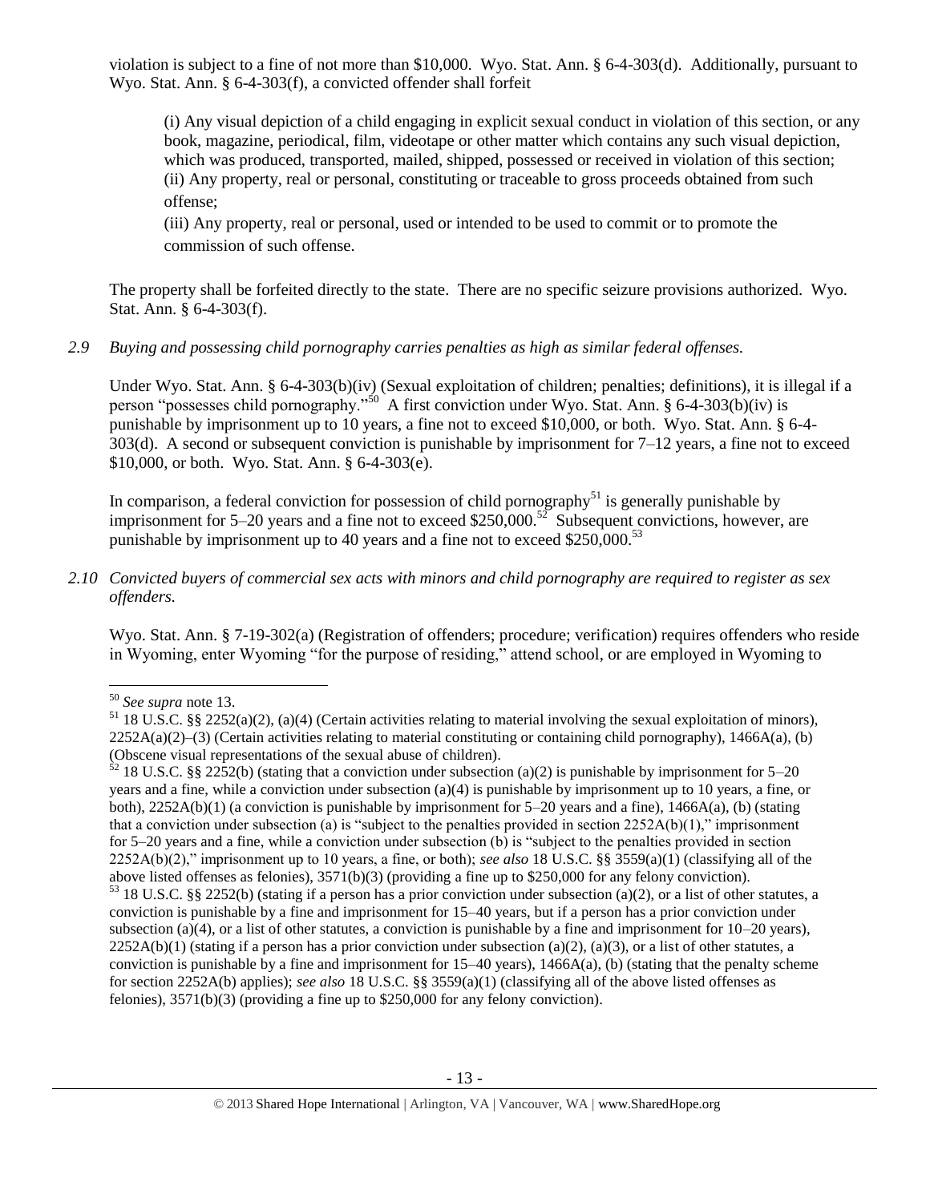violation is subject to a fine of not more than $10,000. Wyo. Stat. Ann. § 6-4-303(d). Additionally, pursuant to Wyo. Stat. Ann. § 6-4-303(f), a convicted offender shall forfeit

> (i) Any visual depiction of a child engaging in explicit sexual conduct in violation of this section, or any book, magazine, periodical, film, videotape or other matter which contains any such visual depiction, which was produced, transported, mailed, shipped, possessed or received in violation of this section;
> (ii) Any property, real or personal, constituting or traceable to gross proceeds obtained from such offense;
> (iii) Any property, real or personal, used or intended to be used to commit or to promote the commission of such offense.

The property shall be forfeited directly to the state. There are no specific seizure provisions authorized. Wyo. Stat. Ann. § 6-4-303(f).

*2.9 Buying and possessing child pornography carries penalties as high as similar federal offenses.*

Under Wyo. Stat. Ann. § 6-4-303(b)(iv) (Sexual exploitation of children; penalties; definitions), it is illegal if a person "possesses child pornography."[50] A first conviction under Wyo. Stat. Ann. § 6-4-303(b)(iv) is punishable by imprisonment up to 10 years, a fine not to exceed $10,000, or both. Wyo. Stat. Ann. § 6-4-303(d). A second or subsequent conviction is punishable by imprisonment for 7–12 years, a fine not to exceed $10,000, or both. Wyo. Stat. Ann. § 6-4-303(e).

In comparison, a federal conviction for possession of child pornography[51] is generally punishable by imprisonment for 5–20 years and a fine not to exceed $250,000.[52] Subsequent convictions, however, are punishable by imprisonment up to 40 years and a fine not to exceed $250,000.[53]

*2.10 Convicted buyers of commercial sex acts with minors and child pornography are required to register as sex offenders.*

Wyo. Stat. Ann. § 7-19-302(a) (Registration of offenders; procedure; verification) requires offenders who reside in Wyoming, enter Wyoming "for the purpose of residing," attend school, or are employed in Wyoming to

---

[50] *See supra* note 13.

[51] 18 U.S.C. §§ 2252(a)(2), (a)(4) (Certain activities relating to material involving the sexual exploitation of minors), 2252A(a)(2)–(3) (Certain activities relating to material constituting or containing child pornography), 1466A(a), (b) (Obscene visual representations of the sexual abuse of children).

[52] 18 U.S.C. §§ 2252(b) (stating that a conviction under subsection (a)(2) is punishable by imprisonment for 5–20 years and a fine, while a conviction under subsection (a)(4) is punishable by imprisonment up to 10 years, a fine, or both), 2252A(b)(1) (a conviction is punishable by imprisonment for 5–20 years and a fine), 1466A(a), (b) (stating that a conviction under subsection (a) is "subject to the penalties provided in section 2252A(b)(1)," imprisonment for 5–20 years and a fine, while a conviction under subsection (b) is "subject to the penalties provided in section 2252A(b)(2)," imprisonment up to 10 years, a fine, or both); *see also* 18 U.S.C. §§ 3559(a)(1) (classifying all of the above listed offenses as felonies), 3571(b)(3) (providing a fine up to $250,000 for any felony conviction).

[53] 18 U.S.C. §§ 2252(b) (stating if a person has a prior conviction under subsection (a)(2), or a list of other statutes, a conviction is punishable by a fine and imprisonment for 15–40 years, but if a person has a prior conviction under subsection (a)(4), or a list of other statutes, a conviction is punishable by a fine and imprisonment for 10–20 years), 2252A(b)(1) (stating if a person has a prior conviction under subsection (a)(2), (a)(3), or a list of other statutes, a conviction is punishable by a fine and imprisonment for 15–40 years), 1466A(a), (b) (stating that the penalty scheme for section 2252A(b) applies); *see also* 18 U.S.C. §§ 3559(a)(1) (classifying all of the above listed offenses as felonies), 3571(b)(3) (providing a fine up to $250,000 for any felony conviction).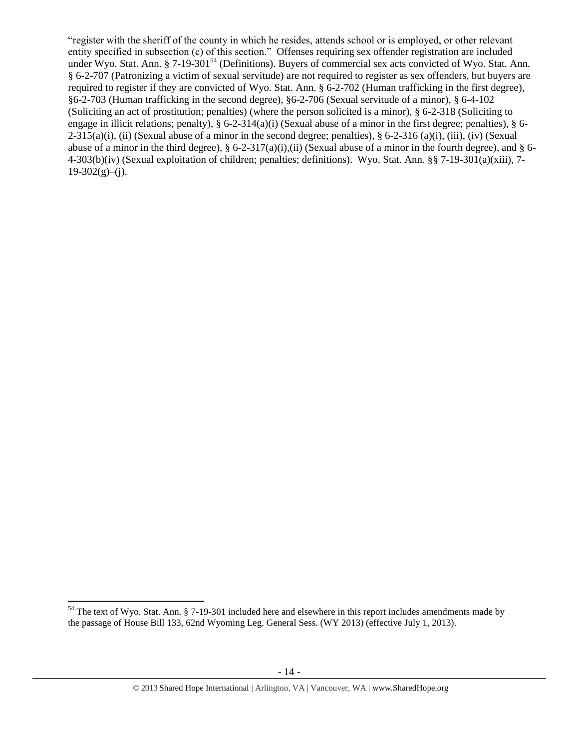"register with the sheriff of the county in which he resides, attends school or is employed, or other relevant entity specified in subsection (c) of this section." Offenses requiring sex offender registration are included under Wyo. Stat. Ann. § 7-19-301[54] (Definitions). Buyers of commercial sex acts convicted of Wyo. Stat. Ann. § 6-2-707 (Patronizing a victim of sexual servitude) are not required to register as sex offenders, but buyers are required to register if they are convicted of Wyo. Stat. Ann. § 6-2-702 (Human trafficking in the first degree), §6-2-703 (Human trafficking in the second degree), §6-2-706 (Sexual servitude of a minor), § 6-4-102 (Soliciting an act of prostitution; penalties) (where the person solicited is a minor), § 6-2-318 (Soliciting to engage in illicit relations; penalty), § 6-2-314(a)(i) (Sexual abuse of a minor in the first degree; penalties), § 6-2-315(a)(i), (ii) (Sexual abuse of a minor in the second degree; penalties), § 6-2-316 (a)(i), (iii), (iv) (Sexual abuse of a minor in the third degree), § 6-2-317(a)(i),(ii) (Sexual abuse of a minor in the fourth degree), and § 6-4-303(b)(iv) (Sexual exploitation of children; penalties; definitions). Wyo. Stat. Ann. §§ 7-19-301(a)(xiii), 7-19-302(g)–(j).

---

[54] The text of Wyo. Stat. Ann. § 7-19-301 included here and elsewhere in this report includes amendments made by the passage of House Bill 133, 62nd Wyoming Leg. General Sess. (WY 2013) (effective July 1, 2013).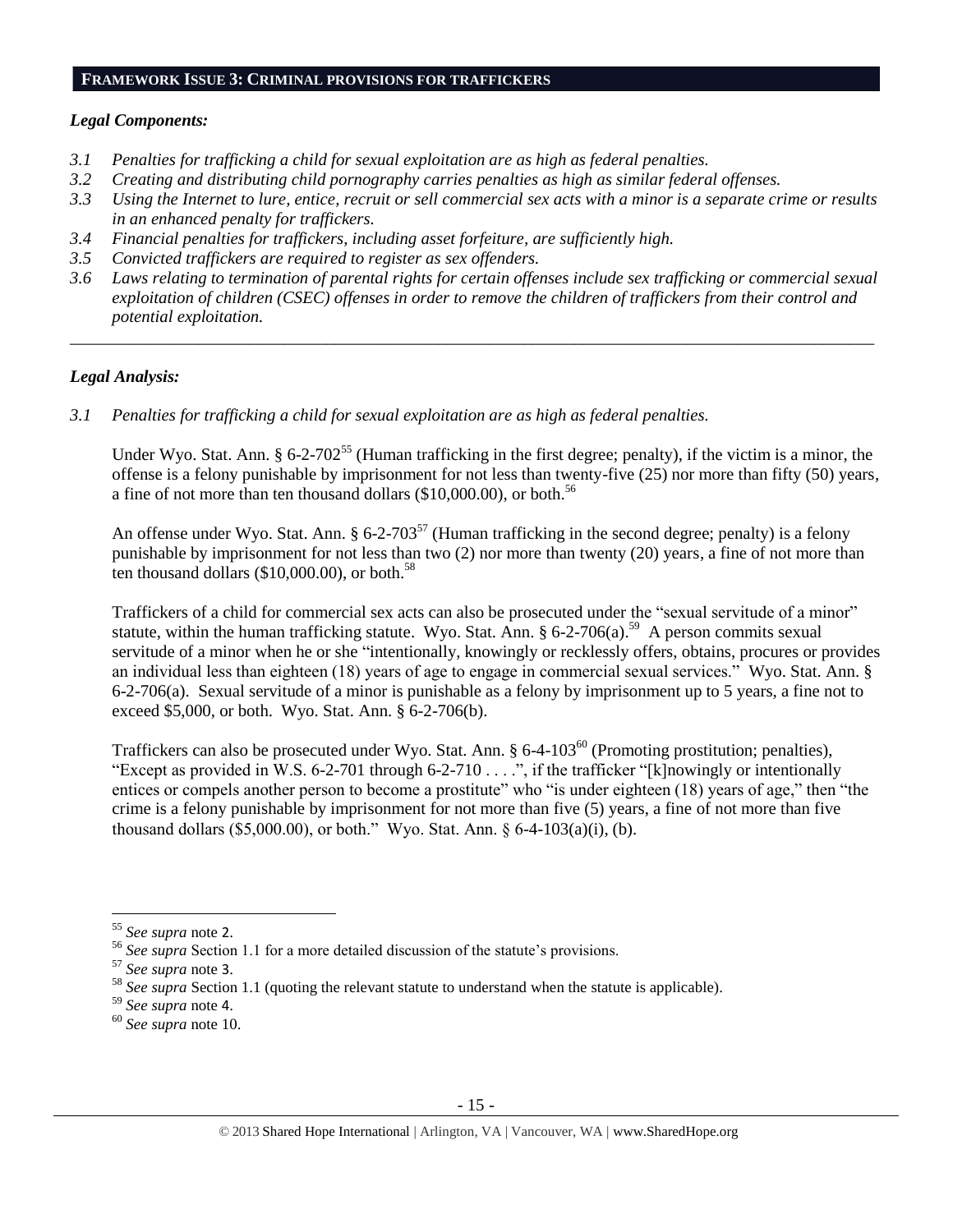## FRAMEWORK ISSUE 3: CRIMINAL PROVISIONS FOR TRAFFICKERS

### *Legal Components:*

- *3.1 Penalties for trafficking a child for sexual exploitation are as high as federal penalties.*
- *3.2 Creating and distributing child pornography carries penalties as high as similar federal offenses.*
- *3.3 Using the Internet to lure, entice, recruit or sell commercial sex acts with a minor is a separate crime or results in an enhanced penalty for traffickers.*
- *3.4 Financial penalties for traffickers, including asset forfeiture, are sufficiently high.*
- *3.5 Convicted traffickers are required to register as sex offenders.*
- *3.6 Laws relating to termination of parental rights for certain offenses include sex trafficking or commercial sexual exploitation of children (CSEC) offenses in order to remove the children of traffickers from their control and potential exploitation.*

---

### *Legal Analysis:*

*3.1 Penalties for trafficking a child for sexual exploitation are as high as federal penalties.*

Under Wyo. Stat. Ann. § 6-2-702[55] (Human trafficking in the first degree; penalty), if the victim is a minor, the offense is a felony punishable by imprisonment for not less than twenty-five (25) nor more than fifty (50) years, a fine of not more than ten thousand dollars ($10,000.00), or both.[56]

An offense under Wyo. Stat. Ann. § 6-2-703[57] (Human trafficking in the second degree; penalty) is a felony punishable by imprisonment for not less than two (2) nor more than twenty (20) years, a fine of not more than ten thousand dollars ($10,000.00), or both.[58]

Traffickers of a child for commercial sex acts can also be prosecuted under the "sexual servitude of a minor" statute, within the human trafficking statute. Wyo. Stat. Ann. § 6-2-706(a).[59] A person commits sexual servitude of a minor when he or she "intentionally, knowingly or recklessly offers, obtains, procures or provides an individual less than eighteen (18) years of age to engage in commercial sexual services." Wyo. Stat. Ann. § 6-2-706(a). Sexual servitude of a minor is punishable as a felony by imprisonment up to 5 years, a fine not to exceed $5,000, or both. Wyo. Stat. Ann. § 6-2-706(b).

Traffickers can also be prosecuted under Wyo. Stat. Ann. § 6-4-103[60] (Promoting prostitution; penalties), "Except as provided in W.S. 6-2-701 through 6-2-710 . . . .", if the trafficker "[k]nowingly or intentionally entices or compels another person to become a prostitute" who "is under eighteen (18) years of age," then "the crime is a felony punishable by imprisonment for not more than five (5) years, a fine of not more than five thousand dollars ($5,000.00), or both." Wyo. Stat. Ann. § 6-4-103(a)(i), (b).

---

[55] *See supra* note 2.

[56] *See supra* Section 1.1 for a more detailed discussion of the statute's provisions.

[57] *See supra* note 3.

[58] *See supra* Section 1.1 (quoting the relevant statute to understand when the statute is applicable).

[59] *See supra* note 4.

[60] *See supra* note 10.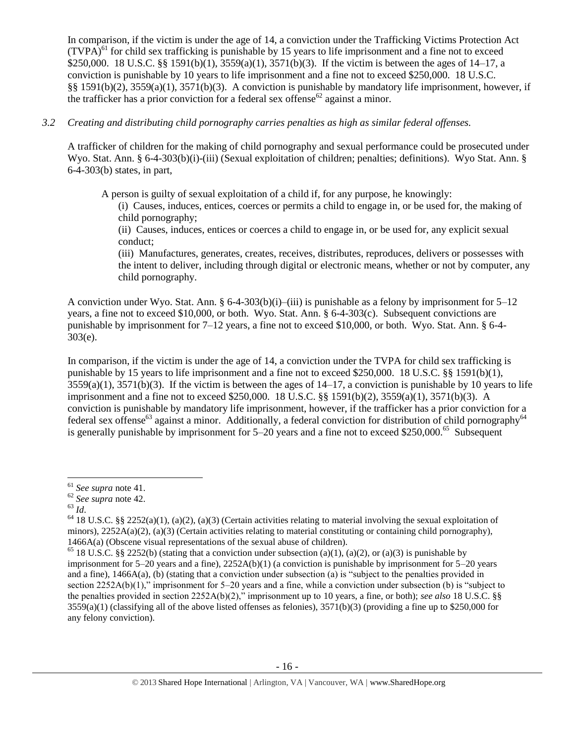In comparison, if the victim is under the age of 14, a conviction under the Trafficking Victims Protection Act (TVPA)[61] for child sex trafficking is punishable by 15 years to life imprisonment and a fine not to exceed $250,000. 18 U.S.C. §§ 1591(b)(1), 3559(a)(1), 3571(b)(3). If the victim is between the ages of 14–17, a conviction is punishable by 10 years to life imprisonment and a fine not to exceed $250,000. 18 U.S.C. §§ 1591(b)(2), 3559(a)(1), 3571(b)(3). A conviction is punishable by mandatory life imprisonment, however, if the trafficker has a prior conviction for a federal sex offense[62] against a minor.

*3.2 Creating and distributing child pornography carries penalties as high as similar federal offenses.*

A trafficker of children for the making of child pornography and sexual performance could be prosecuted under Wyo. Stat. Ann. § 6-4-303(b)(i)-(iii) (Sexual exploitation of children; penalties; definitions). Wyo Stat. Ann. § 6-4-303(b) states, in part,

> A person is guilty of sexual exploitation of a child if, for any purpose, he knowingly:
>
> (i) Causes, induces, entices, coerces or permits a child to engage in, or be used for, the making of child pornography;
>
> (ii) Causes, induces, entices or coerces a child to engage in, or be used for, any explicit sexual conduct;
>
> (iii) Manufactures, generates, creates, receives, distributes, reproduces, delivers or possesses with the intent to deliver, including through digital or electronic means, whether or not by computer, any child pornography.

A conviction under Wyo. Stat. Ann. § 6-4-303(b)(i)–(iii) is punishable as a felony by imprisonment for 5–12 years, a fine not to exceed $10,000, or both. Wyo. Stat. Ann. § 6-4-303(c). Subsequent convictions are punishable by imprisonment for 7–12 years, a fine not to exceed $10,000, or both. Wyo. Stat. Ann. § 6-4-303(e).

In comparison, if the victim is under the age of 14, a conviction under the TVPA for child sex trafficking is punishable by 15 years to life imprisonment and a fine not to exceed $250,000. 18 U.S.C. §§ 1591(b)(1), 3559(a)(1), 3571(b)(3). If the victim is between the ages of 14–17, a conviction is punishable by 10 years to life imprisonment and a fine not to exceed $250,000. 18 U.S.C. §§ 1591(b)(2), 3559(a)(1), 3571(b)(3). A conviction is punishable by mandatory life imprisonment, however, if the trafficker has a prior conviction for a federal sex offense[63] against a minor. Additionally, a federal conviction for distribution of child pornography[64] is generally punishable by imprisonment for 5–20 years and a fine not to exceed $250,000.[65] Subsequent

---

[61] *See supra* note 41.

[62] *See supra* note 42.

[63] *Id*.

[64] 18 U.S.C. §§ 2252(a)(1), (a)(2), (a)(3) (Certain activities relating to material involving the sexual exploitation of minors), 2252A(a)(2), (a)(3) (Certain activities relating to material constituting or containing child pornography), 1466A(a) (Obscene visual representations of the sexual abuse of children).

[65] 18 U.S.C. §§ 2252(b) (stating that a conviction under subsection (a)(1), (a)(2), or (a)(3) is punishable by imprisonment for 5–20 years and a fine), 2252A(b)(1) (a conviction is punishable by imprisonment for 5–20 years and a fine), 1466A(a), (b) (stating that a conviction under subsection (a) is "subject to the penalties provided in section 2252A(b)(1)," imprisonment for 5–20 years and a fine, while a conviction under subsection (b) is "subject to the penalties provided in section 2252A(b)(2)," imprisonment up to 10 years, a fine, or both); *see also* 18 U.S.C. §§ 3559(a)(1) (classifying all of the above listed offenses as felonies), 3571(b)(3) (providing a fine up to $250,000 for any felony conviction).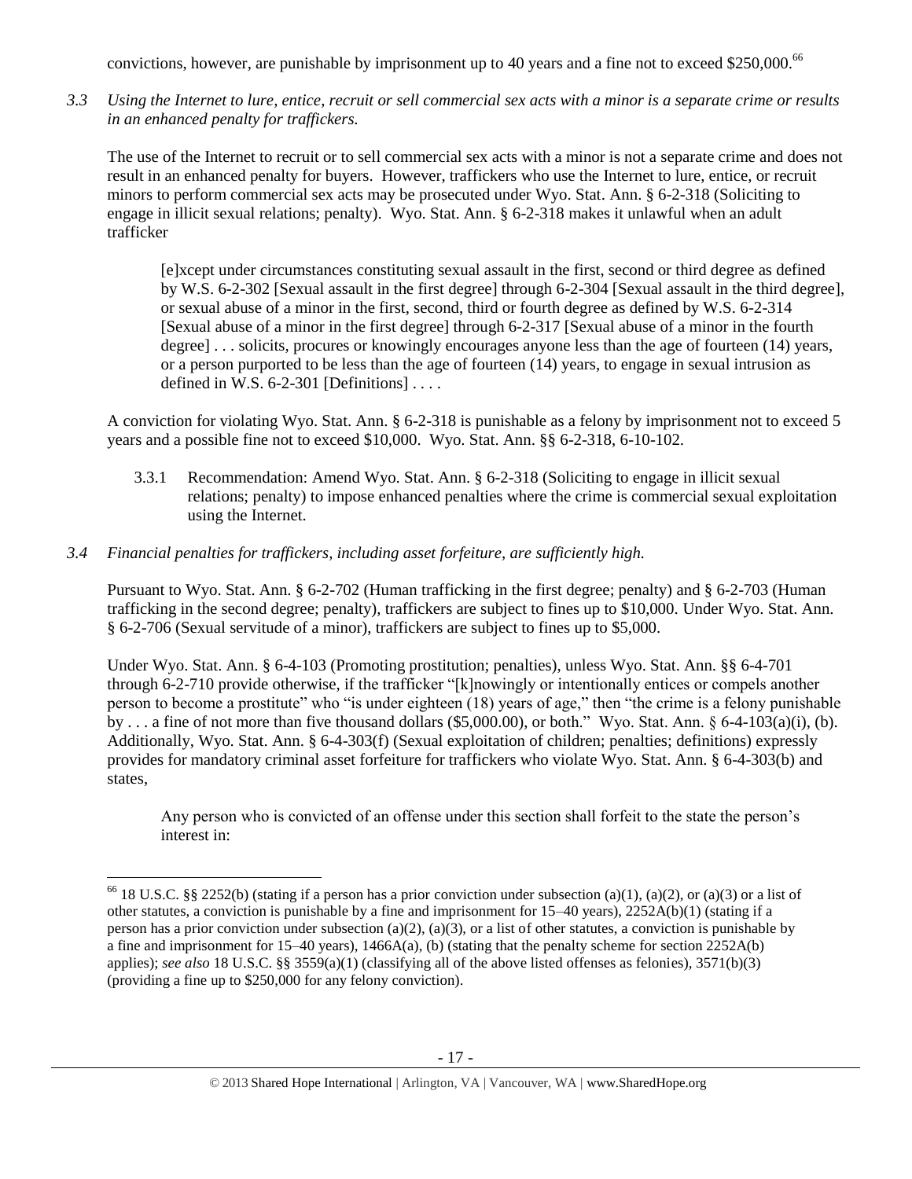convictions, however, are punishable by imprisonment up to 40 years and a fine not to exceed $250,000.[66]

*3.3 Using the Internet to lure, entice, recruit or sell commercial sex acts with a minor is a separate crime or results in an enhanced penalty for traffickers.*

The use of the Internet to recruit or to sell commercial sex acts with a minor is not a separate crime and does not result in an enhanced penalty for buyers. However, traffickers who use the Internet to lure, entice, or recruit minors to perform commercial sex acts may be prosecuted under Wyo. Stat. Ann. § 6-2-318 (Soliciting to engage in illicit sexual relations; penalty). Wyo. Stat. Ann. § 6-2-318 makes it unlawful when an adult trafficker

> [e]xcept under circumstances constituting sexual assault in the first, second or third degree as defined by W.S. 6-2-302 [Sexual assault in the first degree] through 6-2-304 [Sexual assault in the third degree], or sexual abuse of a minor in the first, second, third or fourth degree as defined by W.S. 6-2-314 [Sexual abuse of a minor in the first degree] through 6-2-317 [Sexual abuse of a minor in the fourth degree] . . . solicits, procures or knowingly encourages anyone less than the age of fourteen (14) years, or a person purported to be less than the age of fourteen (14) years, to engage in sexual intrusion as defined in W.S. 6-2-301 [Definitions] . . . .

A conviction for violating Wyo. Stat. Ann. § 6-2-318 is punishable as a felony by imprisonment not to exceed 5 years and a possible fine not to exceed $10,000. Wyo. Stat. Ann. §§ 6-2-318, 6-10-102.

3.3.1 Recommendation: Amend Wyo. Stat. Ann. § 6-2-318 (Soliciting to engage in illicit sexual relations; penalty) to impose enhanced penalties where the crime is commercial sexual exploitation using the Internet.

*3.4 Financial penalties for traffickers, including asset forfeiture, are sufficiently high.*

Pursuant to Wyo. Stat. Ann. § 6-2-702 (Human trafficking in the first degree; penalty) and § 6-2-703 (Human trafficking in the second degree; penalty), traffickers are subject to fines up to $10,000. Under Wyo. Stat. Ann. § 6-2-706 (Sexual servitude of a minor), traffickers are subject to fines up to $5,000.

Under Wyo. Stat. Ann. § 6-4-103 (Promoting prostitution; penalties), unless Wyo. Stat. Ann. §§ 6-4-701 through 6-2-710 provide otherwise, if the trafficker "[k]nowingly or intentionally entices or compels another person to become a prostitute" who "is under eighteen (18) years of age," then "the crime is a felony punishable by . . . a fine of not more than five thousand dollars ($5,000.00), or both." Wyo. Stat. Ann. § 6-4-103(a)(i), (b). Additionally, Wyo. Stat. Ann. § 6-4-303(f) (Sexual exploitation of children; penalties; definitions) expressly provides for mandatory criminal asset forfeiture for traffickers who violate Wyo. Stat. Ann. § 6-4-303(b) and states,

> Any person who is convicted of an offense under this section shall forfeit to the state the person's interest in:

---

[66] 18 U.S.C. §§ 2252(b) (stating if a person has a prior conviction under subsection (a)(1), (a)(2), or (a)(3) or a list of other statutes, a conviction is punishable by a fine and imprisonment for 15–40 years), 2252A(b)(1) (stating if a person has a prior conviction under subsection (a)(2), (a)(3), or a list of other statutes, a conviction is punishable by a fine and imprisonment for 15–40 years), 1466A(a), (b) (stating that the penalty scheme for section 2252A(b) applies); *see also* 18 U.S.C. §§ 3559(a)(1) (classifying all of the above listed offenses as felonies), 3571(b)(3) (providing a fine up to $250,000 for any felony conviction).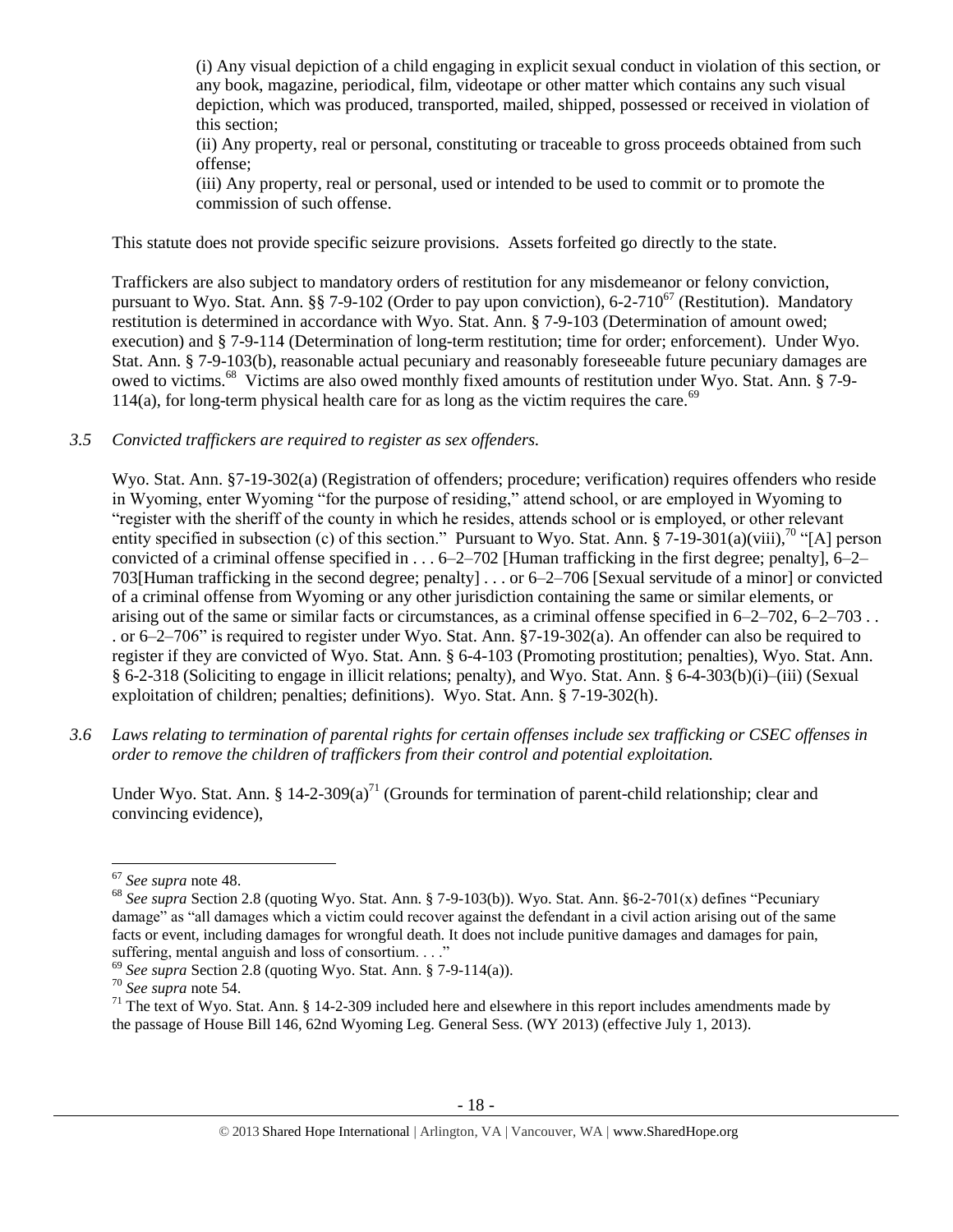(i) Any visual depiction of a child engaging in explicit sexual conduct in violation of this section, or any book, magazine, periodical, film, videotape or other matter which contains any such visual depiction, which was produced, transported, mailed, shipped, possessed or received in violation of this section;

(ii) Any property, real or personal, constituting or traceable to gross proceeds obtained from such offense;

(iii) Any property, real or personal, used or intended to be used to commit or to promote the commission of such offense.

This statute does not provide specific seizure provisions. Assets forfeited go directly to the state.

Traffickers are also subject to mandatory orders of restitution for any misdemeanor or felony conviction, pursuant to Wyo. Stat. Ann. §§ 7-9-102 (Order to pay upon conviction), 6-2-710[67] (Restitution). Mandatory restitution is determined in accordance with Wyo. Stat. Ann. § 7-9-103 (Determination of amount owed; execution) and § 7-9-114 (Determination of long-term restitution; time for order; enforcement). Under Wyo. Stat. Ann. § 7-9-103(b), reasonable actual pecuniary and reasonably foreseeable future pecuniary damages are owed to victims.[68] Victims are also owed monthly fixed amounts of restitution under Wyo. Stat. Ann. § 7-9-114(a), for long-term physical health care for as long as the victim requires the care.[69]

*3.5 Convicted traffickers are required to register as sex offenders.*

Wyo. Stat. Ann. §7-19-302(a) (Registration of offenders; procedure; verification) requires offenders who reside in Wyoming, enter Wyoming "for the purpose of residing," attend school, or are employed in Wyoming to "register with the sheriff of the county in which he resides, attends school or is employed, or other relevant entity specified in subsection (c) of this section." Pursuant to Wyo. Stat. Ann. § 7-19-301(a)(viii),[70] "[A] person convicted of a criminal offense specified in . . . 6–2–702 [Human trafficking in the first degree; penalty], 6–2–703[Human trafficking in the second degree; penalty] . . . or 6–2–706 [Sexual servitude of a minor] or convicted of a criminal offense from Wyoming or any other jurisdiction containing the same or similar elements, or arising out of the same or similar facts or circumstances, as a criminal offense specified in 6–2–702, 6–2–703 . . . or 6–2–706" is required to register under Wyo. Stat. Ann. §7-19-302(a). An offender can also be required to register if they are convicted of Wyo. Stat. Ann. § 6-4-103 (Promoting prostitution; penalties), Wyo. Stat. Ann. § 6-2-318 (Soliciting to engage in illicit relations; penalty), and Wyo. Stat. Ann. § 6-4-303(b)(i)–(iii) (Sexual exploitation of children; penalties; definitions). Wyo. Stat. Ann. § 7-19-302(h).

*3.6 Laws relating to termination of parental rights for certain offenses include sex trafficking or CSEC offenses in order to remove the children of traffickers from their control and potential exploitation.*

Under Wyo. Stat. Ann. § 14-2-309(a)[71] (Grounds for termination of parent-child relationship; clear and convincing evidence),

---

[67] *See supra* note 48.

[68] *See supra* Section 2.8 (quoting Wyo. Stat. Ann. § 7-9-103(b)). Wyo. Stat. Ann. §6-2-701(x) defines "Pecuniary damage" as "all damages which a victim could recover against the defendant in a civil action arising out of the same facts or event, including damages for wrongful death. It does not include punitive damages and damages for pain, suffering, mental anguish and loss of consortium. . . ."

[69] *See supra* Section 2.8 (quoting Wyo. Stat. Ann. § 7-9-114(a)).

[70] *See supra* note 54.

[71] The text of Wyo. Stat. Ann. § 14-2-309 included here and elsewhere in this report includes amendments made by the passage of House Bill 146, 62nd Wyoming Leg. General Sess. (WY 2013) (effective July 1, 2013).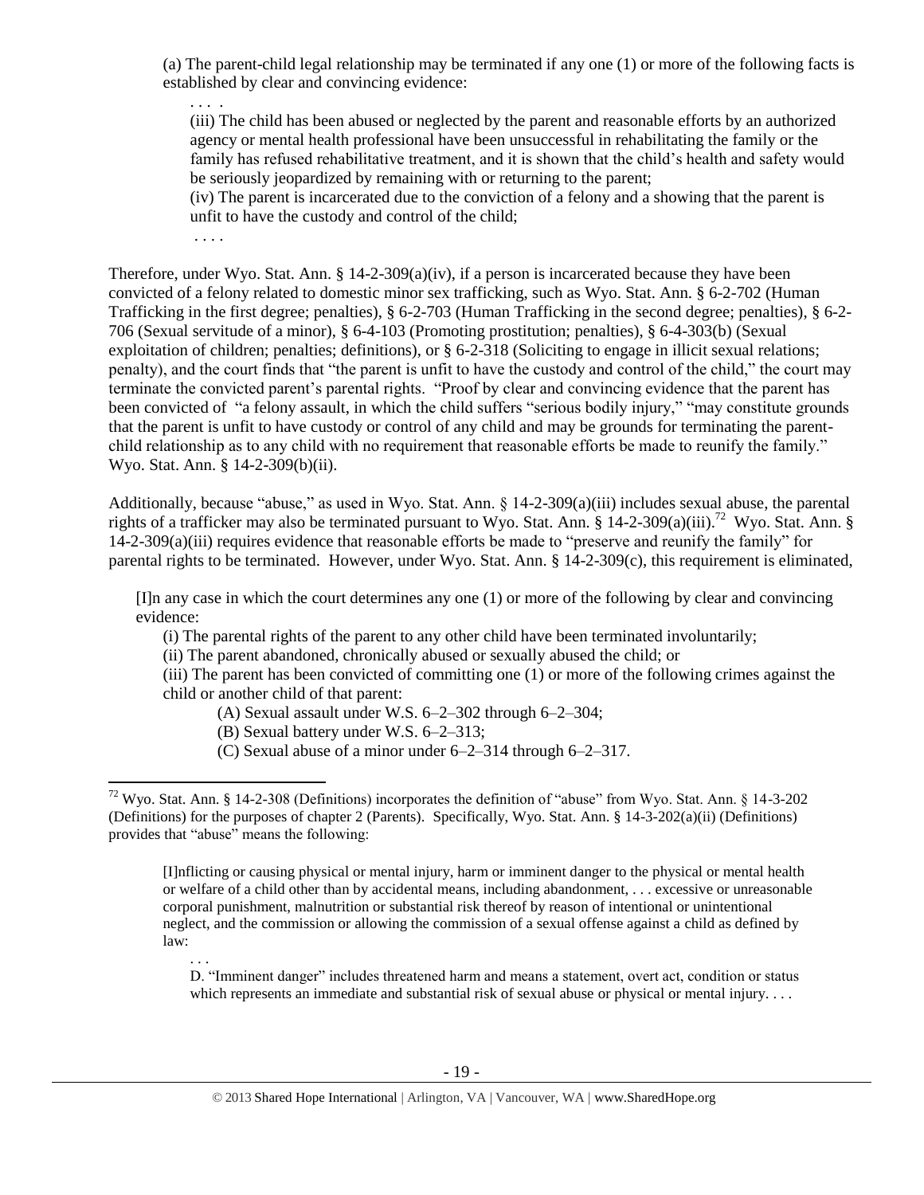(a) The parent-child legal relationship may be terminated if any one (1) or more of the following facts is established by clear and convincing evidence:

> . . . .
>
> (iii) The child has been abused or neglected by the parent and reasonable efforts by an authorized agency or mental health professional have been unsuccessful in rehabilitating the family or the family has refused rehabilitative treatment, and it is shown that the child's health and safety would be seriously jeopardized by remaining with or returning to the parent;
>
> (iv) The parent is incarcerated due to the conviction of a felony and a showing that the parent is unfit to have the custody and control of the child;
>
> . . . .

Therefore, under Wyo. Stat. Ann. § 14-2-309(a)(iv), if a person is incarcerated because they have been convicted of a felony related to domestic minor sex trafficking, such as Wyo. Stat. Ann. § 6-2-702 (Human Trafficking in the first degree; penalties), § 6-2-703 (Human Trafficking in the second degree; penalties), § 6-2-706 (Sexual servitude of a minor), § 6-4-103 (Promoting prostitution; penalties), § 6-4-303(b) (Sexual exploitation of children; penalties; definitions), or § 6-2-318 (Soliciting to engage in illicit sexual relations; penalty), and the court finds that "the parent is unfit to have the custody and control of the child," the court may terminate the convicted parent's parental rights. "Proof by clear and convincing evidence that the parent has been convicted of "a felony assault, in which the child suffers "serious bodily injury," "may constitute grounds that the parent is unfit to have custody or control of any child and may be grounds for terminating the parent-child relationship as to any child with no requirement that reasonable efforts be made to reunify the family." Wyo. Stat. Ann. § 14-2-309(b)(ii).

Additionally, because "abuse," as used in Wyo. Stat. Ann. § 14-2-309(a)(iii) includes sexual abuse, the parental rights of a trafficker may also be terminated pursuant to Wyo. Stat. Ann. § 14-2-309(a)(iii).[72] Wyo. Stat. Ann. § 14-2-309(a)(iii) requires evidence that reasonable efforts be made to "preserve and reunify the family" for parental rights to be terminated. However, under Wyo. Stat. Ann. § 14-2-309(c), this requirement is eliminated,

> [I]n any case in which the court determines any one (1) or more of the following by clear and convincing evidence:
>
> (i) The parental rights of the parent to any other child have been terminated involuntarily;
>
> (ii) The parent abandoned, chronically abused or sexually abused the child; or
>
> (iii) The parent has been convicted of committing one (1) or more of the following crimes against the child or another child of that parent:
>
> (A) Sexual assault under W.S. 6–2–302 through 6–2–304;
>
> (B) Sexual battery under W.S. 6–2–313;
>
> (C) Sexual abuse of a minor under 6–2–314 through 6–2–317.

---

[72] Wyo. Stat. Ann. § 14-2-308 (Definitions) incorporates the definition of "abuse" from Wyo. Stat. Ann. § 14-3-202 (Definitions) for the purposes of chapter 2 (Parents). Specifically, Wyo. Stat. Ann. § 14-3-202(a)(ii) (Definitions) provides that "abuse" means the following:

> [I]nflicting or causing physical or mental injury, harm or imminent danger to the physical or mental health or welfare of a child other than by accidental means, including abandonment, . . . excessive or unreasonable corporal punishment, malnutrition or substantial risk thereof by reason of intentional or unintentional neglect, and the commission or allowing the commission of a sexual offense against a child as defined by law:
>
> . . .
>
> D. "Imminent danger" includes threatened harm and means a statement, overt act, condition or status which represents an immediate and substantial risk of sexual abuse or physical or mental injury. . . .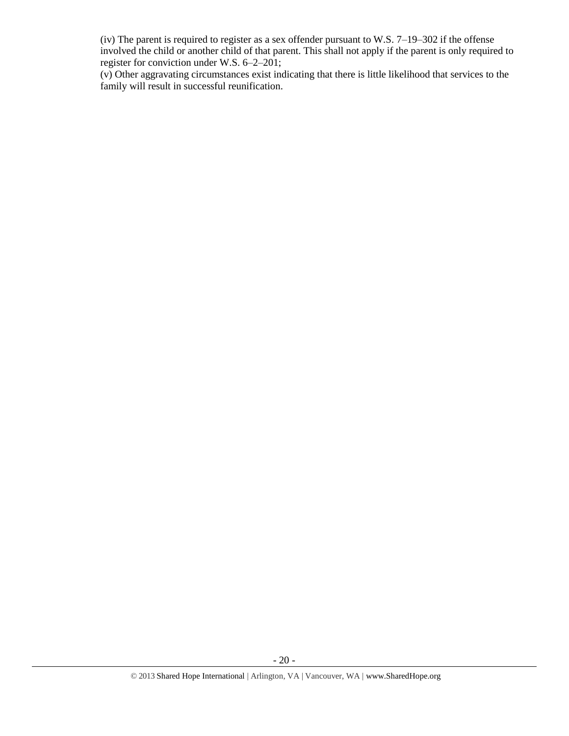(iv) The parent is required to register as a sex offender pursuant to W.S. 7–19–302 if the offense involved the child or another child of that parent. This shall not apply if the parent is only required to register for conviction under W.S. 6–2–201;
(v) Other aggravating circumstances exist indicating that there is little likelihood that services to the family will result in successful reunification.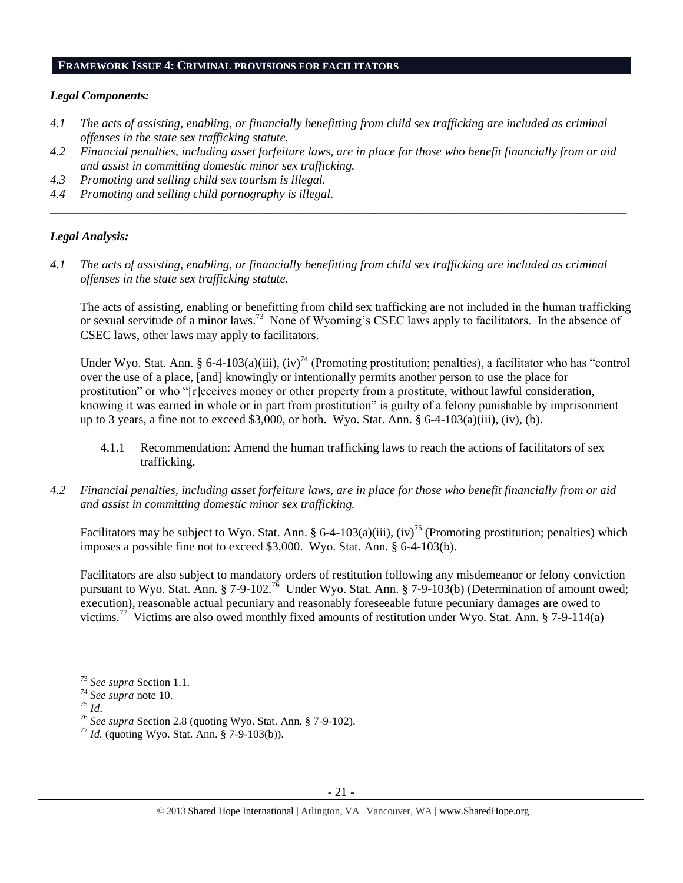## FRAMEWORK ISSUE 4: CRIMINAL PROVISIONS FOR FACILITATORS

### *Legal Components:*

*4.1 The acts of assisting, enabling, or financially benefitting from child sex trafficking are included as criminal offenses in the state sex trafficking statute.*

*4.2 Financial penalties, including asset forfeiture laws, are in place for those who benefit financially from or aid and assist in committing domestic minor sex trafficking.*

*4.3 Promoting and selling child sex tourism is illegal.*

*4.4 Promoting and selling child pornography is illegal.*

---

### *Legal Analysis:*

*4.1 The acts of assisting, enabling, or financially benefitting from child sex trafficking are included as criminal offenses in the state sex trafficking statute.*

The acts of assisting, enabling or benefitting from child sex trafficking are not included in the human trafficking or sexual servitude of a minor laws.[73] None of Wyoming's CSEC laws apply to facilitators. In the absence of CSEC laws, other laws may apply to facilitators.

Under Wyo. Stat. Ann. § 6-4-103(a)(iii), (iv)[74] (Promoting prostitution; penalties), a facilitator who has "control over the use of a place, [and] knowingly or intentionally permits another person to use the place for prostitution" or who "[r]eceives money or other property from a prostitute, without lawful consideration, knowing it was earned in whole or in part from prostitution" is guilty of a felony punishable by imprisonment up to 3 years, a fine not to exceed $3,000, or both. Wyo. Stat. Ann. § 6-4-103(a)(iii), (iv), (b).

4.1.1 Recommendation: Amend the human trafficking laws to reach the actions of facilitators of sex trafficking.

*4.2 Financial penalties, including asset forfeiture laws, are in place for those who benefit financially from or aid and assist in committing domestic minor sex trafficking.*

Facilitators may be subject to Wyo. Stat. Ann. § 6-4-103(a)(iii), (iv)[75] (Promoting prostitution; penalties) which imposes a possible fine not to exceed $3,000. Wyo. Stat. Ann. § 6-4-103(b).

Facilitators are also subject to mandatory orders of restitution following any misdemeanor or felony conviction pursuant to Wyo. Stat. Ann. § 7-9-102.[76] Under Wyo. Stat. Ann. § 7-9-103(b) (Determination of amount owed; execution), reasonable actual pecuniary and reasonably foreseeable future pecuniary damages are owed to victims.[77] Victims are also owed monthly fixed amounts of restitution under Wyo. Stat. Ann. § 7-9-114(a)

---

[73] *See supra* Section 1.1.

[74] *See supra* note 10.

[75] *Id*.

[76] *See supra* Section 2.8 (quoting Wyo. Stat. Ann. § 7-9-102).

[77] *Id.* (quoting Wyo. Stat. Ann. § 7-9-103(b)).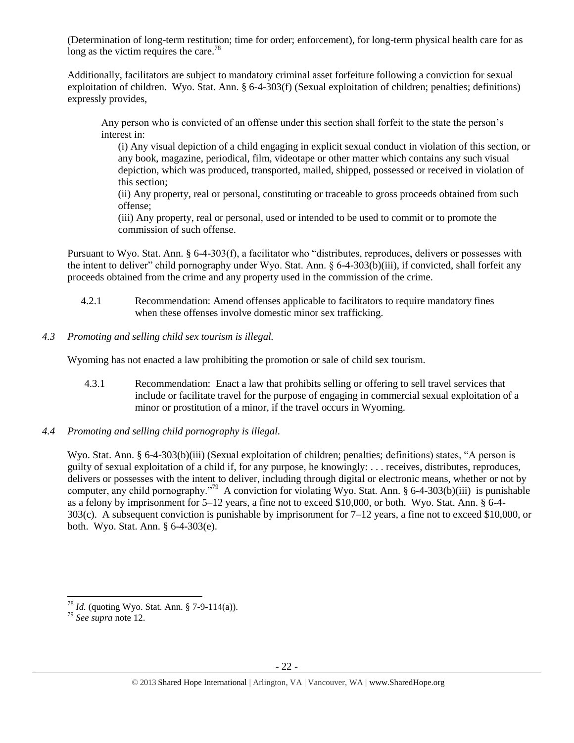(Determination of long-term restitution; time for order; enforcement), for long-term physical health care for as long as the victim requires the care.[78]

Additionally, facilitators are subject to mandatory criminal asset forfeiture following a conviction for sexual exploitation of children. Wyo. Stat. Ann. § 6-4-303(f) (Sexual exploitation of children; penalties; definitions) expressly provides,

> Any person who is convicted of an offense under this section shall forfeit to the state the person's interest in:
>
> (i) Any visual depiction of a child engaging in explicit sexual conduct in violation of this section, or any book, magazine, periodical, film, videotape or other matter which contains any such visual depiction, which was produced, transported, mailed, shipped, possessed or received in violation of this section;
>
> (ii) Any property, real or personal, constituting or traceable to gross proceeds obtained from such offense;
>
> (iii) Any property, real or personal, used or intended to be used to commit or to promote the commission of such offense.

Pursuant to Wyo. Stat. Ann. § 6-4-303(f), a facilitator who "distributes, reproduces, delivers or possesses with the intent to deliver" child pornography under Wyo. Stat. Ann. § 6-4-303(b)(iii), if convicted, shall forfeit any proceeds obtained from the crime and any property used in the commission of the crime.

4.2.1 Recommendation: Amend offenses applicable to facilitators to require mandatory fines when these offenses involve domestic minor sex trafficking.

*4.3 Promoting and selling child sex tourism is illegal.*

Wyoming has not enacted a law prohibiting the promotion or sale of child sex tourism.

4.3.1 Recommendation: Enact a law that prohibits selling or offering to sell travel services that include or facilitate travel for the purpose of engaging in commercial sexual exploitation of a minor or prostitution of a minor, if the travel occurs in Wyoming.

*4.4 Promoting and selling child pornography is illegal.*

Wyo. Stat. Ann. § 6-4-303(b)(iii) (Sexual exploitation of children; penalties; definitions) states, "A person is guilty of sexual exploitation of a child if, for any purpose, he knowingly: . . . receives, distributes, reproduces, delivers or possesses with the intent to deliver, including through digital or electronic means, whether or not by computer, any child pornography."[79] A conviction for violating Wyo. Stat. Ann. § 6-4-303(b)(iii) is punishable as a felony by imprisonment for 5–12 years, a fine not to exceed $10,000, or both. Wyo. Stat. Ann. § 6-4-303(c). A subsequent conviction is punishable by imprisonment for 7–12 years, a fine not to exceed $10,000, or both. Wyo. Stat. Ann. § 6-4-303(e).

---

[78] *Id.* (quoting Wyo. Stat. Ann. § 7-9-114(a)).

[79] *See supra* note 12.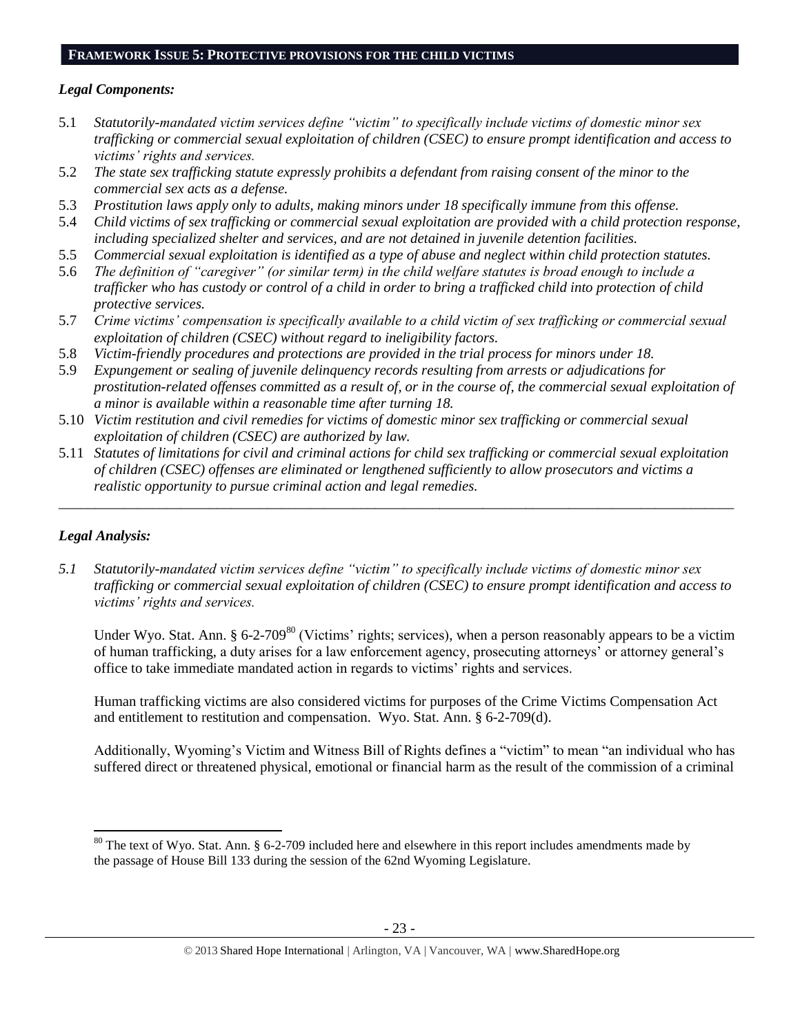## FRAMEWORK ISSUE 5: PROTECTIVE PROVISIONS FOR THE CHILD VICTIMS

### *Legal Components:*

5.1 *Statutorily-mandated victim services define "victim" to specifically include victims of domestic minor sex trafficking or commercial sexual exploitation of children (CSEC) to ensure prompt identification and access to victims' rights and services.*

5.2 *The state sex trafficking statute expressly prohibits a defendant from raising consent of the minor to the commercial sex acts as a defense.*

5.3 *Prostitution laws apply only to adults, making minors under 18 specifically immune from this offense.*

5.4 *Child victims of sex trafficking or commercial sexual exploitation are provided with a child protection response, including specialized shelter and services, and are not detained in juvenile detention facilities.*

5.5 *Commercial sexual exploitation is identified as a type of abuse and neglect within child protection statutes.*

5.6 *The definition of "caregiver" (or similar term) in the child welfare statutes is broad enough to include a trafficker who has custody or control of a child in order to bring a trafficked child into protection of child protective services.*

5.7 *Crime victims' compensation is specifically available to a child victim of sex trafficking or commercial sexual exploitation of children (CSEC) without regard to ineligibility factors.*

5.8 *Victim-friendly procedures and protections are provided in the trial process for minors under 18.*

5.9 *Expungement or sealing of juvenile delinquency records resulting from arrests or adjudications for prostitution-related offenses committed as a result of, or in the course of, the commercial sexual exploitation of a minor is available within a reasonable time after turning 18.*

5.10 *Victim restitution and civil remedies for victims of domestic minor sex trafficking or commercial sexual exploitation of children (CSEC) are authorized by law.*

5.11 *Statutes of limitations for civil and criminal actions for child sex trafficking or commercial sexual exploitation of children (CSEC) offenses are eliminated or lengthened sufficiently to allow prosecutors and victims a realistic opportunity to pursue criminal action and legal remedies.*

---

### *Legal Analysis:*

*5.1 Statutorily-mandated victim services define "victim" to specifically include victims of domestic minor sex trafficking or commercial sexual exploitation of children (CSEC) to ensure prompt identification and access to victims' rights and services.*

Under Wyo. Stat. Ann. § 6-2-709[80] (Victims' rights; services), when a person reasonably appears to be a victim of human trafficking, a duty arises for a law enforcement agency, prosecuting attorneys' or attorney general's office to take immediate mandated action in regards to victims' rights and services.

Human trafficking victims are also considered victims for purposes of the Crime Victims Compensation Act and entitlement to restitution and compensation. Wyo. Stat. Ann. § 6-2-709(d).

Additionally, Wyoming's Victim and Witness Bill of Rights defines a "victim" to mean "an individual who has suffered direct or threatened physical, emotional or financial harm as the result of the commission of a criminal

---

[80] The text of Wyo. Stat. Ann. § 6-2-709 included here and elsewhere in this report includes amendments made by the passage of House Bill 133 during the session of the 62nd Wyoming Legislature.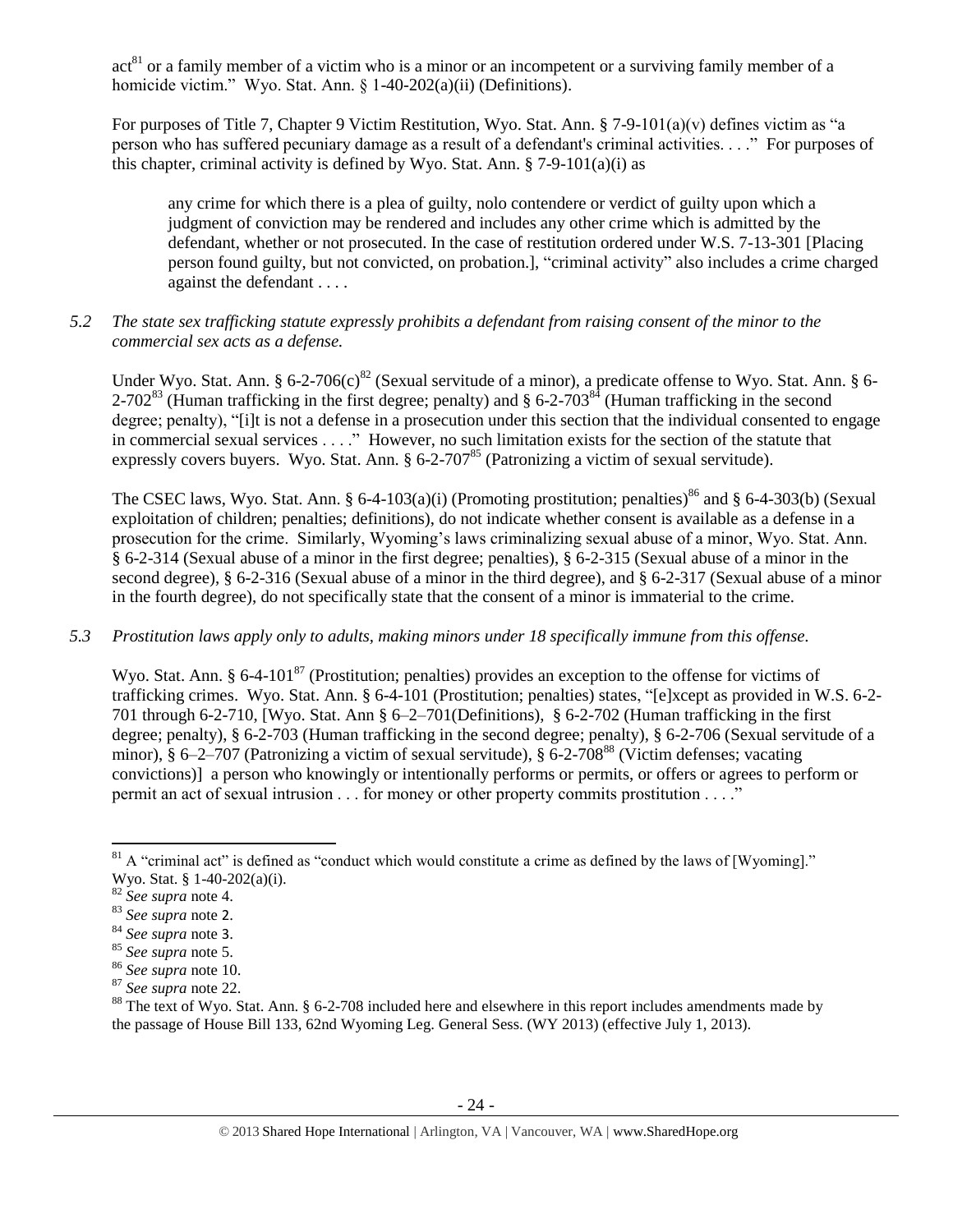act[81] or a family member of a victim who is a minor or an incompetent or a surviving family member of a homicide victim." Wyo. Stat. Ann. § 1-40-202(a)(ii) (Definitions).

For purposes of Title 7, Chapter 9 Victim Restitution, Wyo. Stat. Ann. § 7-9-101(a)(v) defines victim as "a person who has suffered pecuniary damage as a result of a defendant's criminal activities. . . ." For purposes of this chapter, criminal activity is defined by Wyo. Stat. Ann. § 7-9-101(a)(i) as

> any crime for which there is a plea of guilty, nolo contendere or verdict of guilty upon which a judgment of conviction may be rendered and includes any other crime which is admitted by the defendant, whether or not prosecuted. In the case of restitution ordered under W.S. 7-13-301 [Placing person found guilty, but not convicted, on probation.], "criminal activity" also includes a crime charged against the defendant . . . .

*5.2 The state sex trafficking statute expressly prohibits a defendant from raising consent of the minor to the commercial sex acts as a defense.*

Under Wyo. Stat. Ann. § 6-2-706(c)[82] (Sexual servitude of a minor), a predicate offense to Wyo. Stat. Ann. § 6-2-702[83] (Human trafficking in the first degree; penalty) and § 6-2-703[84] (Human trafficking in the second degree; penalty), "[i]t is not a defense in a prosecution under this section that the individual consented to engage in commercial sexual services . . . ." However, no such limitation exists for the section of the statute that expressly covers buyers. Wyo. Stat. Ann. § 6-2-707[85] (Patronizing a victim of sexual servitude).

The CSEC laws, Wyo. Stat. Ann. § 6-4-103(a)(i) (Promoting prostitution; penalties)[86] and § 6-4-303(b) (Sexual exploitation of children; penalties; definitions), do not indicate whether consent is available as a defense in a prosecution for the crime. Similarly, Wyoming's laws criminalizing sexual abuse of a minor, Wyo. Stat. Ann. § 6-2-314 (Sexual abuse of a minor in the first degree; penalties), § 6-2-315 (Sexual abuse of a minor in the second degree), § 6-2-316 (Sexual abuse of a minor in the third degree), and § 6-2-317 (Sexual abuse of a minor in the fourth degree), do not specifically state that the consent of a minor is immaterial to the crime.

*5.3 Prostitution laws apply only to adults, making minors under 18 specifically immune from this offense.*

Wyo. Stat. Ann. § 6-4-101[87] (Prostitution; penalties) provides an exception to the offense for victims of trafficking crimes. Wyo. Stat. Ann. § 6-4-101 (Prostitution; penalties) states, "[e]xcept as provided in W.S. 6-2-701 through 6-2-710, [Wyo. Stat. Ann § 6–2–701(Definitions), § 6-2-702 (Human trafficking in the first degree; penalty), § 6-2-703 (Human trafficking in the second degree; penalty), § 6-2-706 (Sexual servitude of a minor), § 6–2–707 (Patronizing a victim of sexual servitude), § 6-2-708[88] (Victim defenses; vacating convictions)] a person who knowingly or intentionally performs or permits, or offers or agrees to perform or permit an act of sexual intrusion . . . for money or other property commits prostitution . . . ."

---

[81] A "criminal act" is defined as "conduct which would constitute a crime as defined by the laws of [Wyoming]." Wyo. Stat. § 1-40-202(a)(i).

[82] *See supra* note 4.

[83] *See supra* note 2.

[84] *See supra* note 3.

[85] *See supra* note 5.

[86] *See supra* note 10.

[87] *See supra* note 22.

[88] The text of Wyo. Stat. Ann. § 6-2-708 included here and elsewhere in this report includes amendments made by the passage of House Bill 133, 62nd Wyoming Leg. General Sess. (WY 2013) (effective July 1, 2013).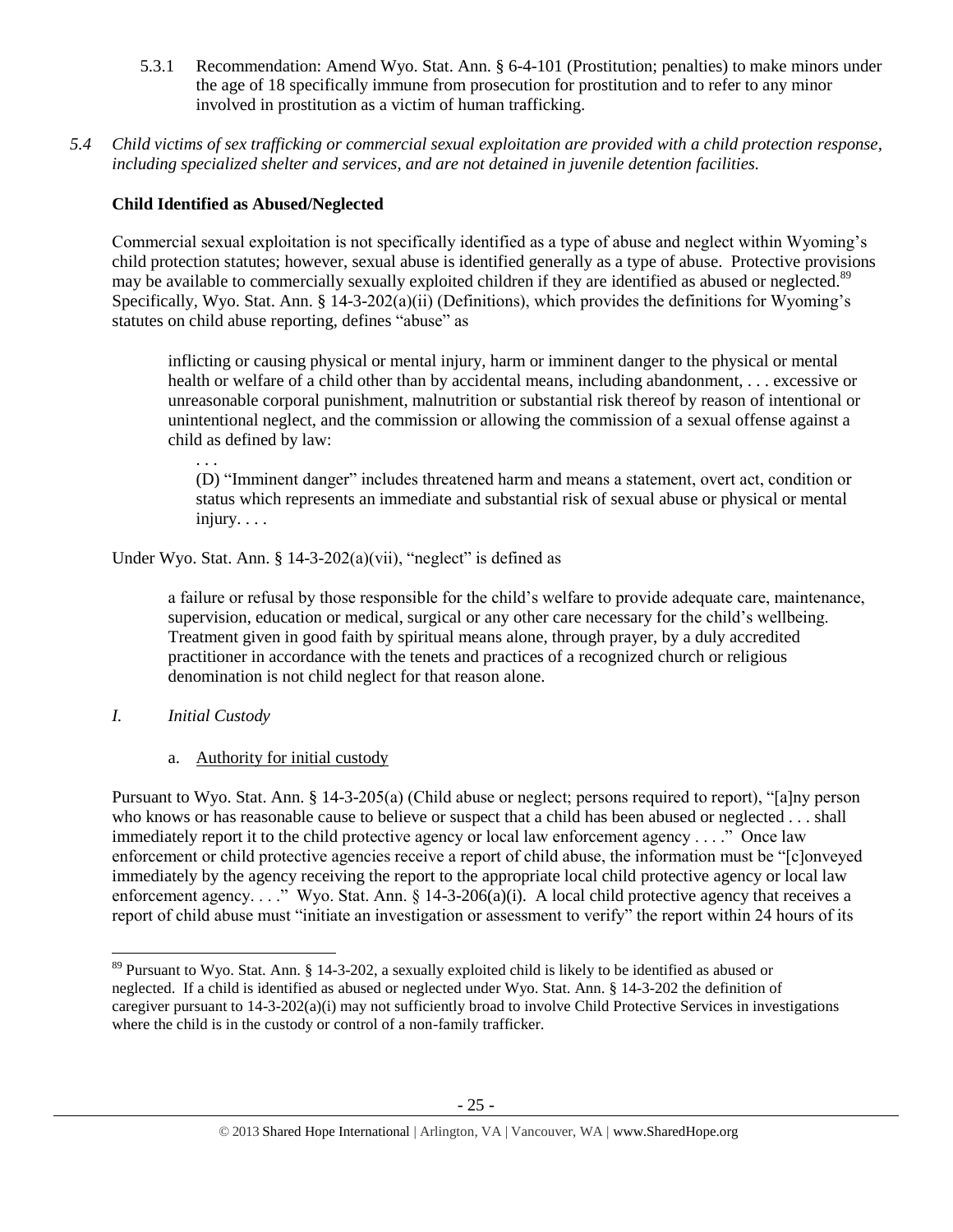5.3.1 Recommendation: Amend Wyo. Stat. Ann. § 6-4-101 (Prostitution; penalties) to make minors under the age of 18 specifically immune from prosecution for prostitution and to refer to any minor involved in prostitution as a victim of human trafficking.

*5.4 Child victims of sex trafficking or commercial sexual exploitation are provided with a child protection response, including specialized shelter and services, and are not detained in juvenile detention facilities.*

**Child Identified as Abused/Neglected**

Commercial sexual exploitation is not specifically identified as a type of abuse and neglect within Wyoming's child protection statutes; however, sexual abuse is identified generally as a type of abuse. Protective provisions may be available to commercially sexually exploited children if they are identified as abused or neglected.[89] Specifically, Wyo. Stat. Ann. § 14-3-202(a)(ii) (Definitions), which provides the definitions for Wyoming's statutes on child abuse reporting, defines "abuse" as

> inflicting or causing physical or mental injury, harm or imminent danger to the physical or mental health or welfare of a child other than by accidental means, including abandonment, . . . excessive or unreasonable corporal punishment, malnutrition or substantial risk thereof by reason of intentional or unintentional neglect, and the commission or allowing the commission of a sexual offense against a child as defined by law:
>
> . . .
>
> (D) "Imminent danger" includes threatened harm and means a statement, overt act, condition or status which represents an immediate and substantial risk of sexual abuse or physical or mental injury. . . .

Under Wyo. Stat. Ann. § 14-3-202(a)(vii), "neglect" is defined as

> a failure or refusal by those responsible for the child's welfare to provide adequate care, maintenance, supervision, education or medical, surgical or any other care necessary for the child's wellbeing. Treatment given in good faith by spiritual means alone, through prayer, by a duly accredited practitioner in accordance with the tenets and practices of a recognized church or religious denomination is not child neglect for that reason alone.

*I. Initial Custody*

a. Authority for initial custody

Pursuant to Wyo. Stat. Ann. § 14-3-205(a) (Child abuse or neglect; persons required to report), "[a]ny person who knows or has reasonable cause to believe or suspect that a child has been abused or neglected . . . shall immediately report it to the child protective agency or local law enforcement agency . . . ." Once law enforcement or child protective agencies receive a report of child abuse, the information must be "[c]onveyed immediately by the agency receiving the report to the appropriate local child protective agency or local law enforcement agency. . . ." Wyo. Stat. Ann. § 14-3-206(a)(i). A local child protective agency that receives a report of child abuse must "initiate an investigation or assessment to verify" the report within 24 hours of its

[89] Pursuant to Wyo. Stat. Ann. § 14-3-202, a sexually exploited child is likely to be identified as abused or neglected. If a child is identified as abused or neglected under Wyo. Stat. Ann. § 14-3-202 the definition of caregiver pursuant to 14-3-202(a)(i) may not sufficiently broad to involve Child Protective Services in investigations where the child is in the custody or control of a non-family trafficker.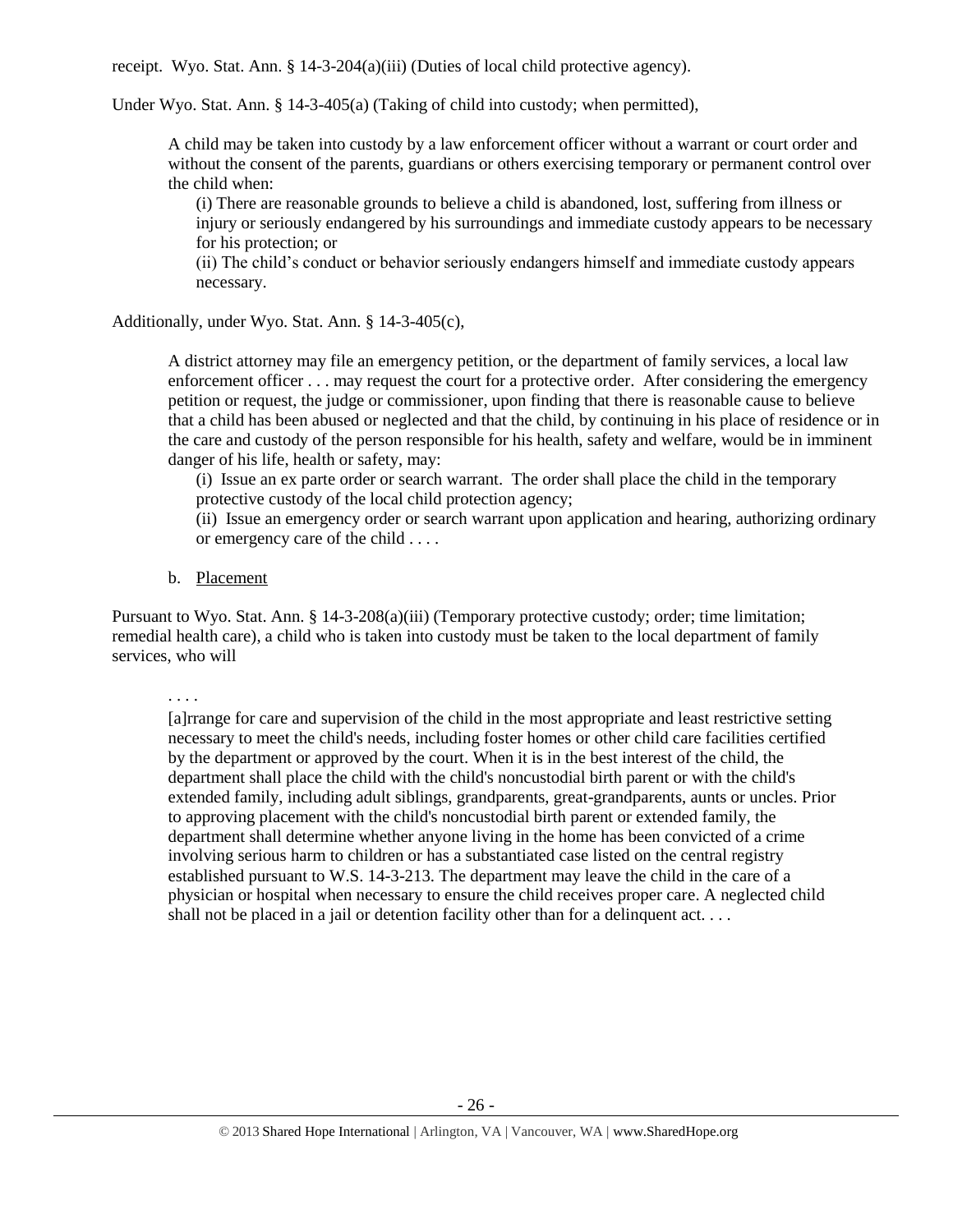receipt. Wyo. Stat. Ann. § 14-3-204(a)(iii) (Duties of local child protective agency).

Under Wyo. Stat. Ann. § 14-3-405(a) (Taking of child into custody; when permitted),

> A child may be taken into custody by a law enforcement officer without a warrant or court order and without the consent of the parents, guardians or others exercising temporary or permanent control over the child when:
>
> (i) There are reasonable grounds to believe a child is abandoned, lost, suffering from illness or injury or seriously endangered by his surroundings and immediate custody appears to be necessary for his protection; or
>
> (ii) The child's conduct or behavior seriously endangers himself and immediate custody appears necessary.

Additionally, under Wyo. Stat. Ann. § 14-3-405(c),

> A district attorney may file an emergency petition, or the department of family services, a local law enforcement officer . . . may request the court for a protective order. After considering the emergency petition or request, the judge or commissioner, upon finding that there is reasonable cause to believe that a child has been abused or neglected and that the child, by continuing in his place of residence or in the care and custody of the person responsible for his health, safety and welfare, would be in imminent danger of his life, health or safety, may:
>
> (i) Issue an ex parte order or search warrant. The order shall place the child in the temporary protective custody of the local child protection agency;
>
> (ii) Issue an emergency order or search warrant upon application and hearing, authorizing ordinary or emergency care of the child . . . .

b. Placement

Pursuant to Wyo. Stat. Ann. § 14-3-208(a)(iii) (Temporary protective custody; order; time limitation; remedial health care), a child who is taken into custody must be taken to the local department of family services, who will

> . . . .
>
> [a]rrange for care and supervision of the child in the most appropriate and least restrictive setting necessary to meet the child's needs, including foster homes or other child care facilities certified by the department or approved by the court. When it is in the best interest of the child, the department shall place the child with the child's noncustodial birth parent or with the child's extended family, including adult siblings, grandparents, great-grandparents, aunts or uncles. Prior to approving placement with the child's noncustodial birth parent or extended family, the department shall determine whether anyone living in the home has been convicted of a crime involving serious harm to children or has a substantiated case listed on the central registry established pursuant to W.S. 14-3-213. The department may leave the child in the care of a physician or hospital when necessary to ensure the child receives proper care. A neglected child shall not be placed in a jail or detention facility other than for a delinquent act. . . .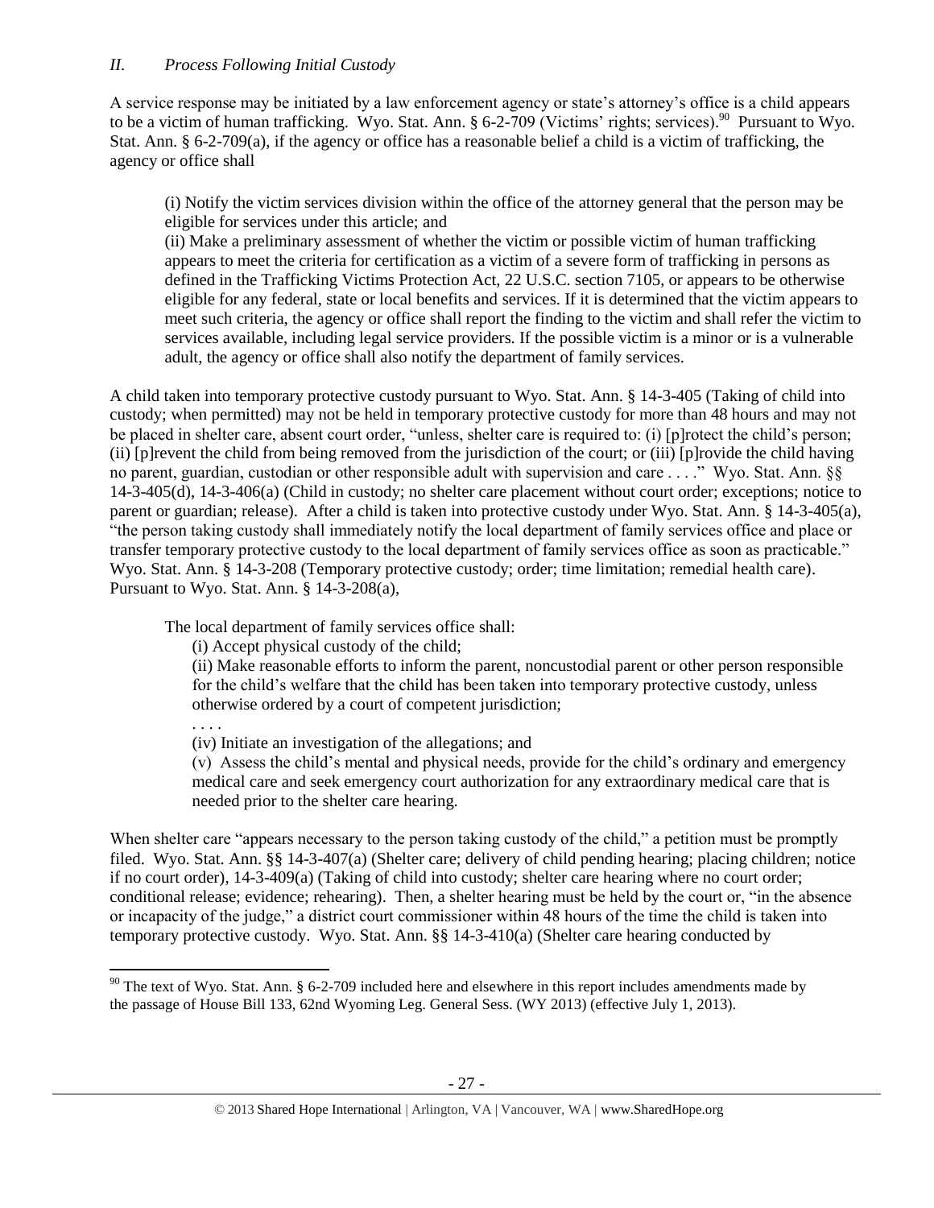## *II. Process Following Initial Custody*

A service response may be initiated by a law enforcement agency or state's attorney's office is a child appears to be a victim of human trafficking. Wyo. Stat. Ann. § 6-2-709 (Victims' rights; services).[90] Pursuant to Wyo. Stat. Ann. § 6-2-709(a), if the agency or office has a reasonable belief a child is a victim of trafficking, the agency or office shall

> (i) Notify the victim services division within the office of the attorney general that the person may be eligible for services under this article; and
>
> (ii) Make a preliminary assessment of whether the victim or possible victim of human trafficking appears to meet the criteria for certification as a victim of a severe form of trafficking in persons as defined in the Trafficking Victims Protection Act, 22 U.S.C. section 7105, or appears to be otherwise eligible for any federal, state or local benefits and services. If it is determined that the victim appears to meet such criteria, the agency or office shall report the finding to the victim and shall refer the victim to services available, including legal service providers. If the possible victim is a minor or is a vulnerable adult, the agency or office shall also notify the department of family services.

A child taken into temporary protective custody pursuant to Wyo. Stat. Ann. § 14-3-405 (Taking of child into custody; when permitted) may not be held in temporary protective custody for more than 48 hours and may not be placed in shelter care, absent court order, "unless, shelter care is required to: (i) [p]rotect the child's person; (ii) [p]revent the child from being removed from the jurisdiction of the court; or (iii) [p]rovide the child having no parent, guardian, custodian or other responsible adult with supervision and care . . . ." Wyo. Stat. Ann. §§ 14-3-405(d), 14-3-406(a) (Child in custody; no shelter care placement without court order; exceptions; notice to parent or guardian; release). After a child is taken into protective custody under Wyo. Stat. Ann. § 14-3-405(a), "the person taking custody shall immediately notify the local department of family services office and place or transfer temporary protective custody to the local department of family services office as soon as practicable." Wyo. Stat. Ann. § 14-3-208 (Temporary protective custody; order; time limitation; remedial health care). Pursuant to Wyo. Stat. Ann. § 14-3-208(a),

> The local department of family services office shall:
>
> (i) Accept physical custody of the child;
>
> (ii) Make reasonable efforts to inform the parent, noncustodial parent or other person responsible for the child's welfare that the child has been taken into temporary protective custody, unless otherwise ordered by a court of competent jurisdiction;
>
> . . . .
>
> (iv) Initiate an investigation of the allegations; and
>
> (v) Assess the child's mental and physical needs, provide for the child's ordinary and emergency medical care and seek emergency court authorization for any extraordinary medical care that is needed prior to the shelter care hearing.

When shelter care "appears necessary to the person taking custody of the child," a petition must be promptly filed. Wyo. Stat. Ann. §§ 14-3-407(a) (Shelter care; delivery of child pending hearing; placing children; notice if no court order), 14-3-409(a) (Taking of child into custody; shelter care hearing where no court order; conditional release; evidence; rehearing). Then, a shelter hearing must be held by the court or, "in the absence or incapacity of the judge," a district court commissioner within 48 hours of the time the child is taken into temporary protective custody. Wyo. Stat. Ann. §§ 14-3-410(a) (Shelter care hearing conducted by

---

[90] The text of Wyo. Stat. Ann. § 6-2-709 included here and elsewhere in this report includes amendments made by the passage of House Bill 133, 62nd Wyoming Leg. General Sess. (WY 2013) (effective July 1, 2013).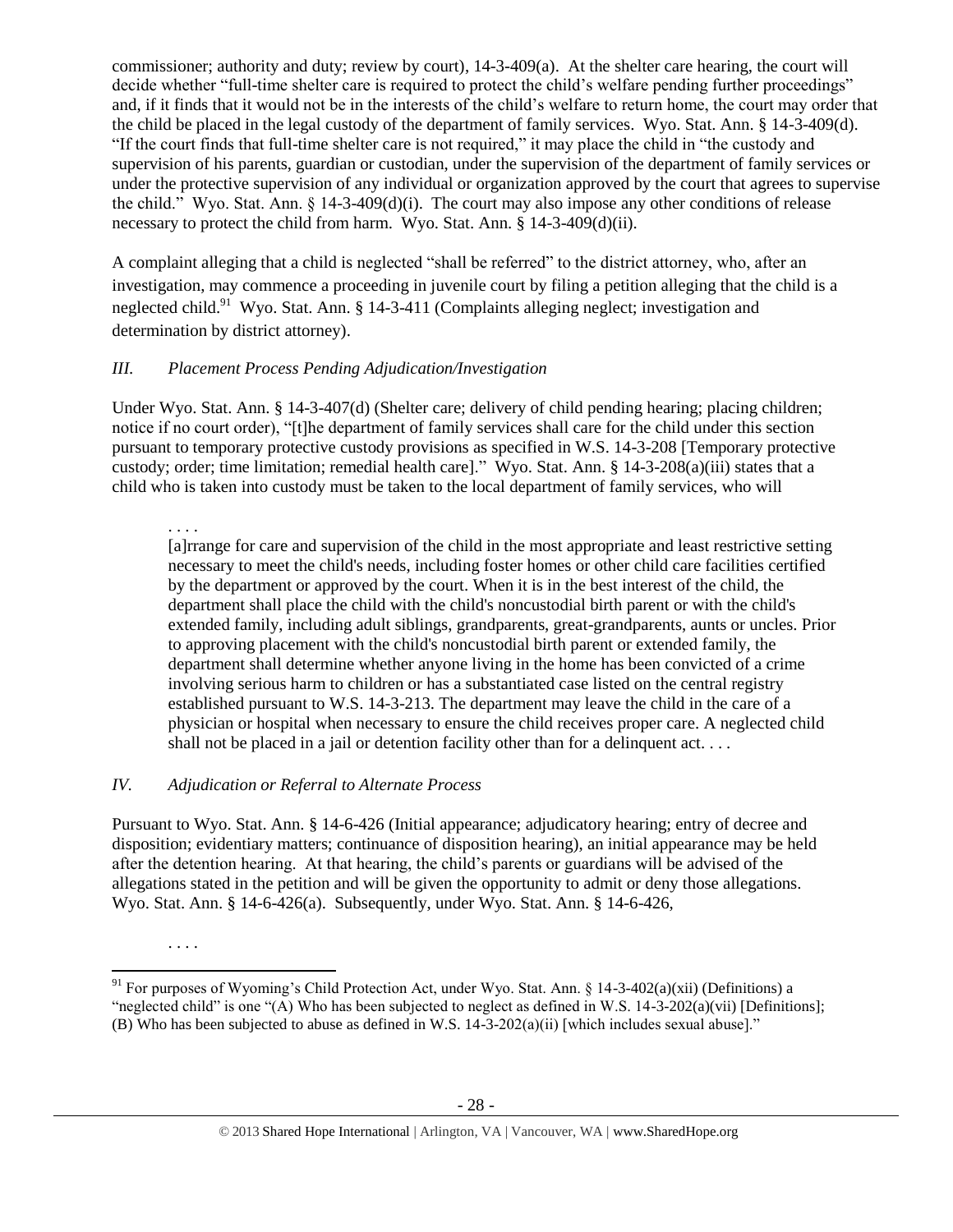commissioner; authority and duty; review by court), 14-3-409(a). At the shelter care hearing, the court will decide whether "full-time shelter care is required to protect the child's welfare pending further proceedings" and, if it finds that it would not be in the interests of the child's welfare to return home, the court may order that the child be placed in the legal custody of the department of family services. Wyo. Stat. Ann. § 14-3-409(d). "If the court finds that full-time shelter care is not required," it may place the child in "the custody and supervision of his parents, guardian or custodian, under the supervision of the department of family services or under the protective supervision of any individual or organization approved by the court that agrees to supervise the child." Wyo. Stat. Ann. § 14-3-409(d)(i). The court may also impose any other conditions of release necessary to protect the child from harm. Wyo. Stat. Ann. § 14-3-409(d)(ii).

A complaint alleging that a child is neglected "shall be referred" to the district attorney, who, after an investigation, may commence a proceeding in juvenile court by filing a petition alleging that the child is a neglected child.[91] Wyo. Stat. Ann. § 14-3-411 (Complaints alleging neglect; investigation and determination by district attorney).

### *III. Placement Process Pending Adjudication/Investigation*

Under Wyo. Stat. Ann. § 14-3-407(d) (Shelter care; delivery of child pending hearing; placing children; notice if no court order), "[t]he department of family services shall care for the child under this section pursuant to temporary protective custody provisions as specified in W.S. 14-3-208 [Temporary protective custody; order; time limitation; remedial health care]." Wyo. Stat. Ann. § 14-3-208(a)(iii) states that a child who is taken into custody must be taken to the local department of family services, who will

> . . . .
> [a]rrange for care and supervision of the child in the most appropriate and least restrictive setting necessary to meet the child's needs, including foster homes or other child care facilities certified by the department or approved by the court. When it is in the best interest of the child, the department shall place the child with the child's noncustodial birth parent or with the child's extended family, including adult siblings, grandparents, great-grandparents, aunts or uncles. Prior to approving placement with the child's noncustodial birth parent or extended family, the department shall determine whether anyone living in the home has been convicted of a crime involving serious harm to children or has a substantiated case listed on the central registry established pursuant to W.S. 14-3-213. The department may leave the child in the care of a physician or hospital when necessary to ensure the child receives proper care. A neglected child shall not be placed in a jail or detention facility other than for a delinquent act. . . .

### *IV. Adjudication or Referral to Alternate Process*

Pursuant to Wyo. Stat. Ann. § 14-6-426 (Initial appearance; adjudicatory hearing; entry of decree and disposition; evidentiary matters; continuance of disposition hearing), an initial appearance may be held after the detention hearing. At that hearing, the child's parents or guardians will be advised of the allegations stated in the petition and will be given the opportunity to admit or deny those allegations. Wyo. Stat. Ann. § 14-6-426(a). Subsequently, under Wyo. Stat. Ann. § 14-6-426,

> . . . .

[91] For purposes of Wyoming's Child Protection Act, under Wyo. Stat. Ann. § 14-3-402(a)(xii) (Definitions) a "neglected child" is one "(A) Who has been subjected to neglect as defined in W.S. 14-3-202(a)(vii) [Definitions]; (B) Who has been subjected to abuse as defined in W.S. 14-3-202(a)(ii) [which includes sexual abuse]."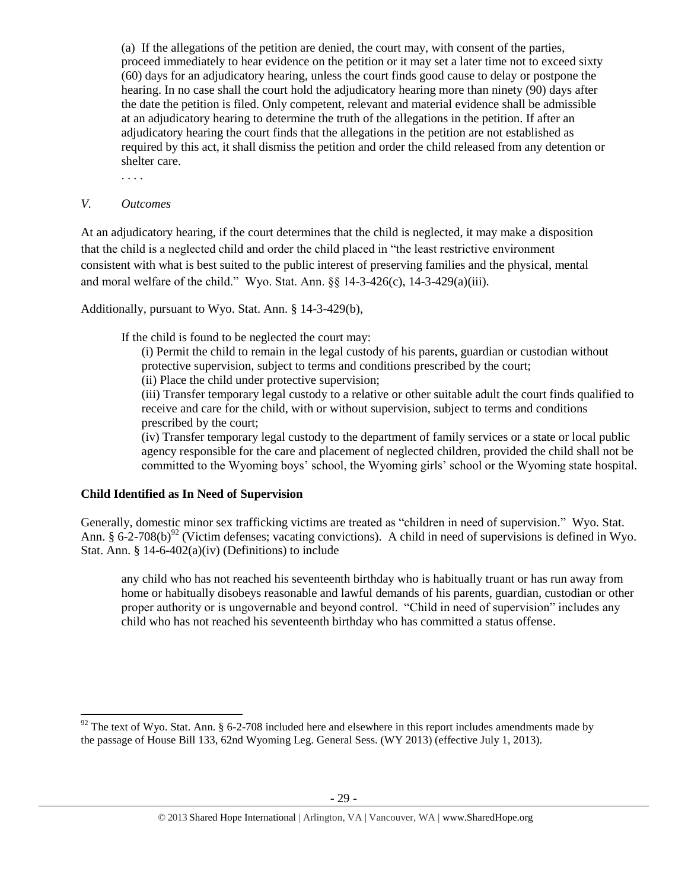> (a) If the allegations of the petition are denied, the court may, with consent of the parties, proceed immediately to hear evidence on the petition or it may set a later time not to exceed sixty (60) days for an adjudicatory hearing, unless the court finds good cause to delay or postpone the hearing. In no case shall the court hold the adjudicatory hearing more than ninety (90) days after the date the petition is filed. Only competent, relevant and material evidence shall be admissible at an adjudicatory hearing to determine the truth of the allegations in the petition. If after an adjudicatory hearing the court finds that the allegations in the petition are not established as required by this act, it shall dismiss the petition and order the child released from any detention or shelter care.
>
> . . . .

*V. Outcomes*

At an adjudicatory hearing, if the court determines that the child is neglected, it may make a disposition that the child is a neglected child and order the child placed in "the least restrictive environment consistent with what is best suited to the public interest of preserving families and the physical, mental and moral welfare of the child." Wyo. Stat. Ann. §§ 14-3-426(c), 14-3-429(a)(iii).

Additionally, pursuant to Wyo. Stat. Ann. § 14-3-429(b),

> If the child is found to be neglected the court may:
>
> (i) Permit the child to remain in the legal custody of his parents, guardian or custodian without protective supervision, subject to terms and conditions prescribed by the court;
>
> (ii) Place the child under protective supervision;
>
> (iii) Transfer temporary legal custody to a relative or other suitable adult the court finds qualified to receive and care for the child, with or without supervision, subject to terms and conditions prescribed by the court;
>
> (iv) Transfer temporary legal custody to the department of family services or a state or local public agency responsible for the care and placement of neglected children, provided the child shall not be committed to the Wyoming boys' school, the Wyoming girls' school or the Wyoming state hospital.

**Child Identified as In Need of Supervision**

Generally, domestic minor sex trafficking victims are treated as "children in need of supervision." Wyo. Stat. Ann. § 6-2-708(b)[92] (Victim defenses; vacating convictions). A child in need of supervisions is defined in Wyo. Stat. Ann. § 14-6-402(a)(iv) (Definitions) to include

> any child who has not reached his seventeenth birthday who is habitually truant or has run away from home or habitually disobeys reasonable and lawful demands of his parents, guardian, custodian or other proper authority or is ungovernable and beyond control. "Child in need of supervision" includes any child who has not reached his seventeenth birthday who has committed a status offense.

---

[92] The text of Wyo. Stat. Ann. § 6-2-708 included here and elsewhere in this report includes amendments made by the passage of House Bill 133, 62nd Wyoming Leg. General Sess. (WY 2013) (effective July 1, 2013).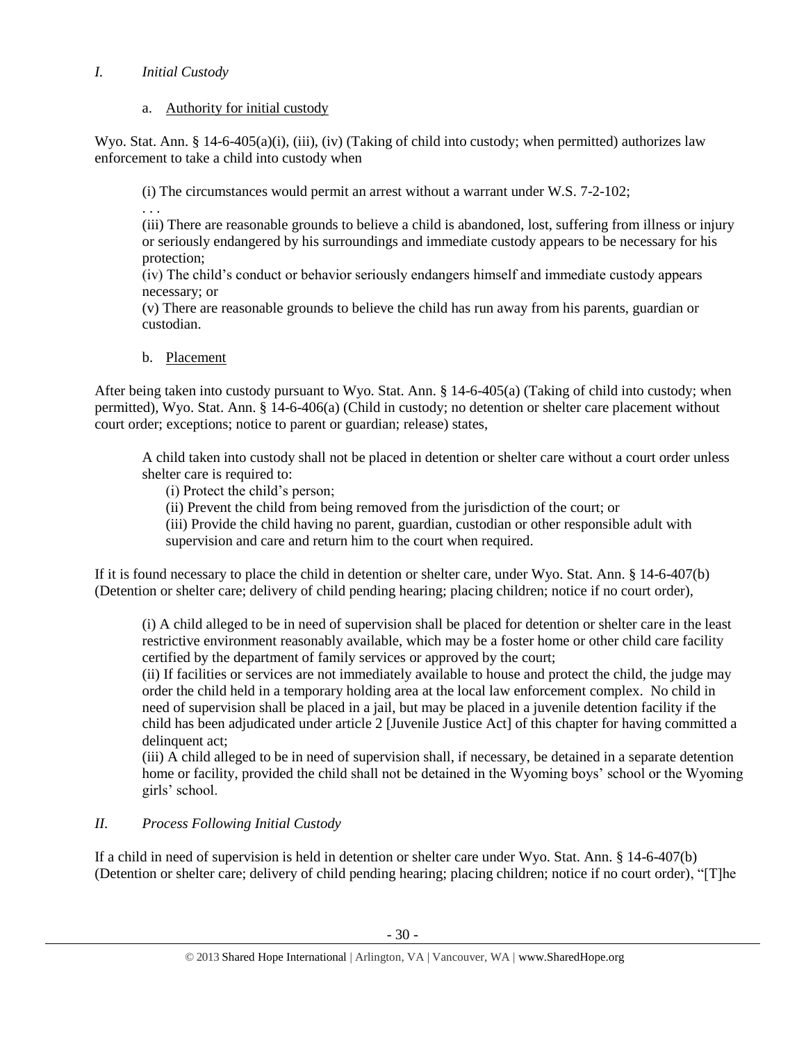## *I. Initial Custody*

### a. Authority for initial custody

Wyo. Stat. Ann. § 14-6-405(a)(i), (iii), (iv) (Taking of child into custody; when permitted) authorizes law enforcement to take a child into custody when

> (i) The circumstances would permit an arrest without a warrant under W.S. 7-2-102;
>
> . . .
>
> (iii) There are reasonable grounds to believe a child is abandoned, lost, suffering from illness or injury or seriously endangered by his surroundings and immediate custody appears to be necessary for his protection;
>
> (iv) The child's conduct or behavior seriously endangers himself and immediate custody appears necessary; or
>
> (v) There are reasonable grounds to believe the child has run away from his parents, guardian or custodian.

### b. Placement

After being taken into custody pursuant to Wyo. Stat. Ann. § 14-6-405(a) (Taking of child into custody; when permitted), Wyo. Stat. Ann. § 14-6-406(a) (Child in custody; no detention or shelter care placement without court order; exceptions; notice to parent or guardian; release) states,

> A child taken into custody shall not be placed in detention or shelter care without a court order unless shelter care is required to:
>
> (i) Protect the child's person;
>
> (ii) Prevent the child from being removed from the jurisdiction of the court; or
>
> (iii) Provide the child having no parent, guardian, custodian or other responsible adult with supervision and care and return him to the court when required.

If it is found necessary to place the child in detention or shelter care, under Wyo. Stat. Ann. § 14-6-407(b) (Detention or shelter care; delivery of child pending hearing; placing children; notice if no court order),

> (i) A child alleged to be in need of supervision shall be placed for detention or shelter care in the least restrictive environment reasonably available, which may be a foster home or other child care facility certified by the department of family services or approved by the court;
>
> (ii) If facilities or services are not immediately available to house and protect the child, the judge may order the child held in a temporary holding area at the local law enforcement complex. No child in need of supervision shall be placed in a jail, but may be placed in a juvenile detention facility if the child has been adjudicated under article 2 [Juvenile Justice Act] of this chapter for having committed a delinquent act;
>
> (iii) A child alleged to be in need of supervision shall, if necessary, be detained in a separate detention home or facility, provided the child shall not be detained in the Wyoming boys' school or the Wyoming girls' school.

## *II. Process Following Initial Custody*

If a child in need of supervision is held in detention or shelter care under Wyo. Stat. Ann. § 14-6-407(b) (Detention or shelter care; delivery of child pending hearing; placing children; notice if no court order), "[T]he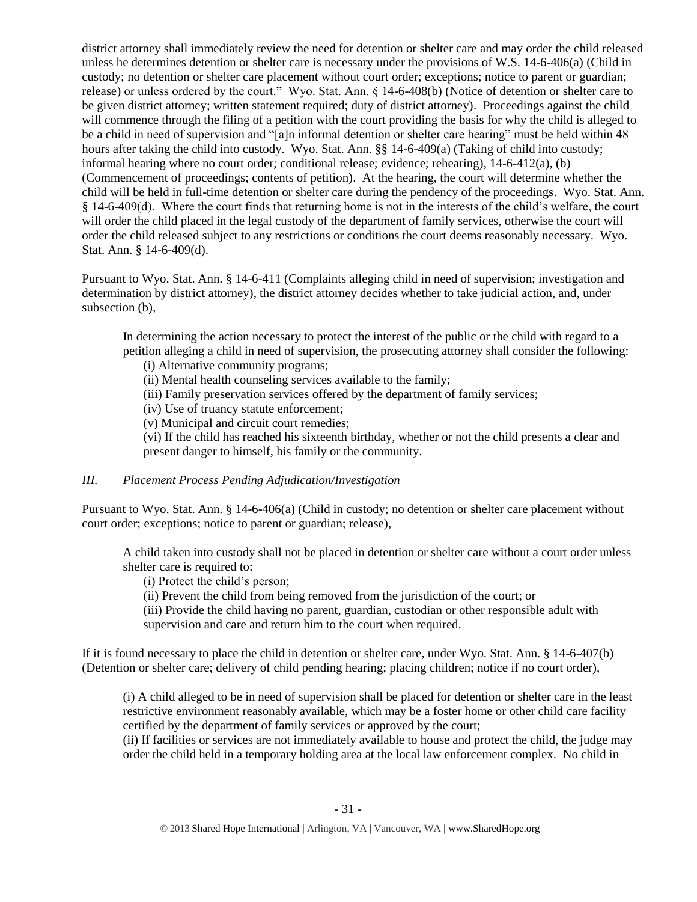district attorney shall immediately review the need for detention or shelter care and may order the child released unless he determines detention or shelter care is necessary under the provisions of W.S. 14-6-406(a) (Child in custody; no detention or shelter care placement without court order; exceptions; notice to parent or guardian; release) or unless ordered by the court." Wyo. Stat. Ann. § 14-6-408(b) (Notice of detention or shelter care to be given district attorney; written statement required; duty of district attorney). Proceedings against the child will commence through the filing of a petition with the court providing the basis for why the child is alleged to be a child in need of supervision and "[a]n informal detention or shelter care hearing" must be held within 48 hours after taking the child into custody. Wyo. Stat. Ann. §§ 14-6-409(a) (Taking of child into custody; informal hearing where no court order; conditional release; evidence; rehearing), 14-6-412(a), (b) (Commencement of proceedings; contents of petition). At the hearing, the court will determine whether the child will be held in full-time detention or shelter care during the pendency of the proceedings. Wyo. Stat. Ann. § 14-6-409(d). Where the court finds that returning home is not in the interests of the child's welfare, the court will order the child placed in the legal custody of the department of family services, otherwise the court will order the child released subject to any restrictions or conditions the court deems reasonably necessary. Wyo. Stat. Ann. § 14-6-409(d).

Pursuant to Wyo. Stat. Ann. § 14-6-411 (Complaints alleging child in need of supervision; investigation and determination by district attorney), the district attorney decides whether to take judicial action, and, under subsection (b),

> In determining the action necessary to protect the interest of the public or the child with regard to a petition alleging a child in need of supervision, the prosecuting attorney shall consider the following:
>
> (i) Alternative community programs;
>
> (ii) Mental health counseling services available to the family;
>
> (iii) Family preservation services offered by the department of family services;
>
> (iv) Use of truancy statute enforcement;
>
> (v) Municipal and circuit court remedies;
>
> (vi) If the child has reached his sixteenth birthday, whether or not the child presents a clear and present danger to himself, his family or the community.

### *III. Placement Process Pending Adjudication/Investigation*

Pursuant to Wyo. Stat. Ann. § 14-6-406(a) (Child in custody; no detention or shelter care placement without court order; exceptions; notice to parent or guardian; release),

> A child taken into custody shall not be placed in detention or shelter care without a court order unless shelter care is required to:
>
> (i) Protect the child's person;
>
> (ii) Prevent the child from being removed from the jurisdiction of the court; or
>
> (iii) Provide the child having no parent, guardian, custodian or other responsible adult with supervision and care and return him to the court when required.

If it is found necessary to place the child in detention or shelter care, under Wyo. Stat. Ann. § 14-6-407(b) (Detention or shelter care; delivery of child pending hearing; placing children; notice if no court order),

> (i) A child alleged to be in need of supervision shall be placed for detention or shelter care in the least restrictive environment reasonably available, which may be a foster home or other child care facility certified by the department of family services or approved by the court;
>
> (ii) If facilities or services are not immediately available to house and protect the child, the judge may order the child held in a temporary holding area at the local law enforcement complex. No child in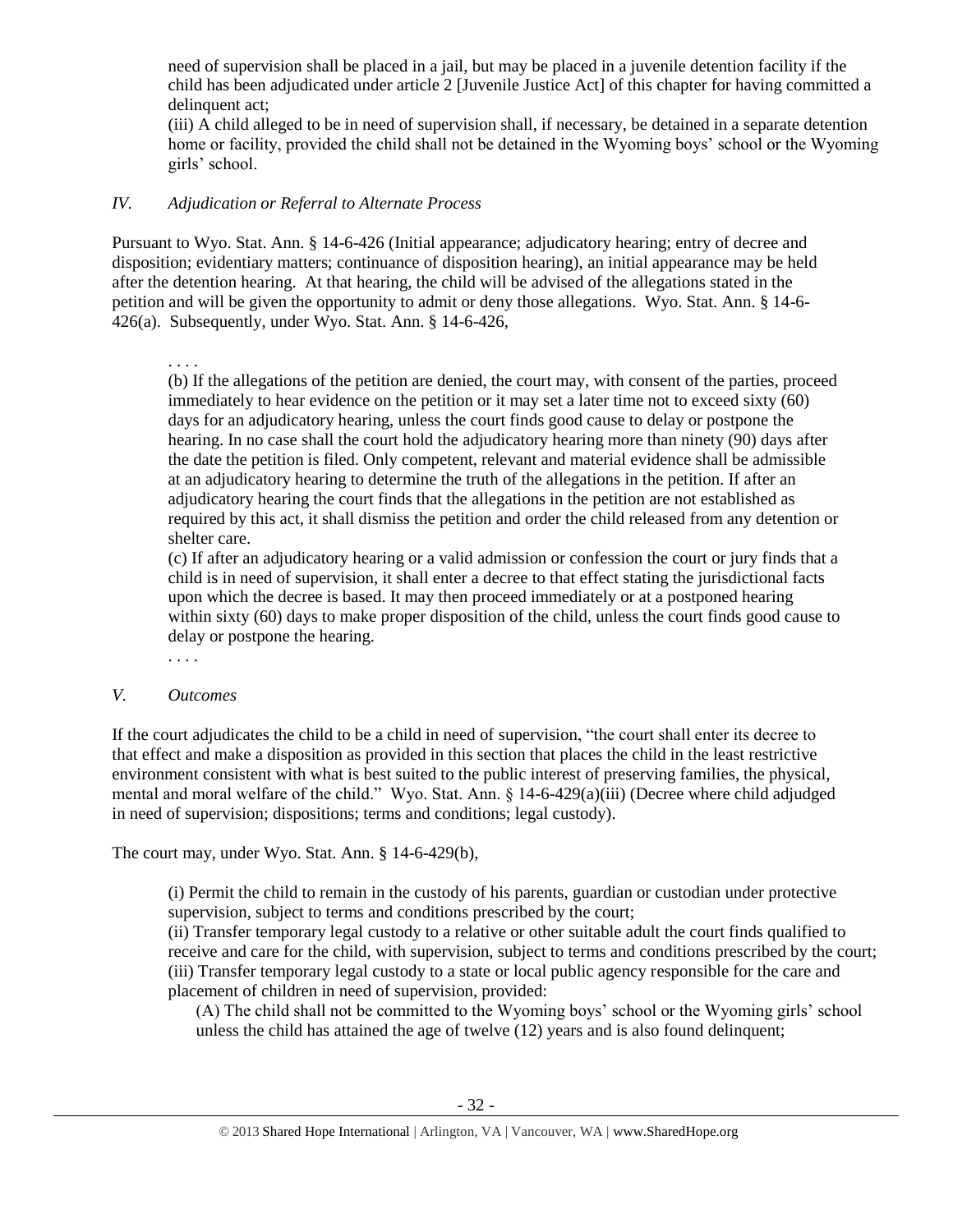need of supervision shall be placed in a jail, but may be placed in a juvenile detention facility if the child has been adjudicated under article 2 [Juvenile Justice Act] of this chapter for having committed a delinquent act;

(iii) A child alleged to be in need of supervision shall, if necessary, be detained in a separate detention home or facility, provided the child shall not be detained in the Wyoming boys' school or the Wyoming girls' school.

### *IV. Adjudication or Referral to Alternate Process*

Pursuant to Wyo. Stat. Ann. § 14-6-426 (Initial appearance; adjudicatory hearing; entry of decree and disposition; evidentiary matters; continuance of disposition hearing), an initial appearance may be held after the detention hearing. At that hearing, the child will be advised of the allegations stated in the petition and will be given the opportunity to admit or deny those allegations. Wyo. Stat. Ann. § 14-6-426(a). Subsequently, under Wyo. Stat. Ann. § 14-6-426,

> . . . .
>
> (b) If the allegations of the petition are denied, the court may, with consent of the parties, proceed immediately to hear evidence on the petition or it may set a later time not to exceed sixty (60) days for an adjudicatory hearing, unless the court finds good cause to delay or postpone the hearing. In no case shall the court hold the adjudicatory hearing more than ninety (90) days after the date the petition is filed. Only competent, relevant and material evidence shall be admissible at an adjudicatory hearing to determine the truth of the allegations in the petition. If after an adjudicatory hearing the court finds that the allegations in the petition are not established as required by this act, it shall dismiss the petition and order the child released from any detention or shelter care.
>
> (c) If after an adjudicatory hearing or a valid admission or confession the court or jury finds that a child is in need of supervision, it shall enter a decree to that effect stating the jurisdictional facts upon which the decree is based. It may then proceed immediately or at a postponed hearing within sixty (60) days to make proper disposition of the child, unless the court finds good cause to delay or postpone the hearing.
>
> . . . .

### *V. Outcomes*

If the court adjudicates the child to be a child in need of supervision, "the court shall enter its decree to that effect and make a disposition as provided in this section that places the child in the least restrictive environment consistent with what is best suited to the public interest of preserving families, the physical, mental and moral welfare of the child." Wyo. Stat. Ann. § 14-6-429(a)(iii) (Decree where child adjudged in need of supervision; dispositions; terms and conditions; legal custody).

The court may, under Wyo. Stat. Ann. § 14-6-429(b),

> (i) Permit the child to remain in the custody of his parents, guardian or custodian under protective supervision, subject to terms and conditions prescribed by the court;
>
> (ii) Transfer temporary legal custody to a relative or other suitable adult the court finds qualified to receive and care for the child, with supervision, subject to terms and conditions prescribed by the court;
>
> (iii) Transfer temporary legal custody to a state or local public agency responsible for the care and placement of children in need of supervision, provided:
>
> > (A) The child shall not be committed to the Wyoming boys' school or the Wyoming girls' school unless the child has attained the age of twelve (12) years and is also found delinquent;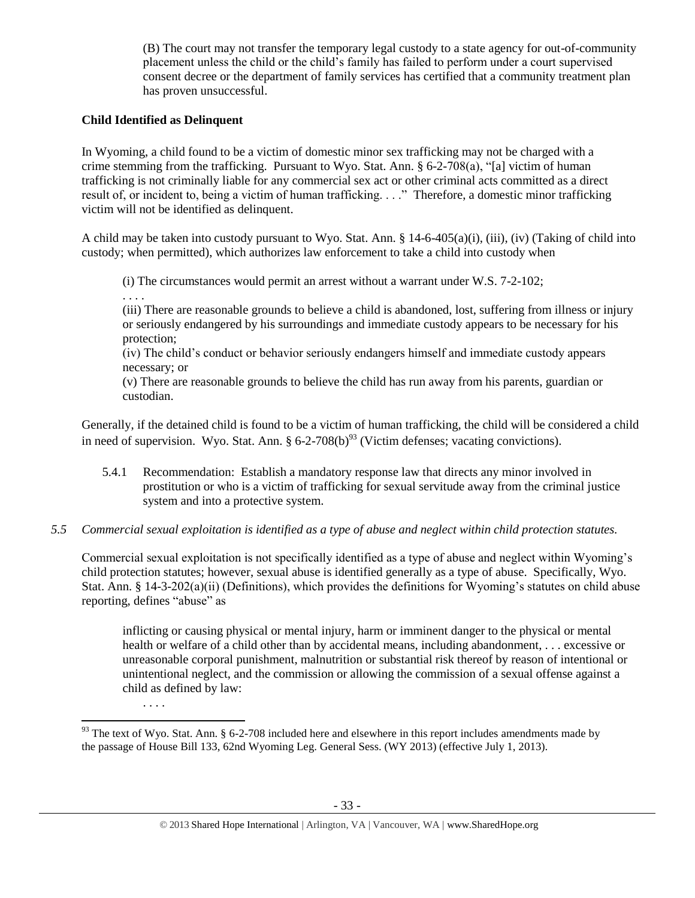(B) The court may not transfer the temporary legal custody to a state agency for out-of-community placement unless the child or the child's family has failed to perform under a court supervised consent decree or the department of family services has certified that a community treatment plan has proven unsuccessful.

**Child Identified as Delinquent**

In Wyoming, a child found to be a victim of domestic minor sex trafficking may not be charged with a crime stemming from the trafficking. Pursuant to Wyo. Stat. Ann. § 6-2-708(a), "[a] victim of human trafficking is not criminally liable for any commercial sex act or other criminal acts committed as a direct result of, or incident to, being a victim of human trafficking. . . ." Therefore, a domestic minor trafficking victim will not be identified as delinquent.

A child may be taken into custody pursuant to Wyo. Stat. Ann. § 14-6-405(a)(i), (iii), (iv) (Taking of child into custody; when permitted), which authorizes law enforcement to take a child into custody when

> (i) The circumstances would permit an arrest without a warrant under W.S. 7-2-102;
>
> . . . .
>
> (iii) There are reasonable grounds to believe a child is abandoned, lost, suffering from illness or injury or seriously endangered by his surroundings and immediate custody appears to be necessary for his protection;
>
> (iv) The child's conduct or behavior seriously endangers himself and immediate custody appears necessary; or
>
> (v) There are reasonable grounds to believe the child has run away from his parents, guardian or custodian.

Generally, if the detained child is found to be a victim of human trafficking, the child will be considered a child in need of supervision. Wyo. Stat. Ann. § 6-2-708(b)[93] (Victim defenses; vacating convictions).

5.4.1 Recommendation: Establish a mandatory response law that directs any minor involved in prostitution or who is a victim of trafficking for sexual servitude away from the criminal justice system and into a protective system.

*5.5 Commercial sexual exploitation is identified as a type of abuse and neglect within child protection statutes.*

Commercial sexual exploitation is not specifically identified as a type of abuse and neglect within Wyoming's child protection statutes; however, sexual abuse is identified generally as a type of abuse. Specifically, Wyo. Stat. Ann. § 14-3-202(a)(ii) (Definitions), which provides the definitions for Wyoming's statutes on child abuse reporting, defines "abuse" as

> inflicting or causing physical or mental injury, harm or imminent danger to the physical or mental health or welfare of a child other than by accidental means, including abandonment, . . . excessive or unreasonable corporal punishment, malnutrition or substantial risk thereof by reason of intentional or unintentional neglect, and the commission or allowing the commission of a sexual offense against a child as defined by law:
>
> . . . .

---

[93] The text of Wyo. Stat. Ann. § 6-2-708 included here and elsewhere in this report includes amendments made by the passage of House Bill 133, 62nd Wyoming Leg. General Sess. (WY 2013) (effective July 1, 2013).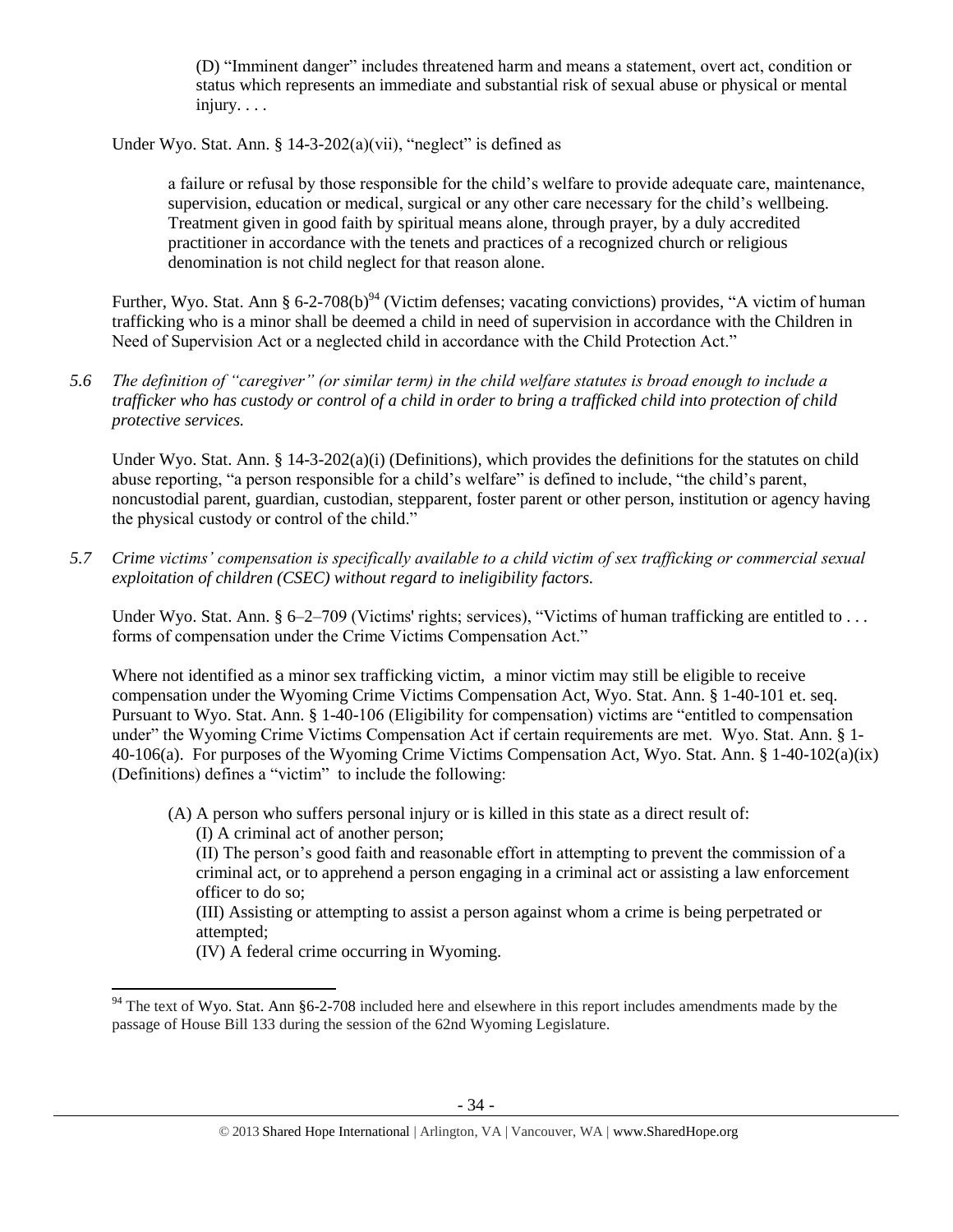(D) "Imminent danger" includes threatened harm and means a statement, overt act, condition or status which represents an immediate and substantial risk of sexual abuse or physical or mental injury. . . .

Under Wyo. Stat. Ann. § 14-3-202(a)(vii), "neglect" is defined as

> a failure or refusal by those responsible for the child's welfare to provide adequate care, maintenance, supervision, education or medical, surgical or any other care necessary for the child's wellbeing. Treatment given in good faith by spiritual means alone, through prayer, by a duly accredited practitioner in accordance with the tenets and practices of a recognized church or religious denomination is not child neglect for that reason alone.

Further, Wyo. Stat. Ann § 6-2-708(b)[94] (Victim defenses; vacating convictions) provides, "A victim of human trafficking who is a minor shall be deemed a child in need of supervision in accordance with the Children in Need of Supervision Act or a neglected child in accordance with the Child Protection Act."

*5.6 The definition of "caregiver" (or similar term) in the child welfare statutes is broad enough to include a trafficker who has custody or control of a child in order to bring a trafficked child into protection of child protective services.*

Under Wyo. Stat. Ann. § 14-3-202(a)(i) (Definitions), which provides the definitions for the statutes on child abuse reporting, "a person responsible for a child's welfare" is defined to include, "the child's parent, noncustodial parent, guardian, custodian, stepparent, foster parent or other person, institution or agency having the physical custody or control of the child."

*5.7 Crime victims' compensation is specifically available to a child victim of sex trafficking or commercial sexual exploitation of children (CSEC) without regard to ineligibility factors.*

Under Wyo. Stat. Ann. § 6–2–709 (Victims' rights; services), "Victims of human trafficking are entitled to . . . forms of compensation under the Crime Victims Compensation Act."

Where not identified as a minor sex trafficking victim, a minor victim may still be eligible to receive compensation under the Wyoming Crime Victims Compensation Act, Wyo. Stat. Ann. § 1-40-101 et. seq. Pursuant to Wyo. Stat. Ann. § 1-40-106 (Eligibility for compensation) victims are "entitled to compensation under" the Wyoming Crime Victims Compensation Act if certain requirements are met. Wyo. Stat. Ann. § 1-40-106(a). For purposes of the Wyoming Crime Victims Compensation Act, Wyo. Stat. Ann. § 1-40-102(a)(ix) (Definitions) defines a "victim" to include the following:

> (A) A person who suffers personal injury or is killed in this state as a direct result of:
>
> (I) A criminal act of another person;
>
> (II) The person's good faith and reasonable effort in attempting to prevent the commission of a criminal act, or to apprehend a person engaging in a criminal act or assisting a law enforcement officer to do so;
>
> (III) Assisting or attempting to assist a person against whom a crime is being perpetrated or attempted;
>
> (IV) A federal crime occurring in Wyoming.

[94] The text of Wyo. Stat. Ann §6-2-708 included here and elsewhere in this report includes amendments made by the passage of House Bill 133 during the session of the 62nd Wyoming Legislature.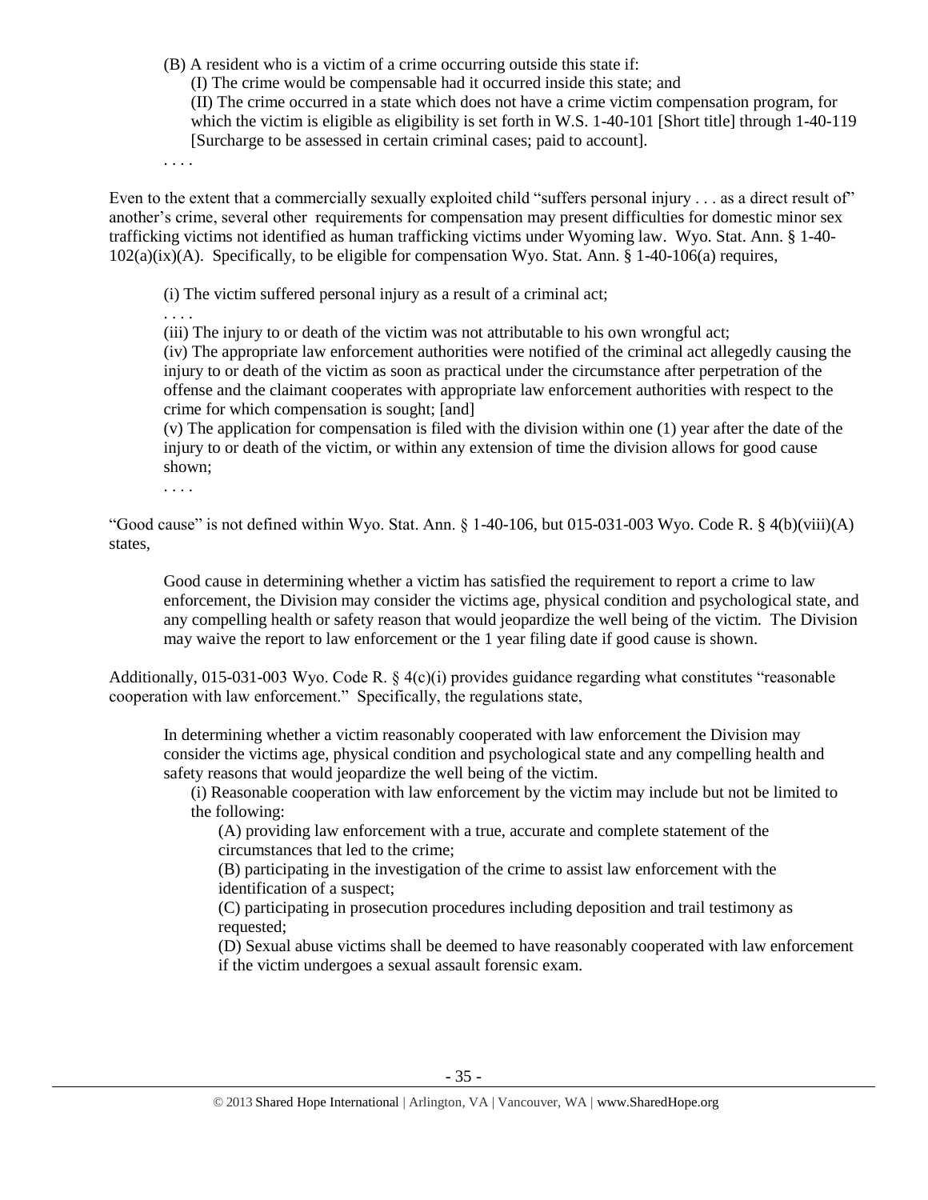(B) A resident who is a victim of a crime occurring outside this state if:

(I) The crime would be compensable had it occurred inside this state; and

(II) The crime occurred in a state which does not have a crime victim compensation program, for which the victim is eligible as eligibility is set forth in W.S. 1-40-101 [Short title] through 1-40-119 [Surcharge to be assessed in certain criminal cases; paid to account].

. . . .

Even to the extent that a commercially sexually exploited child "suffers personal injury . . . as a direct result of" another's crime, several other requirements for compensation may present difficulties for domestic minor sex trafficking victims not identified as human trafficking victims under Wyoming law. Wyo. Stat. Ann. § 1-40-102(a)(ix)(A). Specifically, to be eligible for compensation Wyo. Stat. Ann. § 1-40-106(a) requires,

> (i) The victim suffered personal injury as a result of a criminal act;
>
> . . . .
>
> (iii) The injury to or death of the victim was not attributable to his own wrongful act;
>
> (iv) The appropriate law enforcement authorities were notified of the criminal act allegedly causing the injury to or death of the victim as soon as practical under the circumstance after perpetration of the offense and the claimant cooperates with appropriate law enforcement authorities with respect to the crime for which compensation is sought; [and]
>
> (v) The application for compensation is filed with the division within one (1) year after the date of the injury to or death of the victim, or within any extension of time the division allows for good cause shown;
>
> . . . .

"Good cause" is not defined within Wyo. Stat. Ann. § 1-40-106, but 015-031-003 Wyo. Code R. § 4(b)(viii)(A) states,

> Good cause in determining whether a victim has satisfied the requirement to report a crime to law enforcement, the Division may consider the victims age, physical condition and psychological state, and any compelling health or safety reason that would jeopardize the well being of the victim. The Division may waive the report to law enforcement or the 1 year filing date if good cause is shown.

Additionally, 015-031-003 Wyo. Code R. § 4(c)(i) provides guidance regarding what constitutes "reasonable cooperation with law enforcement." Specifically, the regulations state,

> In determining whether a victim reasonably cooperated with law enforcement the Division may consider the victims age, physical condition and psychological state and any compelling health and safety reasons that would jeopardize the well being of the victim.
>
> (i) Reasonable cooperation with law enforcement by the victim may include but not be limited to the following:
>
> (A) providing law enforcement with a true, accurate and complete statement of the circumstances that led to the crime;
>
> (B) participating in the investigation of the crime to assist law enforcement with the identification of a suspect;
>
> (C) participating in prosecution procedures including deposition and trail testimony as requested;
>
> (D) Sexual abuse victims shall be deemed to have reasonably cooperated with law enforcement if the victim undergoes a sexual assault forensic exam.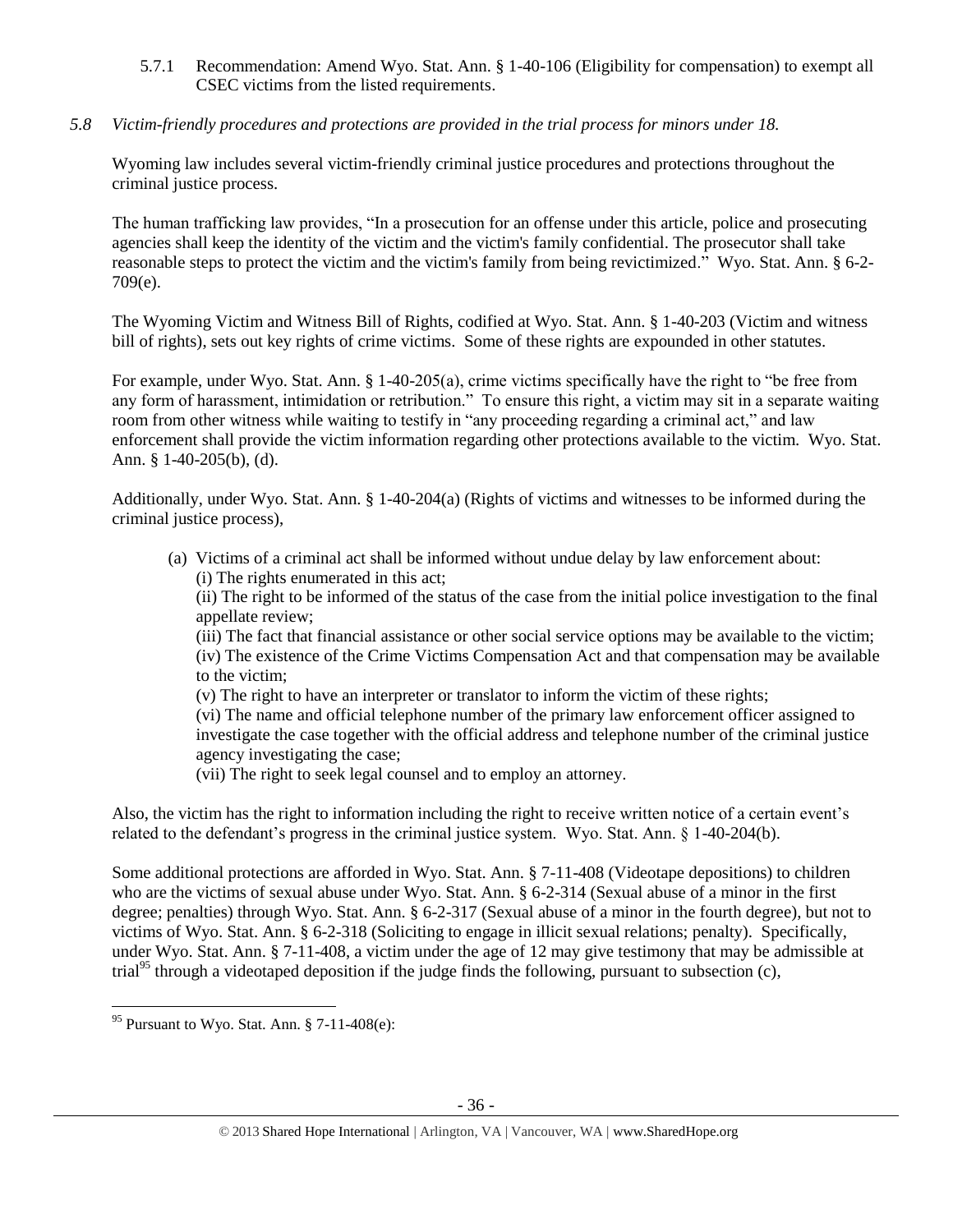5.7.1 Recommendation: Amend Wyo. Stat. Ann. § 1-40-106 (Eligibility for compensation) to exempt all CSEC victims from the listed requirements.

*5.8 Victim-friendly procedures and protections are provided in the trial process for minors under 18.*

Wyoming law includes several victim-friendly criminal justice procedures and protections throughout the criminal justice process.

The human trafficking law provides, "In a prosecution for an offense under this article, police and prosecuting agencies shall keep the identity of the victim and the victim's family confidential. The prosecutor shall take reasonable steps to protect the victim and the victim's family from being revictimized." Wyo. Stat. Ann. § 6-2-709(e).

The Wyoming Victim and Witness Bill of Rights, codified at Wyo. Stat. Ann. § 1-40-203 (Victim and witness bill of rights), sets out key rights of crime victims. Some of these rights are expounded in other statutes.

For example, under Wyo. Stat. Ann. § 1-40-205(a), crime victims specifically have the right to "be free from any form of harassment, intimidation or retribution." To ensure this right, a victim may sit in a separate waiting room from other witness while waiting to testify in "any proceeding regarding a criminal act," and law enforcement shall provide the victim information regarding other protections available to the victim. Wyo. Stat. Ann. § 1-40-205(b), (d).

Additionally, under Wyo. Stat. Ann. § 1-40-204(a) (Rights of victims and witnesses to be informed during the criminal justice process),

> (a) Victims of a criminal act shall be informed without undue delay by law enforcement about:
> (i) The rights enumerated in this act;
> (ii) The right to be informed of the status of the case from the initial police investigation to the final appellate review;
> (iii) The fact that financial assistance or other social service options may be available to the victim;
> (iv) The existence of the Crime Victims Compensation Act and that compensation may be available to the victim;
> (v) The right to have an interpreter or translator to inform the victim of these rights;
> (vi) The name and official telephone number of the primary law enforcement officer assigned to investigate the case together with the official address and telephone number of the criminal justice agency investigating the case;
> (vii) The right to seek legal counsel and to employ an attorney.

Also, the victim has the right to information including the right to receive written notice of a certain event's related to the defendant's progress in the criminal justice system. Wyo. Stat. Ann. § 1-40-204(b).

Some additional protections are afforded in Wyo. Stat. Ann. § 7-11-408 (Videotape depositions) to children who are the victims of sexual abuse under Wyo. Stat. Ann. § 6-2-314 (Sexual abuse of a minor in the first degree; penalties) through Wyo. Stat. Ann. § 6-2-317 (Sexual abuse of a minor in the fourth degree), but not to victims of Wyo. Stat. Ann. § 6-2-318 (Soliciting to engage in illicit sexual relations; penalty). Specifically, under Wyo. Stat. Ann. § 7-11-408, a victim under the age of 12 may give testimony that may be admissible at trial[95] through a videotaped deposition if the judge finds the following, pursuant to subsection (c),

[95] Pursuant to Wyo. Stat. Ann. § 7-11-408(e):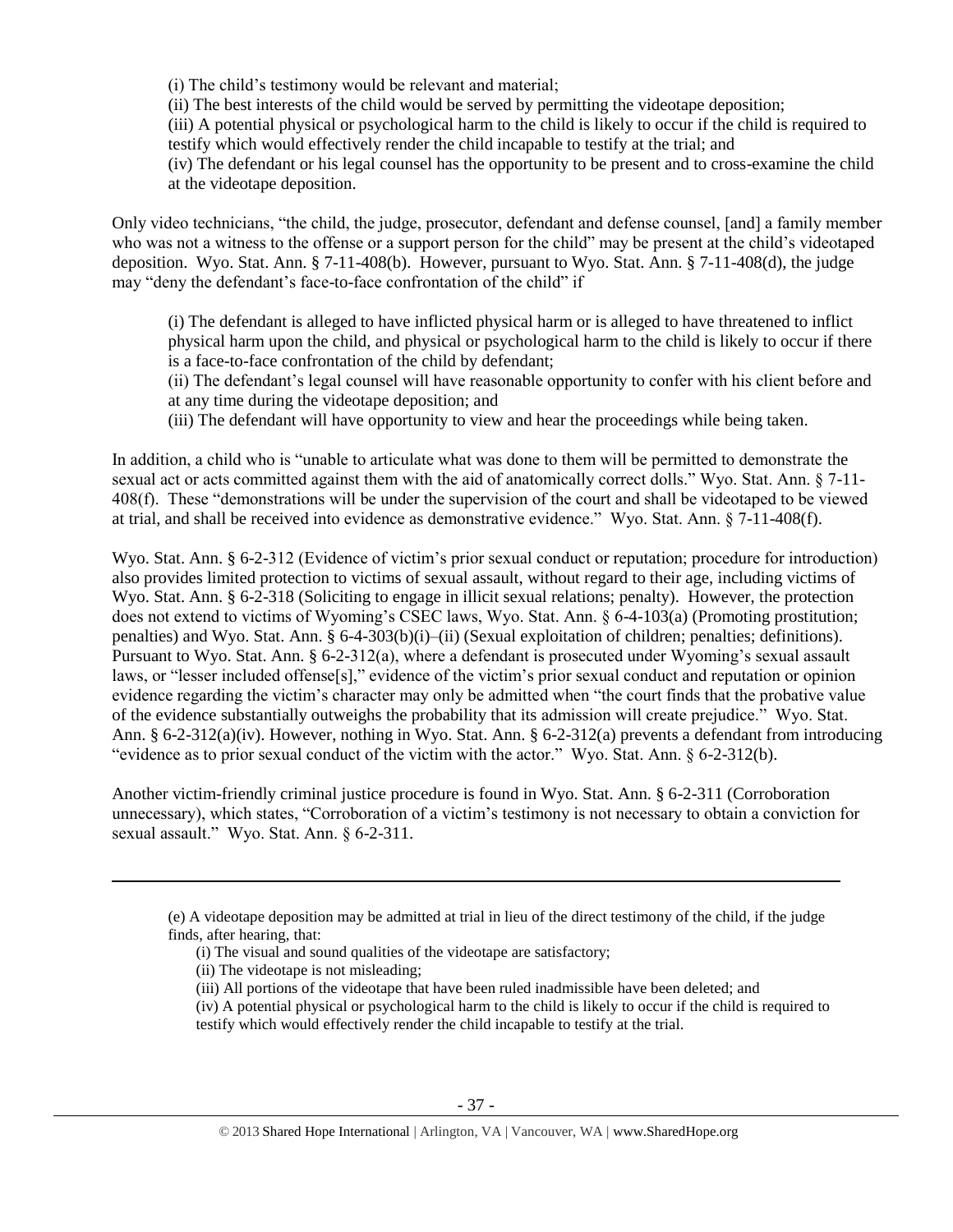(i) The child's testimony would be relevant and material;

(ii) The best interests of the child would be served by permitting the videotape deposition;

(iii) A potential physical or psychological harm to the child is likely to occur if the child is required to testify which would effectively render the child incapable to testify at the trial; and

(iv) The defendant or his legal counsel has the opportunity to be present and to cross-examine the child at the videotape deposition.

Only video technicians, "the child, the judge, prosecutor, defendant and defense counsel, [and] a family member who was not a witness to the offense or a support person for the child" may be present at the child's videotaped deposition. Wyo. Stat. Ann. § 7-11-408(b). However, pursuant to Wyo. Stat. Ann. § 7-11-408(d), the judge may "deny the defendant's face-to-face confrontation of the child" if

> (i) The defendant is alleged to have inflicted physical harm or is alleged to have threatened to inflict physical harm upon the child, and physical or psychological harm to the child is likely to occur if there is a face-to-face confrontation of the child by defendant;
>
> (ii) The defendant's legal counsel will have reasonable opportunity to confer with his client before and at any time during the videotape deposition; and
>
> (iii) The defendant will have opportunity to view and hear the proceedings while being taken.

In addition, a child who is "unable to articulate what was done to them will be permitted to demonstrate the sexual act or acts committed against them with the aid of anatomically correct dolls." Wyo. Stat. Ann. § 7-11-408(f). These "demonstrations will be under the supervision of the court and shall be videotaped to be viewed at trial, and shall be received into evidence as demonstrative evidence." Wyo. Stat. Ann. § 7-11-408(f).

Wyo. Stat. Ann. § 6-2-312 (Evidence of victim's prior sexual conduct or reputation; procedure for introduction) also provides limited protection to victims of sexual assault, without regard to their age, including victims of Wyo. Stat. Ann. § 6-2-318 (Soliciting to engage in illicit sexual relations; penalty). However, the protection does not extend to victims of Wyoming's CSEC laws, Wyo. Stat. Ann. § 6-4-103(a) (Promoting prostitution; penalties) and Wyo. Stat. Ann. § 6-4-303(b)(i)–(ii) (Sexual exploitation of children; penalties; definitions). Pursuant to Wyo. Stat. Ann. § 6-2-312(a), where a defendant is prosecuted under Wyoming's sexual assault laws, or "lesser included offense[s]," evidence of the victim's prior sexual conduct and reputation or opinion evidence regarding the victim's character may only be admitted when "the court finds that the probative value of the evidence substantially outweighs the probability that its admission will create prejudice." Wyo. Stat. Ann. § 6-2-312(a)(iv). However, nothing in Wyo. Stat. Ann. § 6-2-312(a) prevents a defendant from introducing "evidence as to prior sexual conduct of the victim with the actor." Wyo. Stat. Ann. § 6-2-312(b).

Another victim-friendly criminal justice procedure is found in Wyo. Stat. Ann. § 6-2-311 (Corroboration unnecessary), which states, "Corroboration of a victim's testimony is not necessary to obtain a conviction for sexual assault." Wyo. Stat. Ann. § 6-2-311.

---

> (e) A videotape deposition may be admitted at trial in lieu of the direct testimony of the child, if the judge finds, after hearing, that:
>
> (i) The visual and sound qualities of the videotape are satisfactory;
>
> (ii) The videotape is not misleading;
>
> (iii) All portions of the videotape that have been ruled inadmissible have been deleted; and
>
> (iv) A potential physical or psychological harm to the child is likely to occur if the child is required to testify which would effectively render the child incapable to testify at the trial.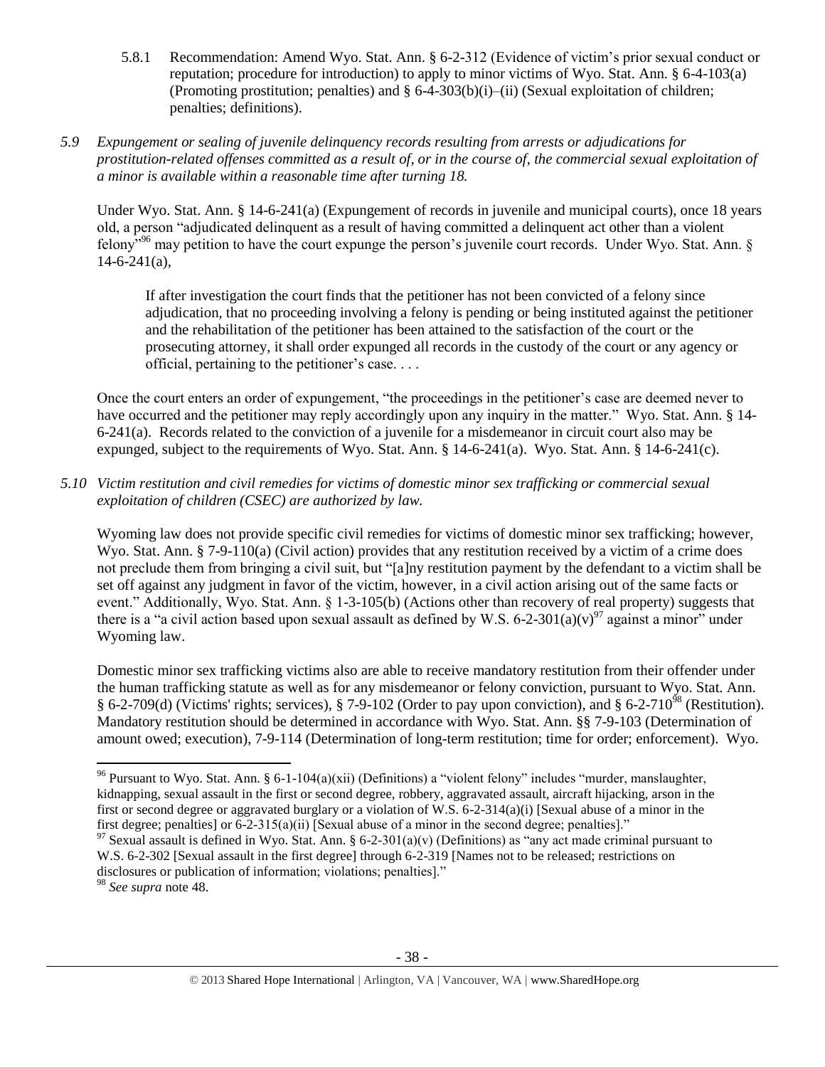5.8.1 Recommendation: Amend Wyo. Stat. Ann. § 6-2-312 (Evidence of victim's prior sexual conduct or reputation; procedure for introduction) to apply to minor victims of Wyo. Stat. Ann. § 6-4-103(a) (Promoting prostitution; penalties) and § 6-4-303(b)(i)–(ii) (Sexual exploitation of children; penalties; definitions).

*5.9 Expungement or sealing of juvenile delinquency records resulting from arrests or adjudications for prostitution-related offenses committed as a result of, or in the course of, the commercial sexual exploitation of a minor is available within a reasonable time after turning 18.*

Under Wyo. Stat. Ann. § 14-6-241(a) (Expungement of records in juvenile and municipal courts), once 18 years old, a person "adjudicated delinquent as a result of having committed a delinquent act other than a violent felony"[96] may petition to have the court expunge the person's juvenile court records. Under Wyo. Stat. Ann. § 14-6-241(a),

> If after investigation the court finds that the petitioner has not been convicted of a felony since adjudication, that no proceeding involving a felony is pending or being instituted against the petitioner and the rehabilitation of the petitioner has been attained to the satisfaction of the court or the prosecuting attorney, it shall order expunged all records in the custody of the court or any agency or official, pertaining to the petitioner's case. . . .

Once the court enters an order of expungement, "the proceedings in the petitioner's case are deemed never to have occurred and the petitioner may reply accordingly upon any inquiry in the matter." Wyo. Stat. Ann. § 14-6-241(a). Records related to the conviction of a juvenile for a misdemeanor in circuit court also may be expunged, subject to the requirements of Wyo. Stat. Ann. § 14-6-241(a). Wyo. Stat. Ann. § 14-6-241(c).

*5.10 Victim restitution and civil remedies for victims of domestic minor sex trafficking or commercial sexual exploitation of children (CSEC) are authorized by law.*

Wyoming law does not provide specific civil remedies for victims of domestic minor sex trafficking; however, Wyo. Stat. Ann. § 7-9-110(a) (Civil action) provides that any restitution received by a victim of a crime does not preclude them from bringing a civil suit, but "[a]ny restitution payment by the defendant to a victim shall be set off against any judgment in favor of the victim, however, in a civil action arising out of the same facts or event." Additionally, Wyo. Stat. Ann. § 1-3-105(b) (Actions other than recovery of real property) suggests that there is a "a civil action based upon sexual assault as defined by W.S. 6-2-301(a)(v)[97] against a minor" under Wyoming law.

Domestic minor sex trafficking victims also are able to receive mandatory restitution from their offender under the human trafficking statute as well as for any misdemeanor or felony conviction, pursuant to Wyo. Stat. Ann. § 6-2-709(d) (Victims' rights; services), § 7-9-102 (Order to pay upon conviction), and § 6-2-710[98] (Restitution). Mandatory restitution should be determined in accordance with Wyo. Stat. Ann. §§ 7-9-103 (Determination of amount owed; execution), 7-9-114 (Determination of long-term restitution; time for order; enforcement). Wyo.

---

[96] Pursuant to Wyo. Stat. Ann. § 6-1-104(a)(xii) (Definitions) a "violent felony" includes "murder, manslaughter, kidnapping, sexual assault in the first or second degree, robbery, aggravated assault, aircraft hijacking, arson in the first or second degree or aggravated burglary or a violation of W.S. 6-2-314(a)(i) [Sexual abuse of a minor in the first degree; penalties] or 6-2-315(a)(ii) [Sexual abuse of a minor in the second degree; penalties]."

[97] Sexual assault is defined in Wyo. Stat. Ann. § 6-2-301(a)(v) (Definitions) as "any act made criminal pursuant to W.S. 6-2-302 [Sexual assault in the first degree] through 6-2-319 [Names not to be released; restrictions on disclosures or publication of information; violations; penalties]."

[98] *See supra* note 48.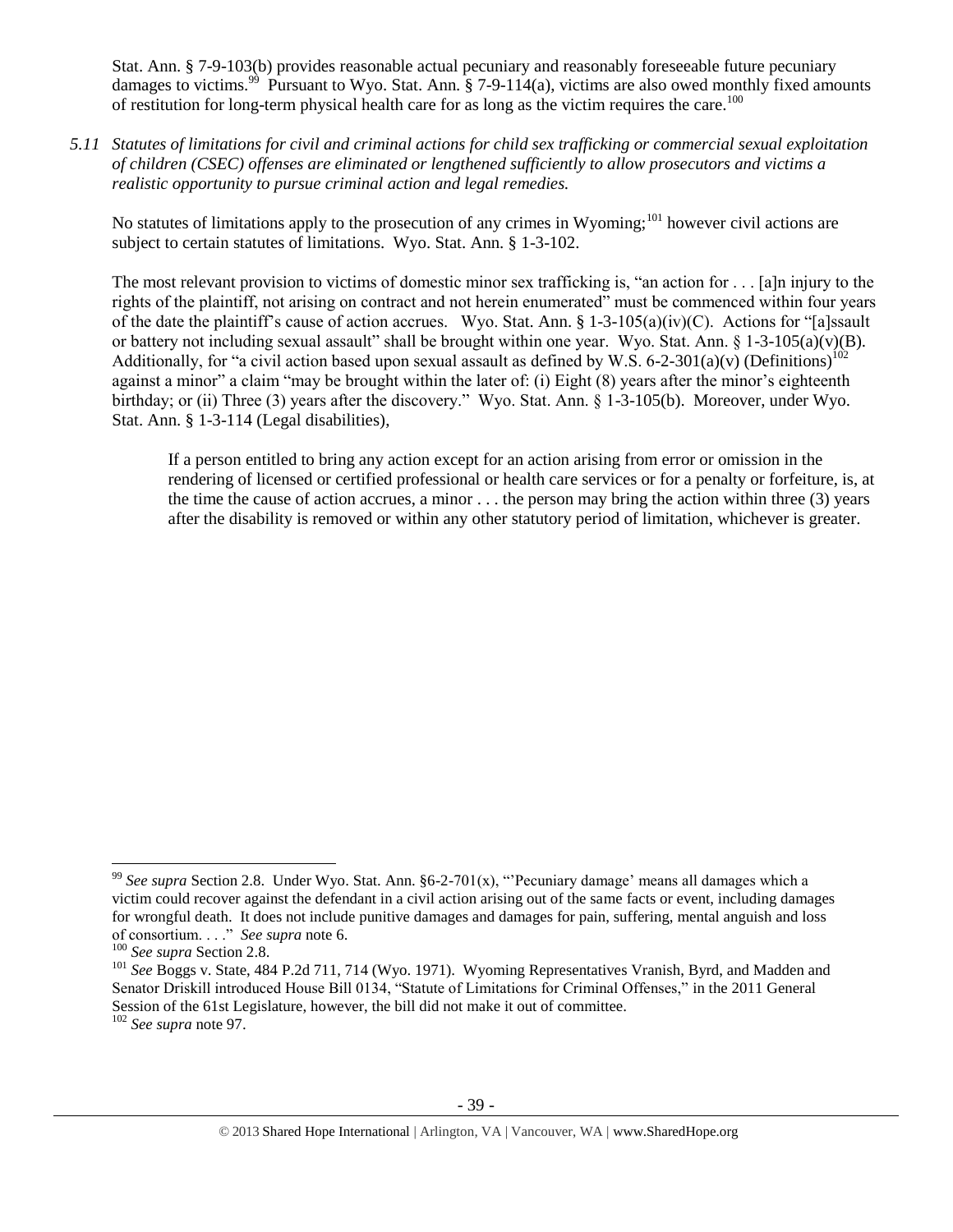Stat. Ann. § 7-9-103(b) provides reasonable actual pecuniary and reasonably foreseeable future pecuniary damages to victims.[99] Pursuant to Wyo. Stat. Ann. § 7-9-114(a), victims are also owed monthly fixed amounts of restitution for long-term physical health care for as long as the victim requires the care.[100]

*5.11 Statutes of limitations for civil and criminal actions for child sex trafficking or commercial sexual exploitation of children (CSEC) offenses are eliminated or lengthened sufficiently to allow prosecutors and victims a realistic opportunity to pursue criminal action and legal remedies.*

No statutes of limitations apply to the prosecution of any crimes in Wyoming;[101] however civil actions are subject to certain statutes of limitations. Wyo. Stat. Ann. § 1-3-102.

The most relevant provision to victims of domestic minor sex trafficking is, "an action for . . . [a]n injury to the rights of the plaintiff, not arising on contract and not herein enumerated" must be commenced within four years of the date the plaintiff's cause of action accrues. Wyo. Stat. Ann. § 1-3-105(a)(iv)(C). Actions for "[a]ssault or battery not including sexual assault" shall be brought within one year. Wyo. Stat. Ann. § 1-3-105(a)(v)(B). Additionally, for "a civil action based upon sexual assault as defined by W.S. 6-2-301(a)(v) (Definitions)[102] against a minor" a claim "may be brought within the later of: (i) Eight (8) years after the minor's eighteenth birthday; or (ii) Three (3) years after the discovery." Wyo. Stat. Ann. § 1-3-105(b). Moreover, under Wyo. Stat. Ann. § 1-3-114 (Legal disabilities),

> If a person entitled to bring any action except for an action arising from error or omission in the rendering of licensed or certified professional or health care services or for a penalty or forfeiture, is, at the time the cause of action accrues, a minor . . . the person may bring the action within three (3) years after the disability is removed or within any other statutory period of limitation, whichever is greater.

---

[99] *See supra* Section 2.8. Under Wyo. Stat. Ann. §6-2-701(x), "'Pecuniary damage' means all damages which a victim could recover against the defendant in a civil action arising out of the same facts or event, including damages for wrongful death. It does not include punitive damages and damages for pain, suffering, mental anguish and loss of consortium. . . ." *See supra* note 6.

[100] *See supra* Section 2.8.

[101] *See* Boggs v. State, 484 P.2d 711, 714 (Wyo. 1971). Wyoming Representatives Vranish, Byrd, and Madden and Senator Driskill introduced House Bill 0134, "Statute of Limitations for Criminal Offenses," in the 2011 General Session of the 61st Legislature, however, the bill did not make it out of committee.

[102] *See supra* note 97.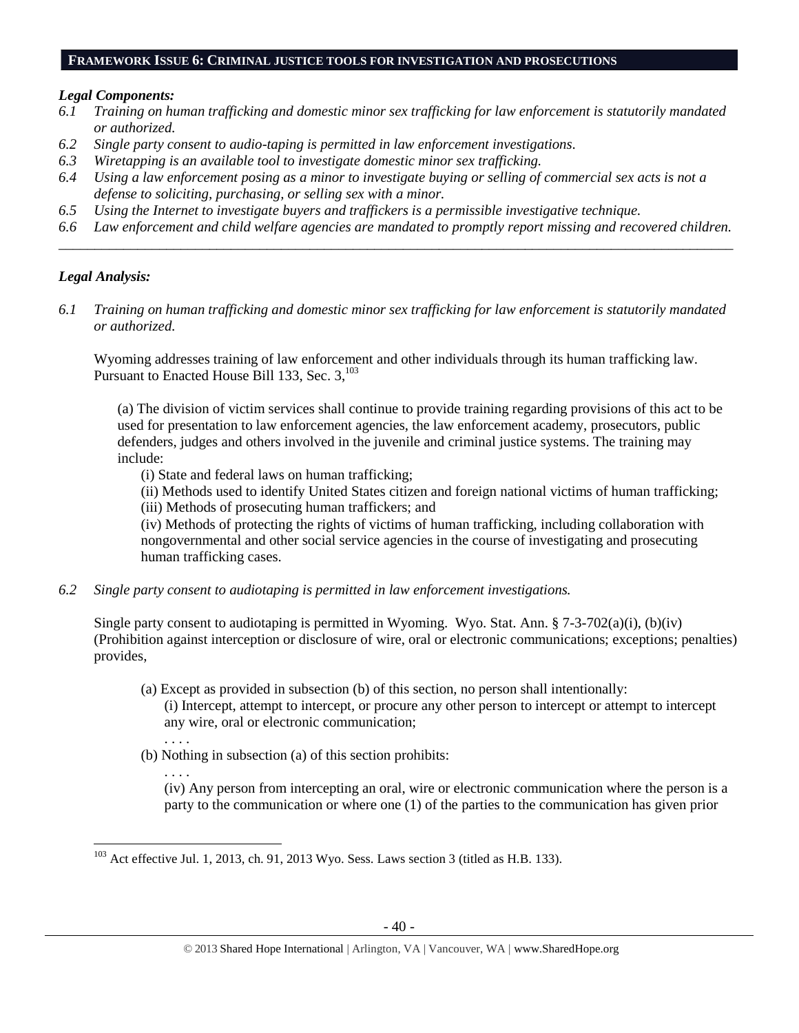## FRAMEWORK ISSUE 6: CRIMINAL JUSTICE TOOLS FOR INVESTIGATION AND PROSECUTIONS

***Legal Components:***

*6.1 Training on human trafficking and domestic minor sex trafficking for law enforcement is statutorily mandated or authorized.*

*6.2 Single party consent to audio-taping is permitted in law enforcement investigations.*

*6.3 Wiretapping is an available tool to investigate domestic minor sex trafficking.*

*6.4 Using a law enforcement posing as a minor to investigate buying or selling of commercial sex acts is not a defense to soliciting, purchasing, or selling sex with a minor.*

*6.5 Using the Internet to investigate buyers and traffickers is a permissible investigative technique.*

*6.6 Law enforcement and child welfare agencies are mandated to promptly report missing and recovered children.*

---

***Legal Analysis:***

*6.1 Training on human trafficking and domestic minor sex trafficking for law enforcement is statutorily mandated or authorized.*

Wyoming addresses training of law enforcement and other individuals through its human trafficking law. Pursuant to Enacted House Bill 133, Sec. 3,[103]

> (a) The division of victim services shall continue to provide training regarding provisions of this act to be used for presentation to law enforcement agencies, the law enforcement academy, prosecutors, public defenders, judges and others involved in the juvenile and criminal justice systems. The training may include:
>
> (i) State and federal laws on human trafficking;
>
> (ii) Methods used to identify United States citizen and foreign national victims of human trafficking;
>
> (iii) Methods of prosecuting human traffickers; and
>
> (iv) Methods of protecting the rights of victims of human trafficking, including collaboration with nongovernmental and other social service agencies in the course of investigating and prosecuting human trafficking cases.

*6.2 Single party consent to audiotaping is permitted in law enforcement investigations.*

Single party consent to audiotaping is permitted in Wyoming. Wyo. Stat. Ann. § 7-3-702(a)(i), (b)(iv) (Prohibition against interception or disclosure of wire, oral or electronic communications; exceptions; penalties) provides,

> (a) Except as provided in subsection (b) of this section, no person shall intentionally:
>
> (i) Intercept, attempt to intercept, or procure any other person to intercept or attempt to intercept any wire, oral or electronic communication;
>
> . . . .
>
> (b) Nothing in subsection (a) of this section prohibits:
>
> . . . .
>
> (iv) Any person from intercepting an oral, wire or electronic communication where the person is a party to the communication or where one (1) of the parties to the communication has given prior

---

[103] Act effective Jul. 1, 2013, ch. 91, 2013 Wyo. Sess. Laws section 3 (titled as H.B. 133).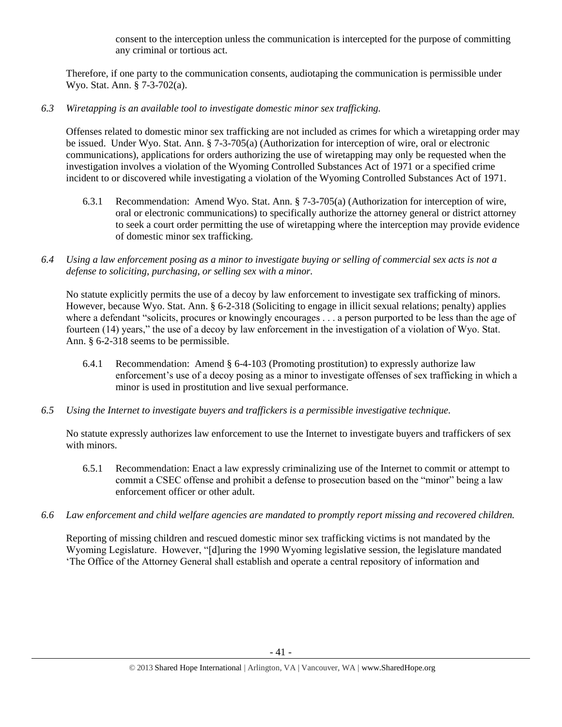consent to the interception unless the communication is intercepted for the purpose of committing any criminal or tortious act.

Therefore, if one party to the communication consents, audiotaping the communication is permissible under Wyo. Stat. Ann. § 7-3-702(a).

*6.3 Wiretapping is an available tool to investigate domestic minor sex trafficking.*

Offenses related to domestic minor sex trafficking are not included as crimes for which a wiretapping order may be issued. Under Wyo. Stat. Ann. § 7-3-705(a) (Authorization for interception of wire, oral or electronic communications), applications for orders authorizing the use of wiretapping may only be requested when the investigation involves a violation of the Wyoming Controlled Substances Act of 1971 or a specified crime incident to or discovered while investigating a violation of the Wyoming Controlled Substances Act of 1971.

6.3.1 Recommendation: Amend Wyo. Stat. Ann. § 7-3-705(a) (Authorization for interception of wire, oral or electronic communications) to specifically authorize the attorney general or district attorney to seek a court order permitting the use of wiretapping where the interception may provide evidence of domestic minor sex trafficking.

*6.4 Using a law enforcement posing as a minor to investigate buying or selling of commercial sex acts is not a defense to soliciting, purchasing, or selling sex with a minor.*

No statute explicitly permits the use of a decoy by law enforcement to investigate sex trafficking of minors. However, because Wyo. Stat. Ann. § 6-2-318 (Soliciting to engage in illicit sexual relations; penalty) applies where a defendant "solicits, procures or knowingly encourages . . . a person purported to be less than the age of fourteen (14) years," the use of a decoy by law enforcement in the investigation of a violation of Wyo. Stat. Ann. § 6-2-318 seems to be permissible.

6.4.1 Recommendation: Amend § 6-4-103 (Promoting prostitution) to expressly authorize law enforcement's use of a decoy posing as a minor to investigate offenses of sex trafficking in which a minor is used in prostitution and live sexual performance.

*6.5 Using the Internet to investigate buyers and traffickers is a permissible investigative technique.*

No statute expressly authorizes law enforcement to use the Internet to investigate buyers and traffickers of sex with minors.

6.5.1 Recommendation: Enact a law expressly criminalizing use of the Internet to commit or attempt to commit a CSEC offense and prohibit a defense to prosecution based on the "minor" being a law enforcement officer or other adult.

*6.6 Law enforcement and child welfare agencies are mandated to promptly report missing and recovered children.*

Reporting of missing children and rescued domestic minor sex trafficking victims is not mandated by the Wyoming Legislature. However, "[d]uring the 1990 Wyoming legislative session, the legislature mandated 'The Office of the Attorney General shall establish and operate a central repository of information and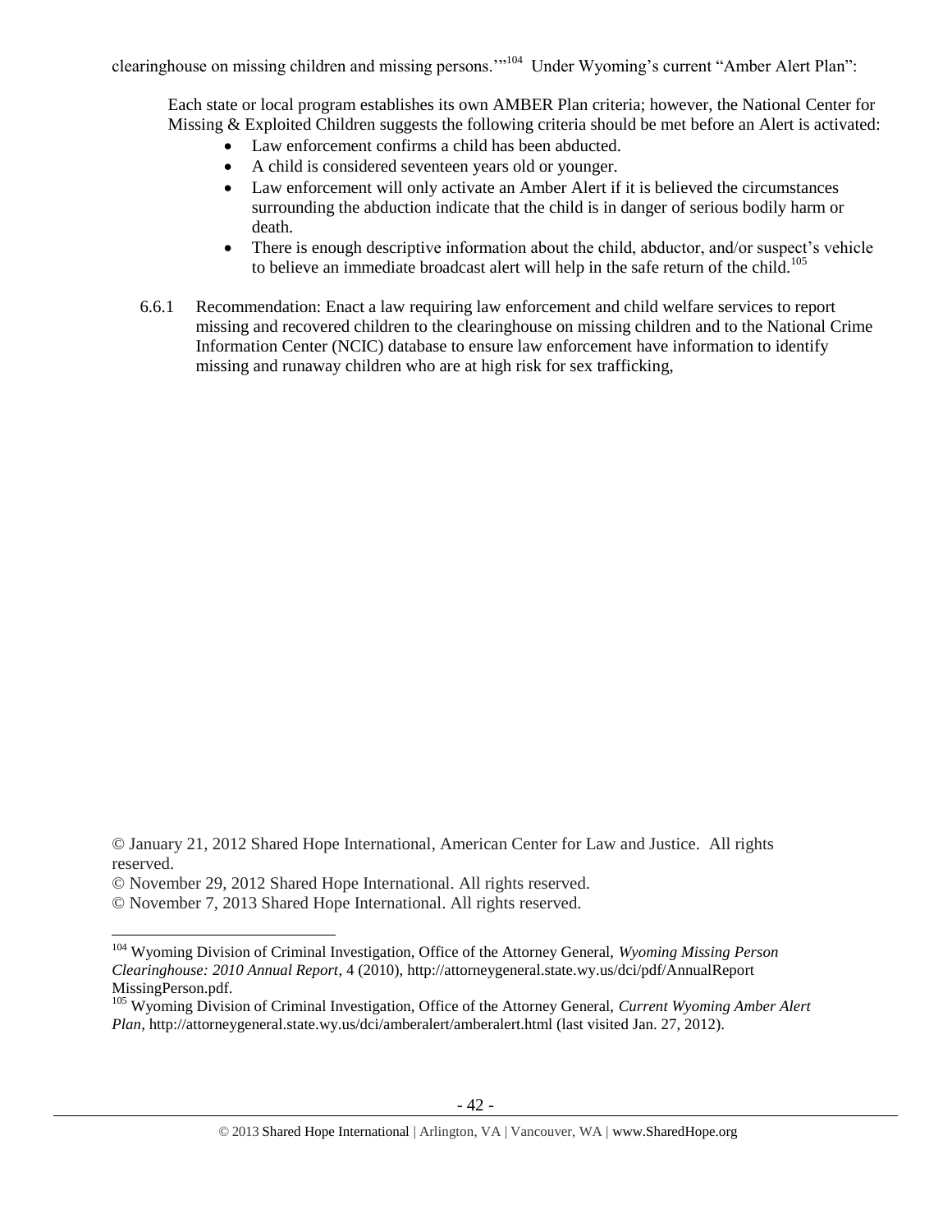clearinghouse on missing children and missing persons.'"[104] Under Wyoming's current "Amber Alert Plan":

> Each state or local program establishes its own AMBER Plan criteria; however, the National Center for Missing & Exploited Children suggests the following criteria should be met before an Alert is activated:
>
> - Law enforcement confirms a child has been abducted.
> - A child is considered seventeen years old or younger.
> - Law enforcement will only activate an Amber Alert if it is believed the circumstances surrounding the abduction indicate that the child is in danger of serious bodily harm or death.
> - There is enough descriptive information about the child, abductor, and/or suspect's vehicle to believe an immediate broadcast alert will help in the safe return of the child.[105]

6.6.1 Recommendation: Enact a law requiring law enforcement and child welfare services to report missing and recovered children to the clearinghouse on missing children and to the National Crime Information Center (NCIC) database to ensure law enforcement have information to identify missing and runaway children who are at high risk for sex trafficking,

© January 21, 2012 Shared Hope International, American Center for Law and Justice. All rights reserved.

© November 29, 2012 Shared Hope International. All rights reserved.

© November 7, 2013 Shared Hope International. All rights reserved.

---

[104] Wyoming Division of Criminal Investigation, Office of the Attorney General, *Wyoming Missing Person Clearinghouse: 2010 Annual Report*, 4 (2010), http://attorneygeneral.state.wy.us/dci/pdf/AnnualReport MissingPerson.pdf.

[105] Wyoming Division of Criminal Investigation, Office of the Attorney General, *Current Wyoming Amber Alert Plan*, http://attorneygeneral.state.wy.us/dci/amberalert/amberalert.html (last visited Jan. 27, 2012).